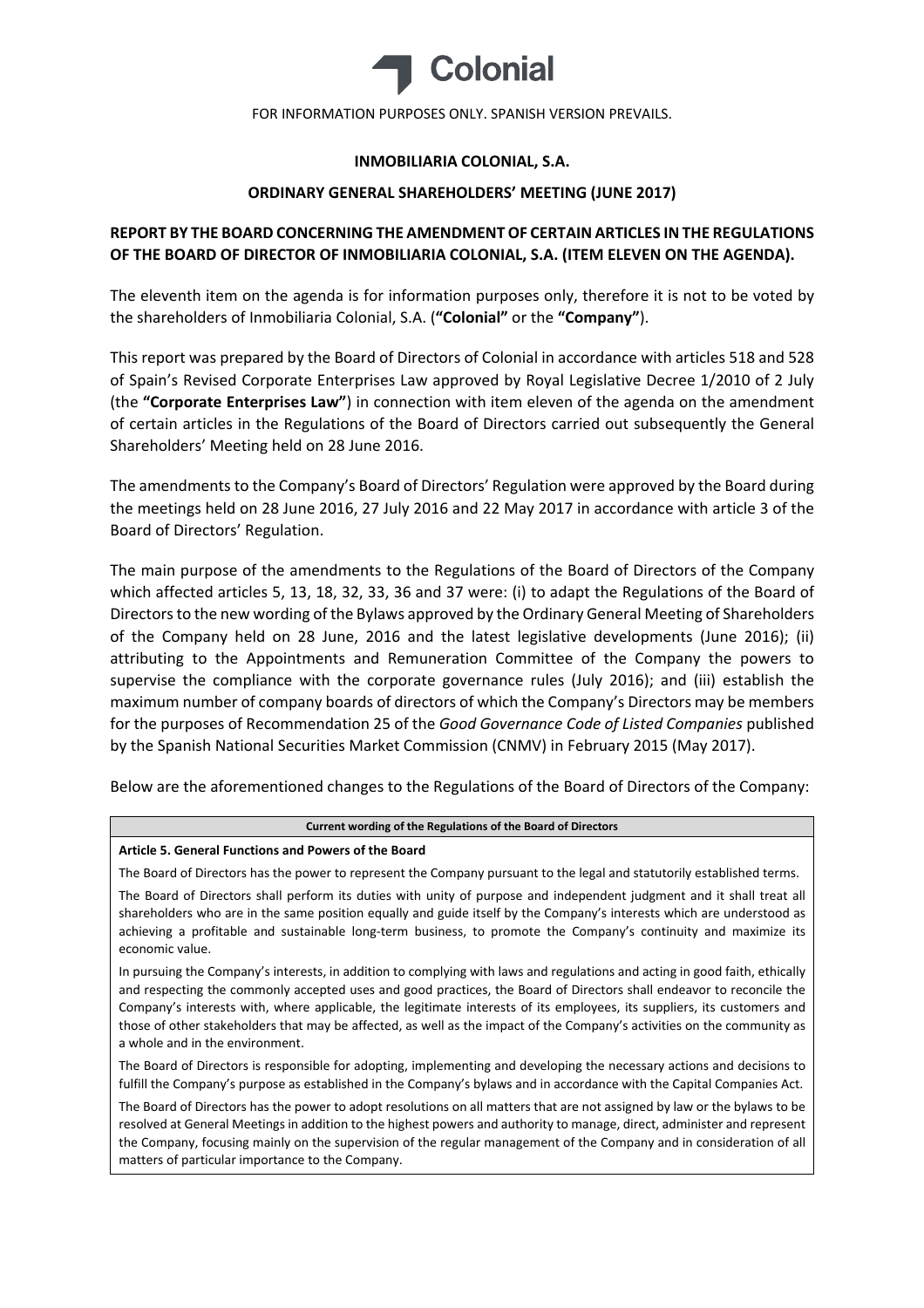Colonial

FOR INFORMATION PURPOSES ONLY. SPANISH VERSION PREVAILS.

**INMOBILIARIA COLONIAL, S.A.**

**ORDINARY GENERAL SHAREHOLDERS' MEETING (JUNE 2017)**

**REPORT BY THE BOARD CONCERNING THE AMENDMENT OF CERTAIN ARTICLES IN THE REGULATIONS OF THE BOARD OF DIRECTOR OF INMOBILIARIA COLONIAL, S.A. (ITEM ELEVEN ON THE AGENDA).**

The eleventh item on the agenda is for information purposes only, therefore it is not to be voted by the shareholders of Inmobiliaria Colonial, S.A. (**"Colonial"** or the **"Company"**).

This report was prepared by the Board of Directors of Colonial in accordance with articles 518 and 528 of Spain's Revised Corporate Enterprises Law approved by Royal Legislative Decree 1/2010 of 2 July (the **"Corporate Enterprises Law"**) in connection with item eleven of the agenda on the amendment of certain articles in the Regulations of the Board of Directors carried out subsequently the General Shareholders' Meeting held on 28 June 2016.

The amendments to the Company's Board of Directors' Regulation were approved by the Board during the meetings held on 28 June 2016, 27 July 2016 and 22 May 2017 in accordance with article 3 of the Board of Directors' Regulation.

The main purpose of the amendments to the Regulations of the Board of Directors of the Company which affected articles 5, 13, 18, 32, 33, 36 and 37 were: (i) to adapt the Regulations of the Board of Directors to the new wording of the Bylaws approved by the Ordinary General Meeting of Shareholders of the Company held on 28 June, 2016 and the latest legislative developments (June 2016); (ii) attributing to the Appointments and Remuneration Committee of the Company the powers to supervise the compliance with the corporate governance rules (July 2016); and (iii) establish the maximum number of company boards of directors of which the Company's Directors may be members for the purposes of Recommendation 25 of the *Good Governance Code of Listed Companies* published by the Spanish National Securities Market Commission (CNMV) in February 2015 (May 2017).

Below are the aforementioned changes to the Regulations of the Board of Directors of the Company:

| **Current wording of the Regulations of the Board of Directors** |
|---|
| **Article 5. General Functions and Powers of the Board**<br><br>The Board of Directors has the power to represent the Company pursuant to the legal and statutorily established terms.<br><br>The Board of Directors shall perform its duties with unity of purpose and independent judgment and it shall treat all shareholders who are in the same position equally and guide itself by the Company's interests which are understood as achieving a profitable and sustainable long-term business, to promote the Company's continuity and maximize its economic value.<br><br>In pursuing the Company's interests, in addition to complying with laws and regulations and acting in good faith, ethically and respecting the commonly accepted uses and good practices, the Board of Directors shall endeavor to reconcile the Company's interests with, where applicable, the legitimate interests of its employees, its suppliers, its customers and those of other stakeholders that may be affected, as well as the impact of the Company's activities on the community as a whole and in the environment.<br><br>The Board of Directors is responsible for adopting, implementing and developing the necessary actions and decisions to fulfill the Company's purpose as established in the Company's bylaws and in accordance with the Capital Companies Act.<br><br>The Board of Directors has the power to adopt resolutions on all matters that are not assigned by law or the bylaws to be resolved at General Meetings in addition to the highest powers and authority to manage, direct, administer and represent the Company, focusing mainly on the supervision of the regular management of the Company and in consideration of all matters of particular importance to the Company. |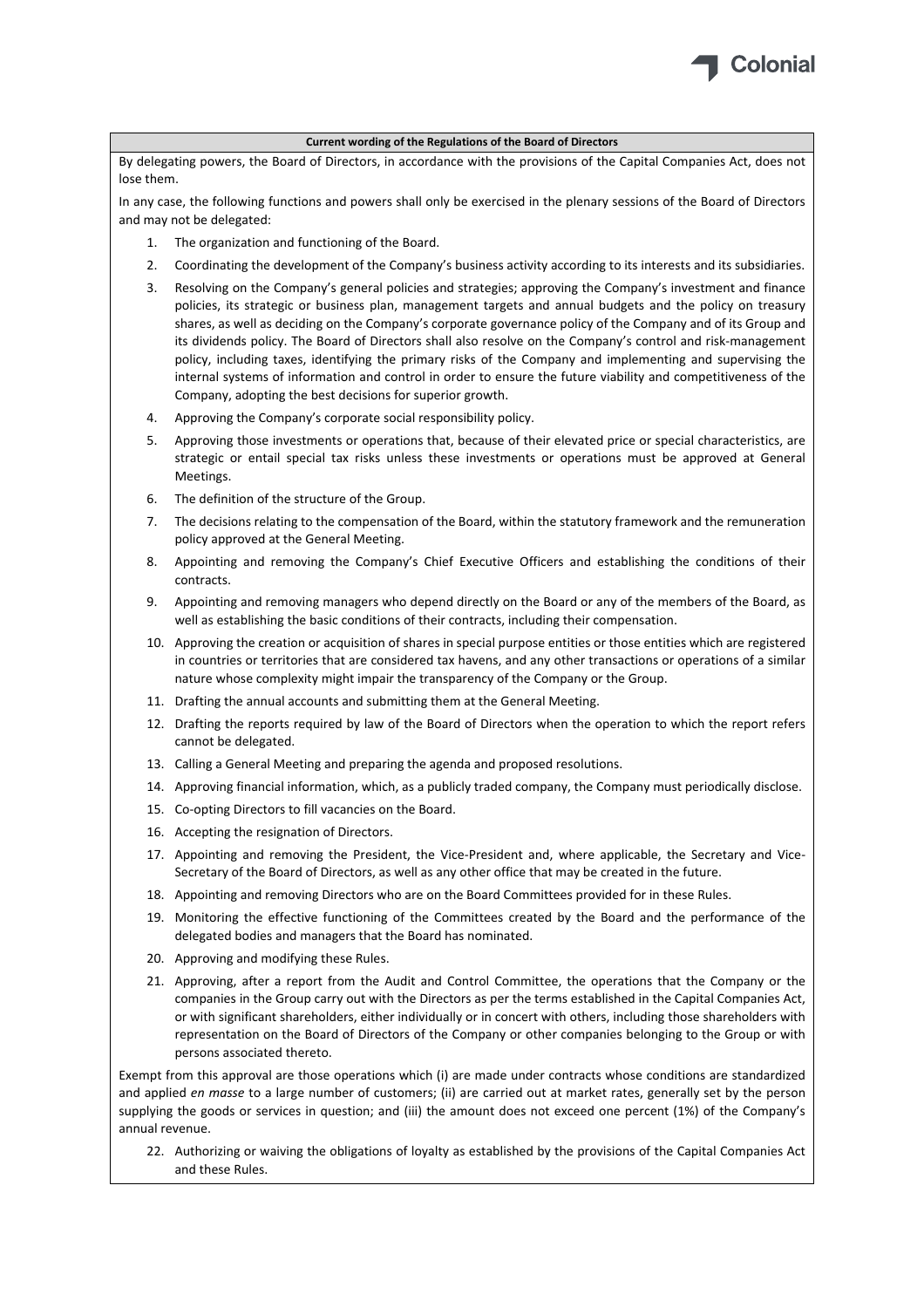**Current wording of the Regulations of the Board of Directors**

By delegating powers, the Board of Directors, in accordance with the provisions of the Capital Companies Act, does not lose them.

In any case, the following functions and powers shall only be exercised in the plenary sessions of the Board of Directors and may not be delegated:

1. The organization and functioning of the Board.
2. Coordinating the development of the Company's business activity according to its interests and its subsidiaries.
3. Resolving on the Company's general policies and strategies; approving the Company's investment and finance policies, its strategic or business plan, management targets and annual budgets and the policy on treasury shares, as well as deciding on the Company's corporate governance policy of the Company and of its Group and its dividends policy. The Board of Directors shall also resolve on the Company's control and risk-management policy, including taxes, identifying the primary risks of the Company and implementing and supervising the internal systems of information and control in order to ensure the future viability and competitiveness of the Company, adopting the best decisions for superior growth.
4. Approving the Company's corporate social responsibility policy.
5. Approving those investments or operations that, because of their elevated price or special characteristics, are strategic or entail special tax risks unless these investments or operations must be approved at General Meetings.
6. The definition of the structure of the Group.
7. The decisions relating to the compensation of the Board, within the statutory framework and the remuneration policy approved at the General Meeting.
8. Appointing and removing the Company's Chief Executive Officers and establishing the conditions of their contracts.
9. Appointing and removing managers who depend directly on the Board or any of the members of the Board, as well as establishing the basic conditions of their contracts, including their compensation.
10. Approving the creation or acquisition of shares in special purpose entities or those entities which are registered in countries or territories that are considered tax havens, and any other transactions or operations of a similar nature whose complexity might impair the transparency of the Company or the Group.
11. Drafting the annual accounts and submitting them at the General Meeting.
12. Drafting the reports required by law of the Board of Directors when the operation to which the report refers cannot be delegated.
13. Calling a General Meeting and preparing the agenda and proposed resolutions.
14. Approving financial information, which, as a publicly traded company, the Company must periodically disclose.
15. Co-opting Directors to fill vacancies on the Board.
16. Accepting the resignation of Directors.
17. Appointing and removing the President, the Vice-President and, where applicable, the Secretary and Vice-Secretary of the Board of Directors, as well as any other office that may be created in the future.
18. Appointing and removing Directors who are on the Board Committees provided for in these Rules.
19. Monitoring the effective functioning of the Committees created by the Board and the performance of the delegated bodies and managers that the Board has nominated.
20. Approving and modifying these Rules.
21. Approving, after a report from the Audit and Control Committee, the operations that the Company or the companies in the Group carry out with the Directors as per the terms established in the Capital Companies Act, or with significant shareholders, either individually or in concert with others, including those shareholders with representation on the Board of Directors of the Company or other companies belonging to the Group or with persons associated thereto.

Exempt from this approval are those operations which (i) are made under contracts whose conditions are standardized and applied *en masse* to a large number of customers; (ii) are carried out at market rates, generally set by the person supplying the goods or services in question; and (iii) the amount does not exceed one percent (1%) of the Company's annual revenue.

22. Authorizing or waiving the obligations of loyalty as established by the provisions of the Capital Companies Act and these Rules.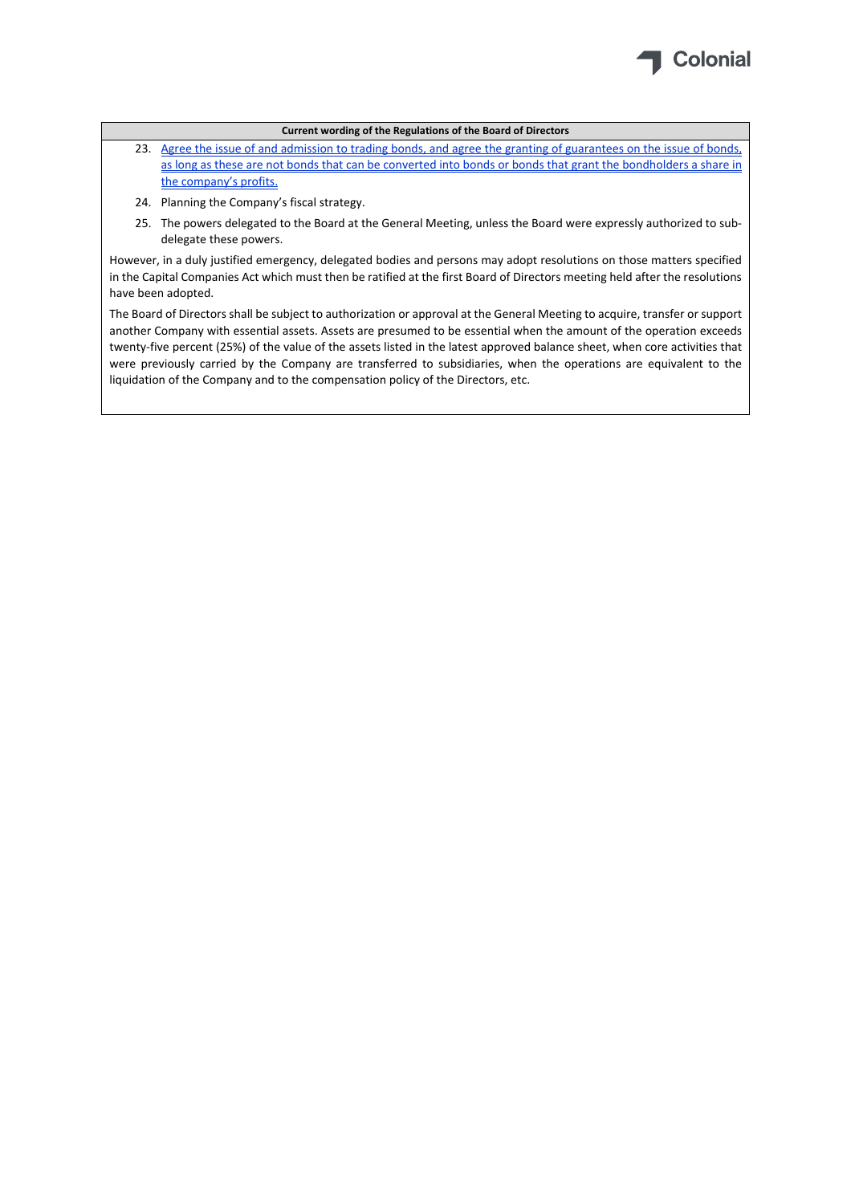**Current wording of the Regulations of the Board of Directors**

23. Agree the issue of and admission to trading bonds, and agree the granting of guarantees on the issue of bonds, as long as these are not bonds that can be converted into bonds or bonds that grant the bondholders a share in the company's profits.
24. Planning the Company's fiscal strategy.
25. The powers delegated to the Board at the General Meeting, unless the Board were expressly authorized to sub-delegate these powers.

However, in a duly justified emergency, delegated bodies and persons may adopt resolutions on those matters specified in the Capital Companies Act which must then be ratified at the first Board of Directors meeting held after the resolutions have been adopted.

The Board of Directors shall be subject to authorization or approval at the General Meeting to acquire, transfer or support another Company with essential assets. Assets are presumed to be essential when the amount of the operation exceeds twenty-five percent (25%) of the value of the assets listed in the latest approved balance sheet, when core activities that were previously carried by the Company are transferred to subsidiaries, when the operations are equivalent to the liquidation of the Company and to the compensation policy of the Directors, etc.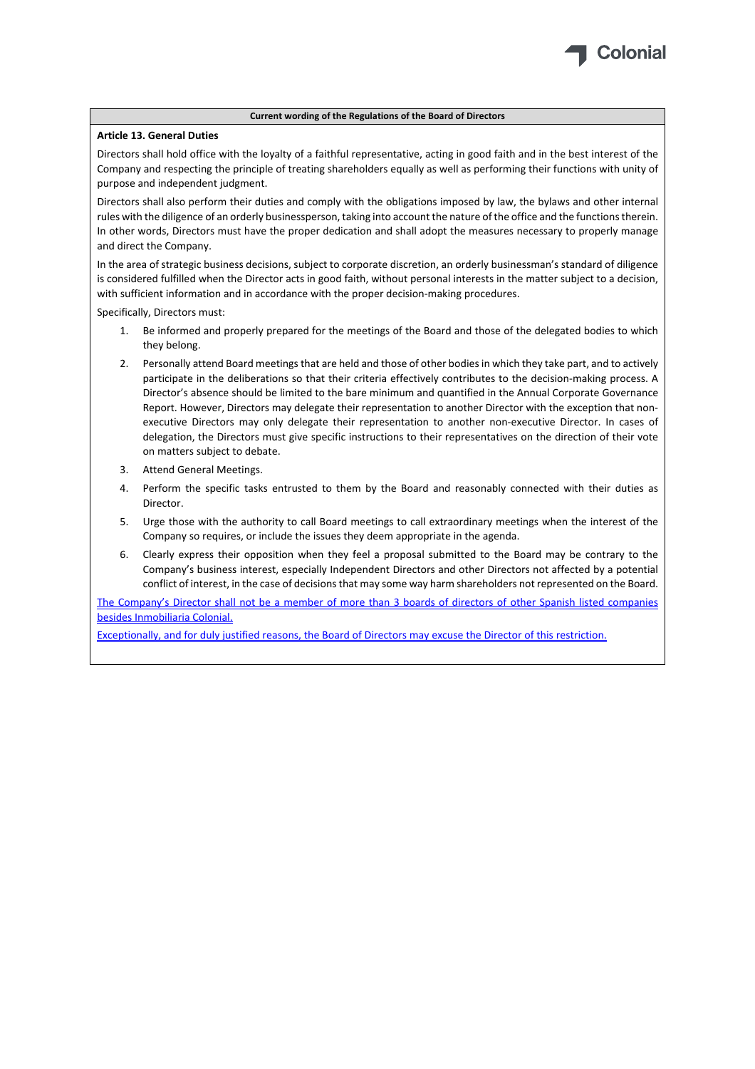**Current wording of the Regulations of the Board of Directors**

**Article 13. General Duties**

Directors shall hold office with the loyalty of a faithful representative, acting in good faith and in the best interest of the Company and respecting the principle of treating shareholders equally as well as performing their functions with unity of purpose and independent judgment.

Directors shall also perform their duties and comply with the obligations imposed by law, the bylaws and other internal rules with the diligence of an orderly businessperson, taking into account the nature of the office and the functions therein. In other words, Directors must have the proper dedication and shall adopt the measures necessary to properly manage and direct the Company.

In the area of strategic business decisions, subject to corporate discretion, an orderly businessman's standard of diligence is considered fulfilled when the Director acts in good faith, without personal interests in the matter subject to a decision, with sufficient information and in accordance with the proper decision-making procedures.

Specifically, Directors must:

1. Be informed and properly prepared for the meetings of the Board and those of the delegated bodies to which they belong.
2. Personally attend Board meetings that are held and those of other bodies in which they take part, and to actively participate in the deliberations so that their criteria effectively contributes to the decision-making process. A Director's absence should be limited to the bare minimum and quantified in the Annual Corporate Governance Report. However, Directors may delegate their representation to another Director with the exception that non-executive Directors may only delegate their representation to another non-executive Director. In cases of delegation, the Directors must give specific instructions to their representatives on the direction of their vote on matters subject to debate.
3. Attend General Meetings.
4. Perform the specific tasks entrusted to them by the Board and reasonably connected with their duties as Director.
5. Urge those with the authority to call Board meetings to call extraordinary meetings when the interest of the Company so requires, or include the issues they deem appropriate in the agenda.
6. Clearly express their opposition when they feel a proposal submitted to the Board may be contrary to the Company's business interest, especially Independent Directors and other Directors not affected by a potential conflict of interest, in the case of decisions that may some way harm shareholders not represented on the Board.

<u>The Company's Director shall not be a member of more than 3 boards of directors of other Spanish listed companies besides Inmobiliaria Colonial.</u>

<u>Exceptionally, and for duly justified reasons, the Board of Directors may excuse the Director of this restriction.</u>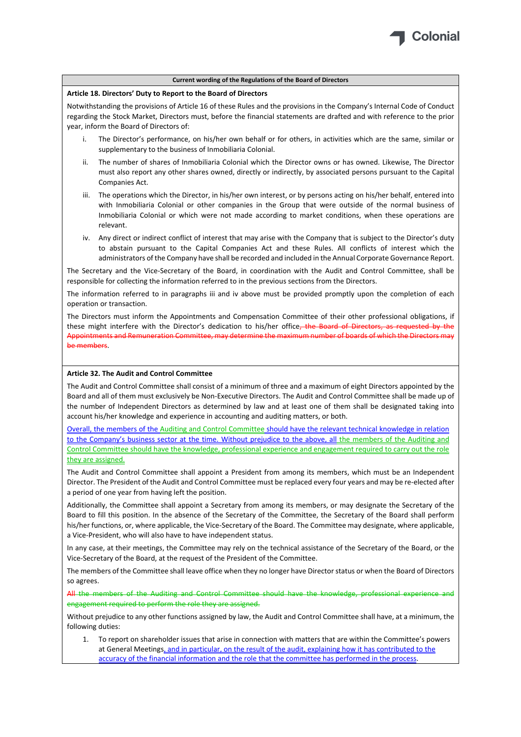**Current wording of the Regulations of the Board of Directors**

### Article 18. Directors' Duty to Report to the Board of Directors

Notwithstanding the provisions of Article 16 of these Rules and the provisions in the Company's Internal Code of Conduct regarding the Stock Market, Directors must, before the financial statements are drafted and with reference to the prior year, inform the Board of Directors of:

i. The Director's performance, on his/her own behalf or for others, in activities which are the same, similar or supplementary to the business of Inmobiliaria Colonial.

ii. The number of shares of Inmobiliaria Colonial which the Director owns or has owned. Likewise, The Director must also report any other shares owned, directly or indirectly, by associated persons pursuant to the Capital Companies Act.

iii. The operations which the Director, in his/her own interest, or by persons acting on his/her behalf, entered into with Inmobiliaria Colonial or other companies in the Group that were outside of the normal business of Inmobiliaria Colonial or which were not made according to market conditions, when these operations are relevant.

iv. Any direct or indirect conflict of interest that may arise with the Company that is subject to the Director's duty to abstain pursuant to the Capital Companies Act and these Rules. All conflicts of interest which the administrators of the Company have shall be recorded and included in the Annual Corporate Governance Report.

The Secretary and the Vice-Secretary of the Board, in coordination with the Audit and Control Committee, shall be responsible for collecting the information referred to in the previous sections from the Directors.

The information referred to in paragraphs iii and iv above must be provided promptly upon the completion of each operation or transaction.

The Directors must inform the Appointments and Compensation Committee of their other professional obligations, if these might interfere with the Director's dedication to his/her office~~, the Board of Directors, as requested by the Appointments and Remuneration Committee, may determine the maximum number of boards of which the Directors may be members~~.

### Article 32. The Audit and Control Committee

The Audit and Control Committee shall consist of a minimum of three and a maximum of eight Directors appointed by the Board and all of them must exclusively be Non-Executive Directors. The Audit and Control Committee shall be made up of the number of Independent Directors as determined by law and at least one of them shall be designated taking into account his/her knowledge and experience in accounting and auditing matters, or both.

Overall, the members of the Auditing and Control Committee should have the relevant technical knowledge in relation to the Company's business sector at the time. Without prejudice to the above, all the members of the Auditing and Control Committee should have the knowledge, professional experience and engagement required to carry out the role they are assigned.

The Audit and Control Committee shall appoint a President from among its members, which must be an Independent Director. The President of the Audit and Control Committee must be replaced every four years and may be re-elected after a period of one year from having left the position.

Additionally, the Committee shall appoint a Secretary from among its members, or may designate the Secretary of the Board to fill this position. In the absence of the Secretary of the Committee, the Secretary of the Board shall perform his/her functions, or, where applicable, the Vice-Secretary of the Board. The Committee may designate, where applicable, a Vice-President, who will also have to have independent status.

In any case, at their meetings, the Committee may rely on the technical assistance of the Secretary of the Board, or the Vice-Secretary of the Board, at the request of the President of the Committee.

The members of the Committee shall leave office when they no longer have Director status or when the Board of Directors so agrees.

~~All the members of the Auditing and Control Committee should have the knowledge, professional experience and engagement required to perform the role they are assigned.~~

Without prejudice to any other functions assigned by law, the Audit and Control Committee shall have, at a minimum, the following duties:

1. To report on shareholder issues that arise in connection with matters that are within the Committee's powers at General Meetings, and in particular, on the result of the audit, explaining how it has contributed to the accuracy of the financial information and the role that the committee has performed in the process.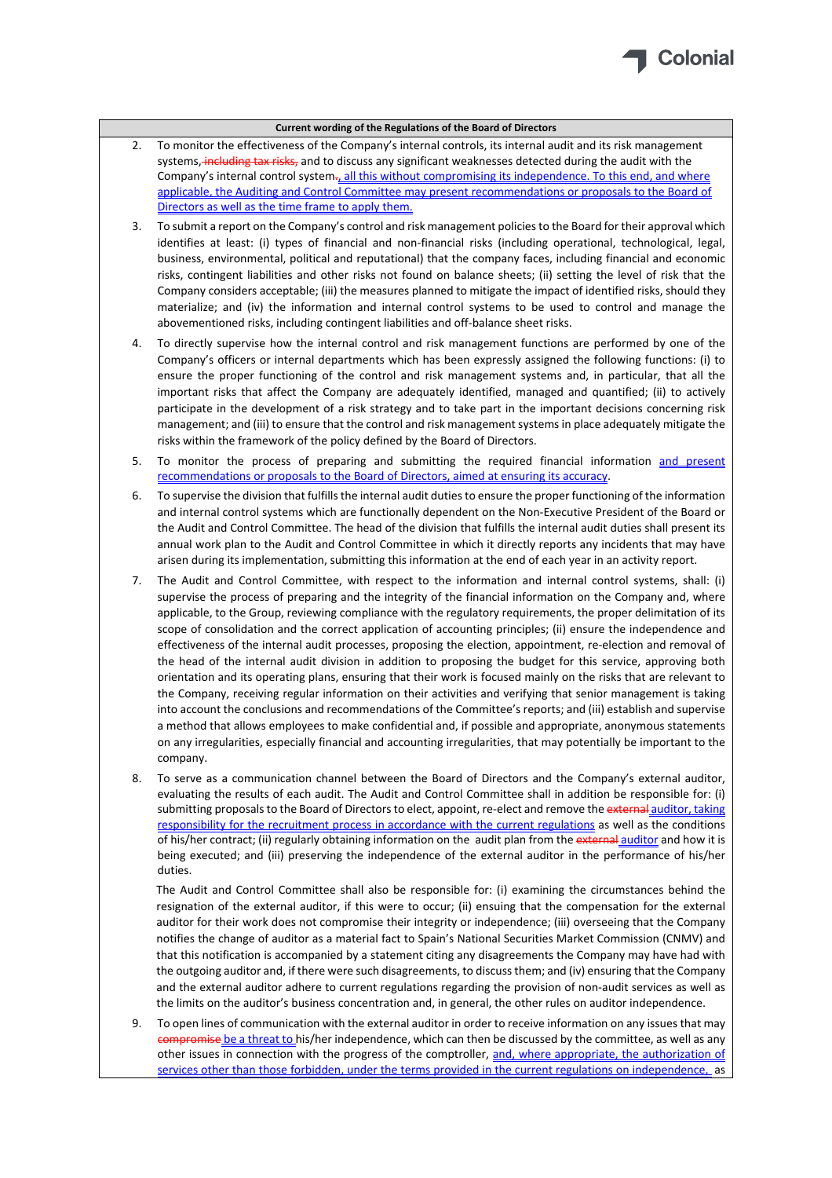**Current wording of the Regulations of the Board of Directors**

2. To monitor the effectiveness of the Company's internal controls, its internal audit and its risk management systems, ~~including tax risks,~~ and to discuss any significant weaknesses detected during the audit with the Company's internal control system~~.~~, all this without compromising its independence. To this end, and where applicable, the Auditing and Control Committee may present recommendations or proposals to the Board of Directors as well as the time frame to apply them.

3. To submit a report on the Company's control and risk management policies to the Board for their approval which identifies at least: (i) types of financial and non-financial risks (including operational, technological, legal, business, environmental, political and reputational) that the company faces, including financial and economic risks, contingent liabilities and other risks not found on balance sheets; (ii) setting the level of risk that the Company considers acceptable; (iii) the measures planned to mitigate the impact of identified risks, should they materialize; and (iv) the information and internal control systems to be used to control and manage the abovementioned risks, including contingent liabilities and off-balance sheet risks.

4. To directly supervise how the internal control and risk management functions are performed by one of the Company's officers or internal departments which has been expressly assigned the following functions: (i) to ensure the proper functioning of the control and risk management systems and, in particular, that all the important risks that affect the Company are adequately identified, managed and quantified; (ii) to actively participate in the development of a risk strategy and to take part in the important decisions concerning risk management; and (iii) to ensure that the control and risk management systems in place adequately mitigate the risks within the framework of the policy defined by the Board of Directors.

5. To monitor the process of preparing and submitting the required financial information and present recommendations or proposals to the Board of Directors, aimed at ensuring its accuracy.

6. To supervise the division that fulfills the internal audit duties to ensure the proper functioning of the information and internal control systems which are functionally dependent on the Non-Executive President of the Board or the Audit and Control Committee. The head of the division that fulfills the internal audit duties shall present its annual work plan to the Audit and Control Committee in which it directly reports any incidents that may have arisen during its implementation, submitting this information at the end of each year in an activity report.

7. The Audit and Control Committee, with respect to the information and internal control systems, shall: (i) supervise the process of preparing and the integrity of the financial information on the Company and, where applicable, to the Group, reviewing compliance with the regulatory requirements, the proper delimitation of its scope of consolidation and the correct application of accounting principles; (ii) ensure the independence and effectiveness of the internal audit processes, proposing the election, appointment, re-election and removal of the head of the internal audit division in addition to proposing the budget for this service, approving both orientation and its operating plans, ensuring that their work is focused mainly on the risks that are relevant to the Company, receiving regular information on their activities and verifying that senior management is taking into account the conclusions and recommendations of the Committee's reports; and (iii) establish and supervise a method that allows employees to make confidential and, if possible and appropriate, anonymous statements on any irregularities, especially financial and accounting irregularities, that may potentially be important to the company.

8. To serve as a communication channel between the Board of Directors and the Company's external auditor, evaluating the results of each audit. The Audit and Control Committee shall in addition be responsible for: (i) submitting proposals to the Board of Directors to elect, appoint, re-elect and remove the ~~external~~ auditor, taking responsibility for the recruitment process in accordance with the current regulations as well as the conditions of his/her contract; (ii) regularly obtaining information on the audit plan from the ~~external~~ auditor and how it is being executed; and (iii) preserving the independence of the external auditor in the performance of his/her duties.

   The Audit and Control Committee shall also be responsible for: (i) examining the circumstances behind the resignation of the external auditor, if this were to occur; (ii) ensuring that the compensation for the external auditor for their work does not compromise their integrity or independence; (iii) overseeing that the Company notifies the change of auditor as a material fact to Spain's National Securities Market Commission (CNMV) and that this notification is accompanied by a statement citing any disagreements the Company may have had with the outgoing auditor and, if there were such disagreements, to discuss them; and (iv) ensuring that the Company and the external auditor adhere to current regulations regarding the provision of non-audit services as well as the limits on the auditor's business concentration and, in general, the other rules on auditor independence.

9. To open lines of communication with the external auditor in order to receive information on any issues that may ~~compromise~~ be a threat to his/her independence, which can then be discussed by the committee, as well as any other issues in connection with the progress of the comptroller, and, where appropriate, the authorization of services other than those forbidden, under the terms provided in the current regulations on independence, as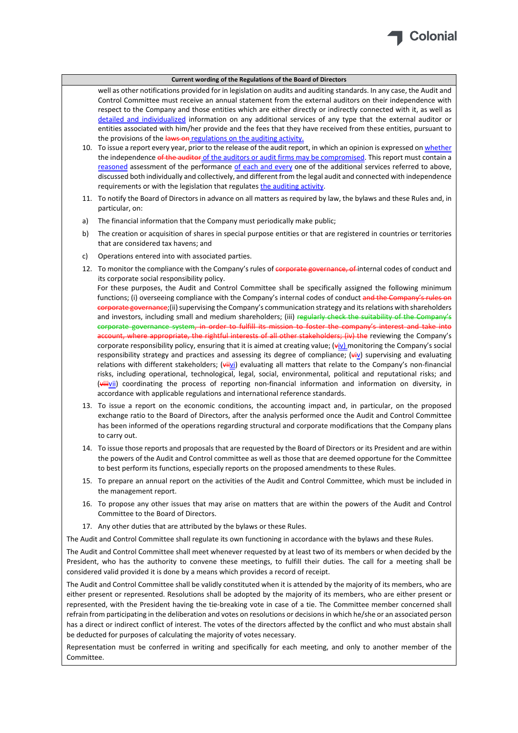**Current wording of the Regulations of the Board of Directors**

well as other notifications provided for in legislation on audits and auditing standards. In any case, the Audit and Control Committee must receive an annual statement from the external auditors on their independence with respect to the Company and those entities which are either directly or indirectly connected with it, as well as detailed and individualized information on any additional services of any type that the external auditor or entities associated with him/her provide and the fees that they have received from these entities, pursuant to the provisions of the ~~laws on~~ regulations on the auditing activity.

10. To issue a report every year, prior to the release of the audit report, in which an opinion is expressed on whether the independence ~~of the auditor~~ of the auditors or audit firms may be compromised. This report must contain a reasoned assessment of the performance of each and every one of the additional services referred to above, discussed both individually and collectively, and different from the legal audit and connected with independence requirements or with the legislation that regulates the auditing activity.

11. To notify the Board of Directors in advance on all matters as required by law, the bylaws and these Rules and, in particular, on:

a) The financial information that the Company must periodically make public;

b) The creation or acquisition of shares in special purpose entities or that are registered in countries or territories that are considered tax havens; and

c) Operations entered into with associated parties.

12. To monitor the compliance with the Company's rules of ~~corporate governance, of~~ internal codes of conduct and its corporate social responsibility policy.
For these purposes, the Audit and Control Committee shall be specifically assigned the following minimum functions; (i) overseeing compliance with the Company's internal codes of conduct ~~and the Company's rules on corporate governance~~;(ii) supervising the Company's communication strategy and its relations with shareholders and investors, including small and medium shareholders; (iii) ~~regularly check the suitability of the Company's corporate governance system, in order to fulfill its mission to foster the company's interest and take into account, where appropriate, the rightful interests of all other stakeholders; (iv) the~~ reviewing the Company's corporate responsibility policy, ensuring that it is aimed at creating value; (~~v~~iv) monitoring the Company's social responsibility strategy and practices and assessing its degree of compliance; (~~vi~~v) supervising and evaluating relations with different stakeholders; (~~vii~~vi) evaluating all matters that relate to the Company's non-financial risks, including operational, technological, legal, social, environmental, political and reputational risks; and (~~viii~~vii) coordinating the process of reporting non-financial information and information on diversity, in accordance with applicable regulations and international reference standards.

13. To issue a report on the economic conditions, the accounting impact and, in particular, on the proposed exchange ratio to the Board of Directors, after the analysis performed once the Audit and Control Committee has been informed of the operations regarding structural and corporate modifications that the Company plans to carry out.

14. To issue those reports and proposals that are requested by the Board of Directors or its President and are within the powers of the Audit and Control committee as well as those that are deemed opportune for the Committee to best perform its functions, especially reports on the proposed amendments to these Rules.

15. To prepare an annual report on the activities of the Audit and Control Committee, which must be included in the management report.

16. To propose any other issues that may arise on matters that are within the powers of the Audit and Control Committee to the Board of Directors.

17. Any other duties that are attributed by the bylaws or these Rules.

The Audit and Control Committee shall regulate its own functioning in accordance with the bylaws and these Rules.

The Audit and Control Committee shall meet whenever requested by at least two of its members or when decided by the President, who has the authority to convene these meetings, to fulfill their duties. The call for a meeting shall be considered valid provided it is done by a means which provides a record of receipt.

The Audit and Control Committee shall be validly constituted when it is attended by the majority of its members, who are either present or represented. Resolutions shall be adopted by the majority of its members, who are either present or represented, with the President having the tie-breaking vote in case of a tie. The Committee member concerned shall refrain from participating in the deliberation and votes on resolutions or decisions in which he/she or an associated person has a direct or indirect conflict of interest. The votes of the directors affected by the conflict and who must abstain shall be deducted for purposes of calculating the majority of votes necessary.

Representation must be conferred in writing and specifically for each meeting, and only to another member of the Committee.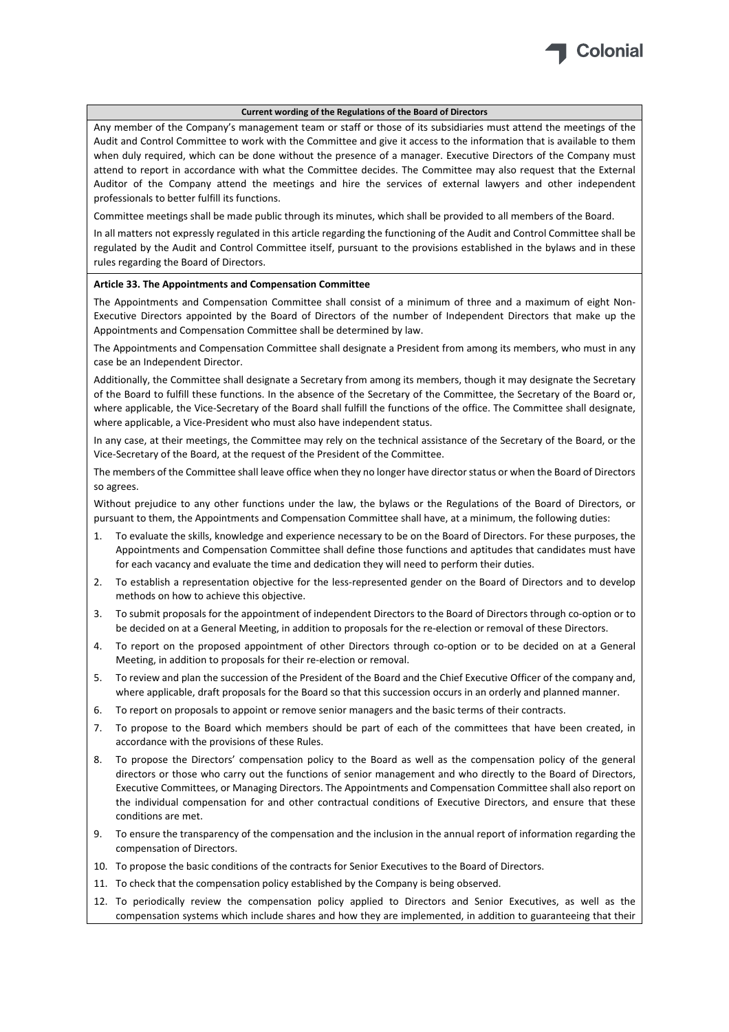**Current wording of the Regulations of the Board of Directors**

Any member of the Company's management team or staff or those of its subsidiaries must attend the meetings of the Audit and Control Committee to work with the Committee and give it access to the information that is available to them when duly required, which can be done without the presence of a manager. Executive Directors of the Company must attend to report in accordance with what the Committee decides. The Committee may also request that the External Auditor of the Company attend the meetings and hire the services of external lawyers and other independent professionals to better fulfill its functions.

Committee meetings shall be made public through its minutes, which shall be provided to all members of the Board.

In all matters not expressly regulated in this article regarding the functioning of the Audit and Control Committee shall be regulated by the Audit and Control Committee itself, pursuant to the provisions established in the bylaws and in these rules regarding the Board of Directors.

**Article 33. The Appointments and Compensation Committee**

The Appointments and Compensation Committee shall consist of a minimum of three and a maximum of eight Non-Executive Directors appointed by the Board of Directors of the number of Independent Directors that make up the Appointments and Compensation Committee shall be determined by law.

The Appointments and Compensation Committee shall designate a President from among its members, who must in any case be an Independent Director.

Additionally, the Committee shall designate a Secretary from among its members, though it may designate the Secretary of the Board to fulfill these functions. In the absence of the Secretary of the Committee, the Secretary of the Board or, where applicable, the Vice-Secretary of the Board shall fulfill the functions of the office. The Committee shall designate, where applicable, a Vice-President who must also have independent status.

In any case, at their meetings, the Committee may rely on the technical assistance of the Secretary of the Board, or the Vice-Secretary of the Board, at the request of the President of the Committee.

The members of the Committee shall leave office when they no longer have director status or when the Board of Directors so agrees.

Without prejudice to any other functions under the law, the bylaws or the Regulations of the Board of Directors, or pursuant to them, the Appointments and Compensation Committee shall have, at a minimum, the following duties:

1. To evaluate the skills, knowledge and experience necessary to be on the Board of Directors. For these purposes, the Appointments and Compensation Committee shall define those functions and aptitudes that candidates must have for each vacancy and evaluate the time and dedication they will need to perform their duties.
2. To establish a representation objective for the less-represented gender on the Board of Directors and to develop methods on how to achieve this objective.
3. To submit proposals for the appointment of independent Directors to the Board of Directors through co-option or to be decided on at a General Meeting, in addition to proposals for the re-election or removal of these Directors.
4. To report on the proposed appointment of other Directors through co-option or to be decided on at a General Meeting, in addition to proposals for their re-election or removal.
5. To review and plan the succession of the President of the Board and the Chief Executive Officer of the company and, where applicable, draft proposals for the Board so that this succession occurs in an orderly and planned manner.
6. To report on proposals to appoint or remove senior managers and the basic terms of their contracts.
7. To propose to the Board which members should be part of each of the committees that have been created, in accordance with the provisions of these Rules.
8. To propose the Directors' compensation policy to the Board as well as the compensation policy of the general directors or those who carry out the functions of senior management and who directly to the Board of Directors, Executive Committees, or Managing Directors. The Appointments and Compensation Committee shall also report on the individual compensation for and other contractual conditions of Executive Directors, and ensure that these conditions are met.
9. To ensure the transparency of the compensation and the inclusion in the annual report of information regarding the compensation of Directors.
10. To propose the basic conditions of the contracts for Senior Executives to the Board of Directors.
11. To check that the compensation policy established by the Company is being observed.
12. To periodically review the compensation policy applied to Directors and Senior Executives, as well as the compensation systems which include shares and how they are implemented, in addition to guaranteeing that their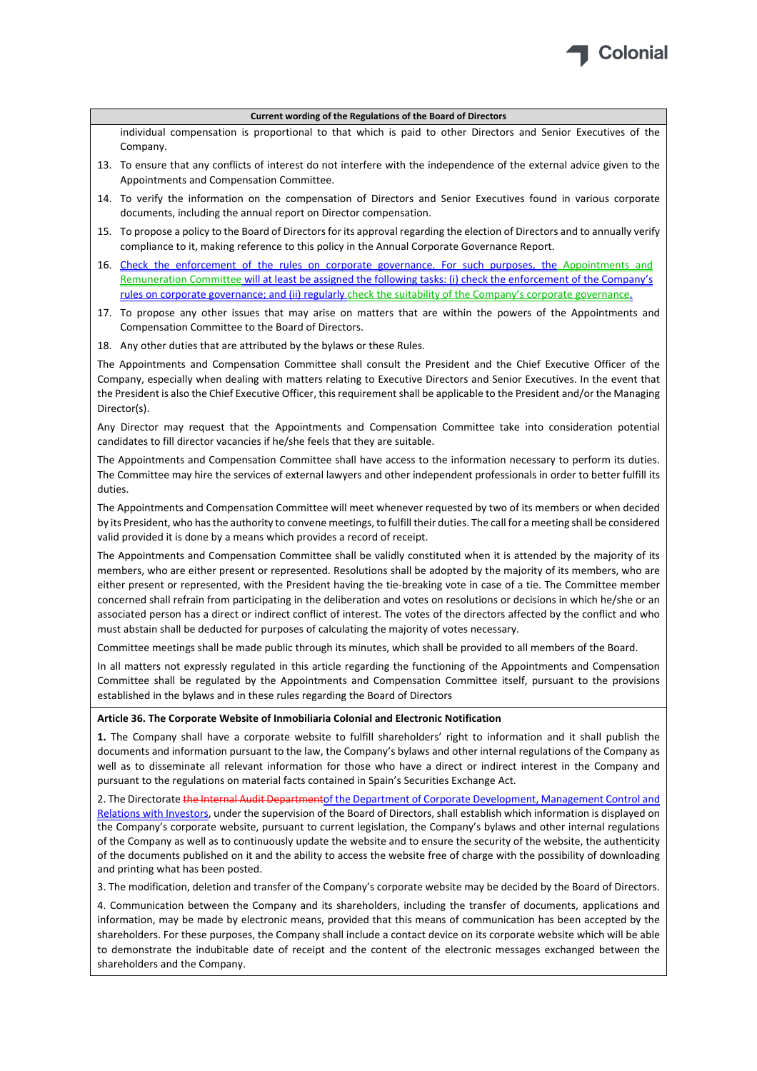**Current wording of the Regulations of the Board of Directors**

individual compensation is proportional to that which is paid to other Directors and Senior Executives of the Company.

13. To ensure that any conflicts of interest do not interfere with the independence of the external advice given to the Appointments and Compensation Committee.
14. To verify the information on the compensation of Directors and Senior Executives found in various corporate documents, including the annual report on Director compensation.
15. To propose a policy to the Board of Directors for its approval regarding the election of Directors and to annually verify compliance to it, making reference to this policy in the Annual Corporate Governance Report.
16. Check the enforcement of the rules on corporate governance. For such purposes, the Appointments and Remuneration Committee will at least be assigned the following tasks: (i) check the enforcement of the Company's rules on corporate governance; and (ii) regularly check the suitability of the Company's corporate governance.
17. To propose any other issues that may arise on matters that are within the powers of the Appointments and Compensation Committee to the Board of Directors.
18. Any other duties that are attributed by the bylaws or these Rules.

The Appointments and Compensation Committee shall consult the President and the Chief Executive Officer of the Company, especially when dealing with matters relating to Executive Directors and Senior Executives. In the event that the President is also the Chief Executive Officer, this requirement shall be applicable to the President and/or the Managing Director(s).

Any Director may request that the Appointments and Compensation Committee take into consideration potential candidates to fill director vacancies if he/she feels that they are suitable.

The Appointments and Compensation Committee shall have access to the information necessary to perform its duties. The Committee may hire the services of external lawyers and other independent professionals in order to better fulfill its duties.

The Appointments and Compensation Committee will meet whenever requested by two of its members or when decided by its President, who has the authority to convene meetings, to fulfill their duties. The call for a meeting shall be considered valid provided it is done by a means which provides a record of receipt.

The Appointments and Compensation Committee shall be validly constituted when it is attended by the majority of its members, who are either present or represented. Resolutions shall be adopted by the majority of its members, who are either present or represented, with the President having the tie-breaking vote in case of a tie. The Committee member concerned shall refrain from participating in the deliberation and votes on resolutions or decisions in which he/she or an associated person has a direct or indirect conflict of interest. The votes of the directors affected by the conflict and who must abstain shall be deducted for purposes of calculating the majority of votes necessary.

Committee meetings shall be made public through its minutes, which shall be provided to all members of the Board.

In all matters not expressly regulated in this article regarding the functioning of the Appointments and Compensation Committee shall be regulated by the Appointments and Compensation Committee itself, pursuant to the provisions established in the bylaws and in these rules regarding the Board of Directors

**Article 36. The Corporate Website of Inmobiliaria Colonial and Electronic Notification**

**1.** The Company shall have a corporate website to fulfill shareholders' right to information and it shall publish the documents and information pursuant to the law, the Company's bylaws and other internal regulations of the Company as well as to disseminate all relevant information for those who have a direct or indirect interest in the Company and pursuant to the regulations on material facts contained in Spain's Securities Exchange Act.

2. The Directorate ~~the Internal Audit Department~~of the Department of Corporate Development, Management Control and Relations with Investors, under the supervision of the Board of Directors, shall establish which information is displayed on the Company's corporate website, pursuant to current legislation, the Company's bylaws and other internal regulations of the Company as well as to continuously update the website and to ensure the security of the website, the authenticity of the documents published on it and the ability to access the website free of charge with the possibility of downloading and printing what has been posted.

3. The modification, deletion and transfer of the Company's corporate website may be decided by the Board of Directors.

4. Communication between the Company and its shareholders, including the transfer of documents, applications and information, may be made by electronic means, provided that this means of communication has been accepted by the shareholders. For these purposes, the Company shall include a contact device on its corporate website which will be able to demonstrate the indubitable date of receipt and the content of the electronic messages exchanged between the shareholders and the Company.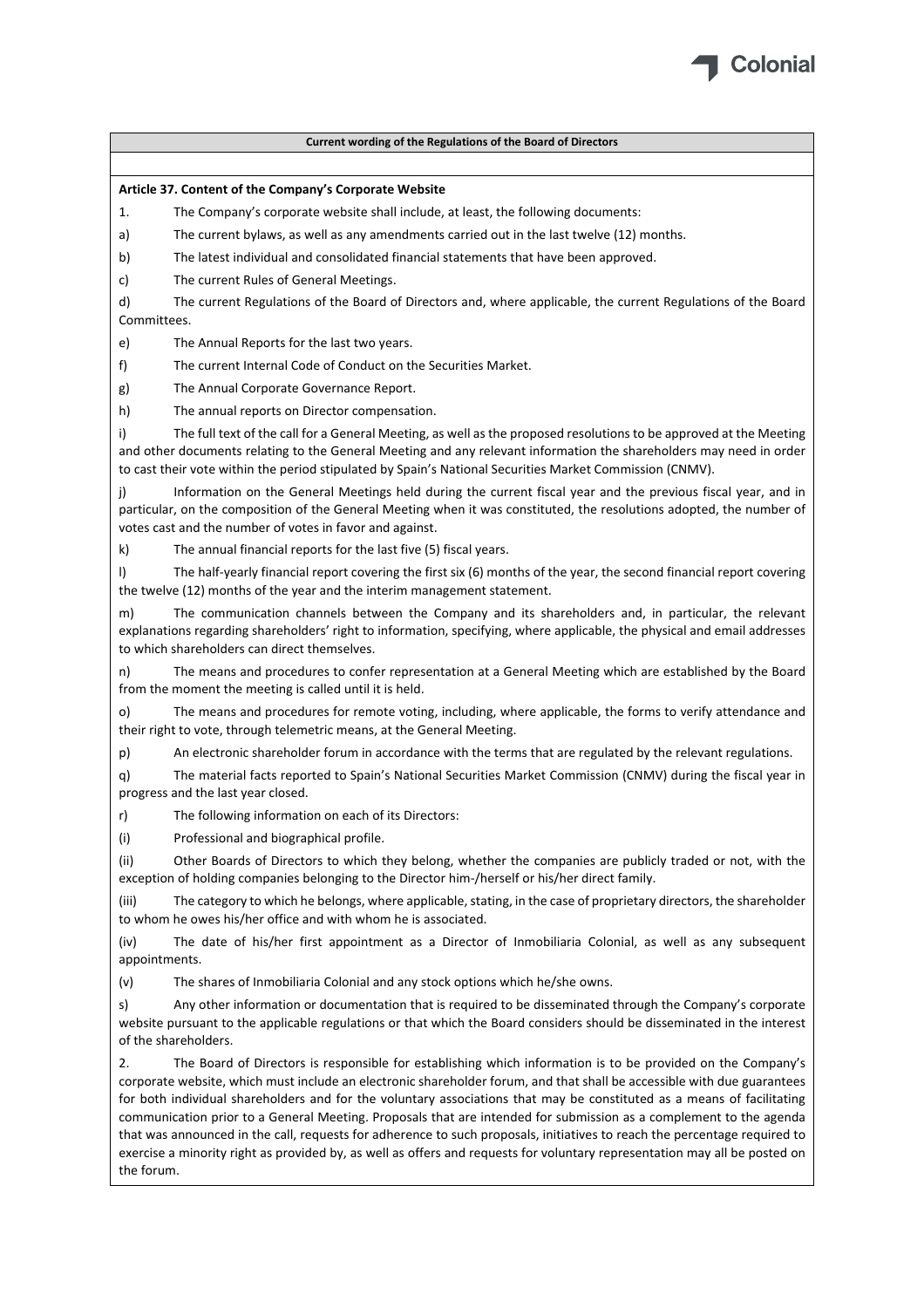**Current wording of the Regulations of the Board of Directors**

**Article 37. Content of the Company's Corporate Website**

1. The Company's corporate website shall include, at least, the following documents:

a) The current bylaws, as well as any amendments carried out in the last twelve (12) months.

b) The latest individual and consolidated financial statements that have been approved.

c) The current Rules of General Meetings.

d) The current Regulations of the Board of Directors and, where applicable, the current Regulations of the Board Committees.

e) The Annual Reports for the last two years.

f) The current Internal Code of Conduct on the Securities Market.

g) The Annual Corporate Governance Report.

h) The annual reports on Director compensation.

i) The full text of the call for a General Meeting, as well as the proposed resolutions to be approved at the Meeting and other documents relating to the General Meeting and any relevant information the shareholders may need in order to cast their vote within the period stipulated by Spain's National Securities Market Commission (CNMV).

j) Information on the General Meetings held during the current fiscal year and the previous fiscal year, and in particular, on the composition of the General Meeting when it was constituted, the resolutions adopted, the number of votes cast and the number of votes in favor and against.

k) The annual financial reports for the last five (5) fiscal years.

l) The half-yearly financial report covering the first six (6) months of the year, the second financial report covering the twelve (12) months of the year and the interim management statement.

m) The communication channels between the Company and its shareholders and, in particular, the relevant explanations regarding shareholders' right to information, specifying, where applicable, the physical and email addresses to which shareholders can direct themselves.

n) The means and procedures to confer representation at a General Meeting which are established by the Board from the moment the meeting is called until it is held.

o) The means and procedures for remote voting, including, where applicable, the forms to verify attendance and their right to vote, through telemetric means, at the General Meeting.

p) An electronic shareholder forum in accordance with the terms that are regulated by the relevant regulations.

q) The material facts reported to Spain's National Securities Market Commission (CNMV) during the fiscal year in progress and the last year closed.

r) The following information on each of its Directors:

(i) Professional and biographical profile.

(ii) Other Boards of Directors to which they belong, whether the companies are publicly traded or not, with the exception of holding companies belonging to the Director him-/herself or his/her direct family.

(iii) The category to which he belongs, where applicable, stating, in the case of proprietary directors, the shareholder to whom he owes his/her office and with whom he is associated.

(iv) The date of his/her first appointment as a Director of Inmobiliaria Colonial, as well as any subsequent appointments.

(v) The shares of Inmobiliaria Colonial and any stock options which he/she owns.

s) Any other information or documentation that is required to be disseminated through the Company's corporate website pursuant to the applicable regulations or that which the Board considers should be disseminated in the interest of the shareholders.

2. The Board of Directors is responsible for establishing which information is to be provided on the Company's corporate website, which must include an electronic shareholder forum, and that shall be accessible with due guarantees for both individual shareholders and for the voluntary associations that may be constituted as a means of facilitating communication prior to a General Meeting. Proposals that are intended for submission as a complement to the agenda that was announced in the call, requests for adherence to such proposals, initiatives to reach the percentage required to exercise a minority right as provided by, as well as offers and requests for voluntary representation may all be posted on the forum.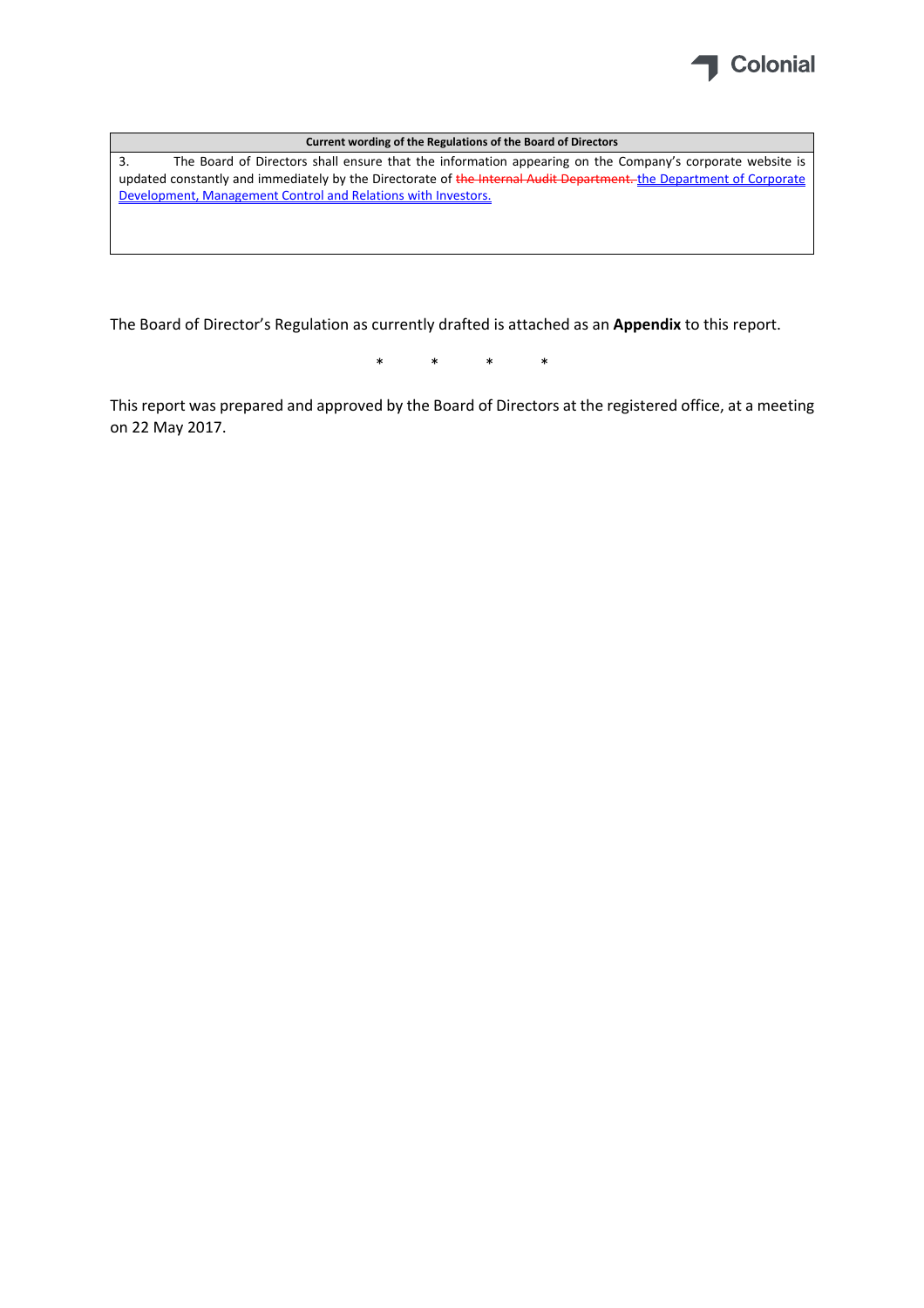| Current wording of the Regulations of the Board of Directors |
| --- |
| 3. The Board of Directors shall ensure that the information appearing on the Company's corporate website is updated constantly and immediately by the Directorate of ~~the Internal Audit Department.~~ the Department of Corporate Development, Management Control and Relations with Investors. |

The Board of Director's Regulation as currently drafted is attached as an **Appendix** to this report.

\*     \*     \*     \*

This report was prepared and approved by the Board of Directors at the registered office, at a meeting on 22 May 2017.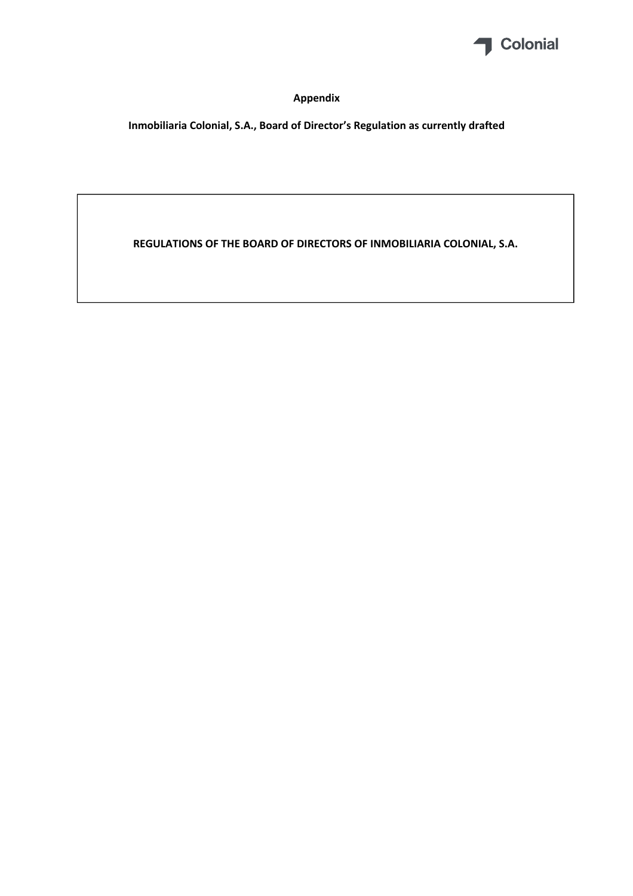**Appendix**

**Inmobiliaria Colonial, S.A., Board of Director's Regulation as currently drafted**

**REGULATIONS OF THE BOARD OF DIRECTORS OF INMOBILIARIA COLONIAL, S.A.**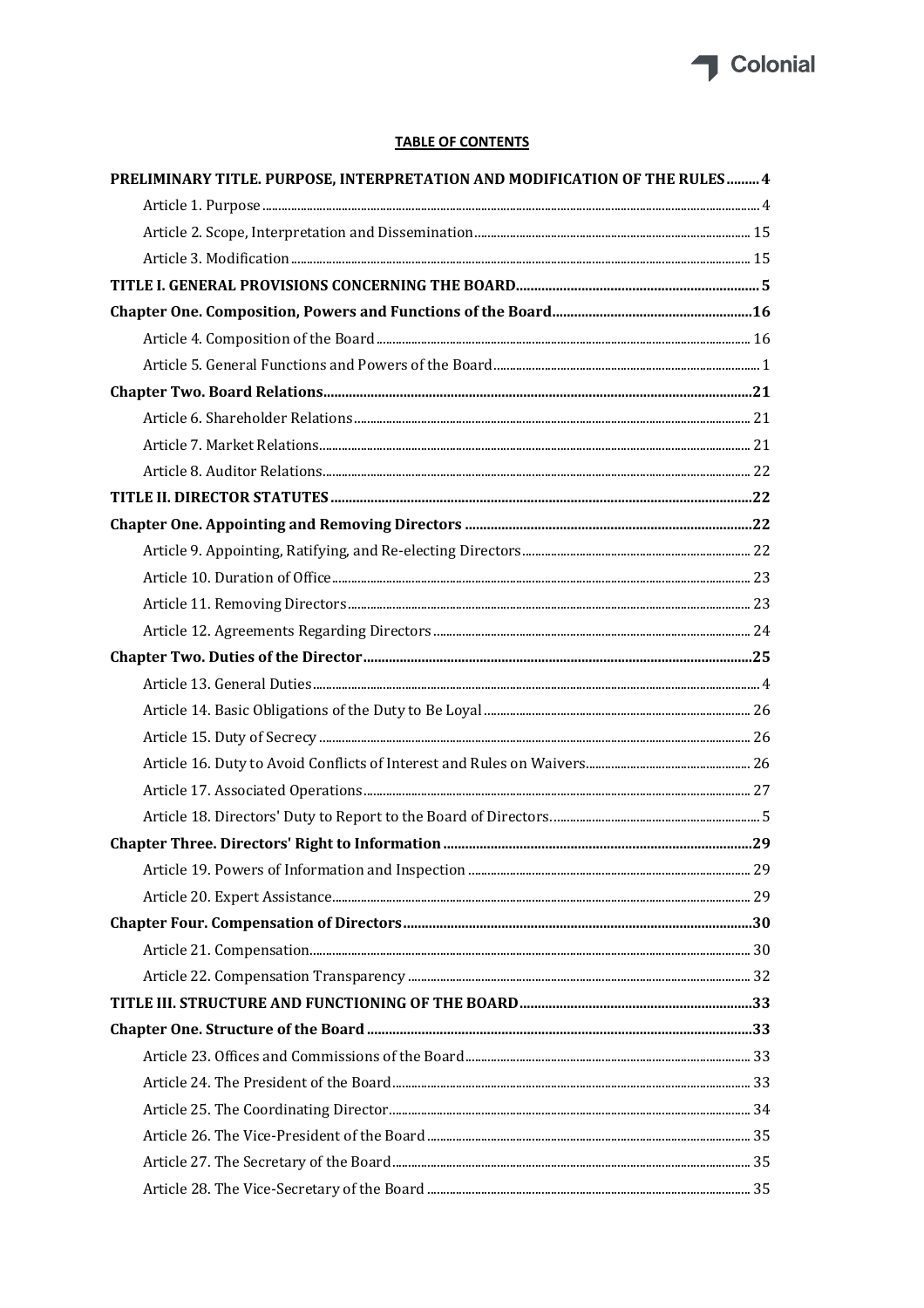**TABLE OF CONTENTS**

PRELIMINARY TITLE. PURPOSE, INTERPRETATION AND MODIFICATION OF THE RULES......... 4

Article 1. Purpose ........ 4

Article 2. Scope, Interpretation and Dissemination ........ 15

Article 3. Modification ........ 15

TITLE I. GENERAL PROVISIONS CONCERNING THE BOARD ........ 5

Chapter One. Composition, Powers and Functions of the Board ........ 16

Article 4. Composition of the Board ........ 16

Article 5. General Functions and Powers of the Board ........ 1

Chapter Two. Board Relations ........ 21

Article 6. Shareholder Relations ........ 21

Article 7. Market Relations ........ 21

Article 8. Auditor Relations ........ 22

TITLE II. DIRECTOR STATUTES ........ 22

Chapter One. Appointing and Removing Directors ........ 22

Article 9. Appointing, Ratifying, and Re-electing Directors ........ 22

Article 10. Duration of Office ........ 23

Article 11. Removing Directors ........ 23

Article 12. Agreements Regarding Directors ........ 24

Chapter Two. Duties of the Director ........ 25

Article 13. General Duties ........ 4

Article 14. Basic Obligations of the Duty to Be Loyal ........ 26

Article 15. Duty of Secrecy ........ 26

Article 16. Duty to Avoid Conflicts of Interest and Rules on Waivers ........ 26

Article 17. Associated Operations ........ 27

Article 18. Directors' Duty to Report to the Board of Directors. ........ 5

Chapter Three. Directors' Right to Information ........ 29

Article 19. Powers of Information and Inspection ........ 29

Article 20. Expert Assistance ........ 29

Chapter Four. Compensation of Directors ........ 30

Article 21. Compensation ........ 30

Article 22. Compensation Transparency ........ 32

TITLE III. STRUCTURE AND FUNCTIONING OF THE BOARD ........ 33

Chapter One. Structure of the Board ........ 33

Article 23. Offices and Commissions of the Board ........ 33

Article 24. The President of the Board ........ 33

Article 25. The Coordinating Director ........ 34

Article 26. The Vice-President of the Board ........ 35

Article 27. The Secretary of the Board ........ 35

Article 28. The Vice-Secretary of the Board ........ 35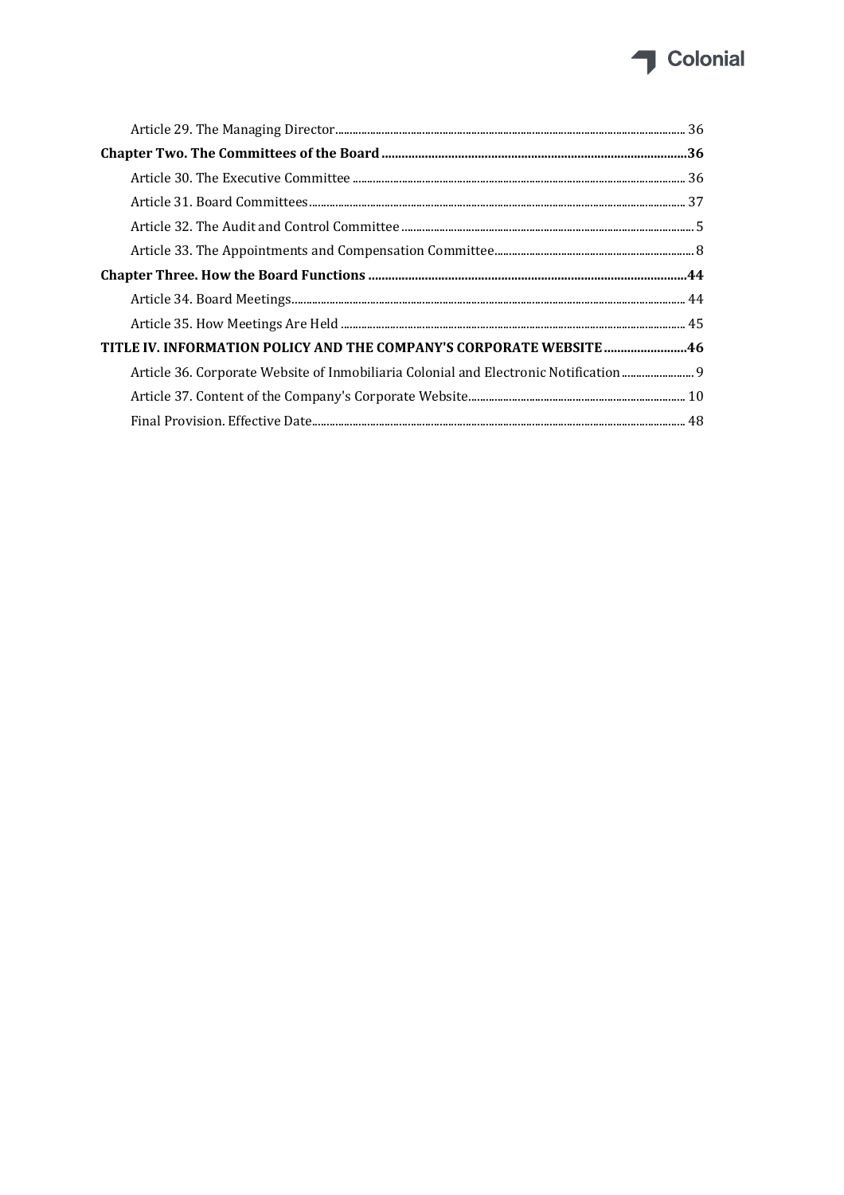Article 29. The Managing Director .......... 36

**Chapter Two. The Committees of the Board .......... 36**

Article 30. The Executive Committee .......... 36

Article 31. Board Committees .......... 37

Article 32. The Audit and Control Committee .......... 5

Article 33. The Appointments and Compensation Committee .......... 8

**Chapter Three. How the Board Functions .......... 44**

Article 34. Board Meetings .......... 44

Article 35. How Meetings Are Held .......... 45

**TITLE IV. INFORMATION POLICY AND THE COMPANY'S CORPORATE WEBSITE .......... 46**

Article 36. Corporate Website of Inmobiliaria Colonial and Electronic Notification .......... 9

Article 37. Content of the Company's Corporate Website .......... 10

Final Provision. Effective Date .......... 48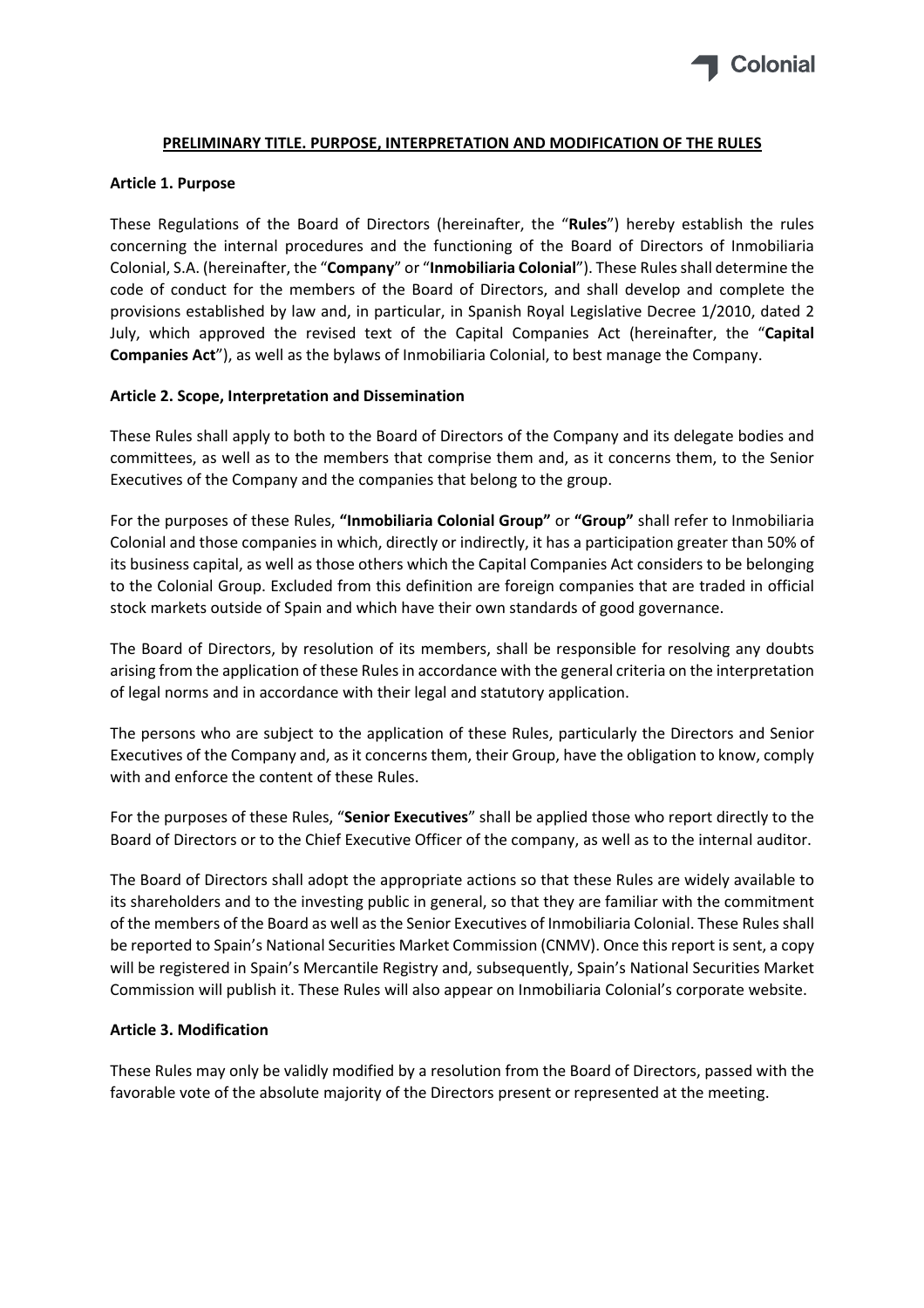## PRELIMINARY TITLE. PURPOSE, INTERPRETATION AND MODIFICATION OF THE RULES

### Article 1. Purpose

These Regulations of the Board of Directors (hereinafter, the "**Rules**") hereby establish the rules concerning the internal procedures and the functioning of the Board of Directors of Inmobiliaria Colonial, S.A. (hereinafter, the "**Company**" or "**Inmobiliaria Colonial**"). These Rules shall determine the code of conduct for the members of the Board of Directors, and shall develop and complete the provisions established by law and, in particular, in Spanish Royal Legislative Decree 1/2010, dated 2 July, which approved the revised text of the Capital Companies Act (hereinafter, the "**Capital Companies Act**"), as well as the bylaws of Inmobiliaria Colonial, to best manage the Company.

### Article 2. Scope, Interpretation and Dissemination

These Rules shall apply to both to the Board of Directors of the Company and its delegate bodies and committees, as well as to the members that comprise them and, as it concerns them, to the Senior Executives of the Company and the companies that belong to the group.

For the purposes of these Rules, **"Inmobiliaria Colonial Group"** or **"Group"** shall refer to Inmobiliaria Colonial and those companies in which, directly or indirectly, it has a participation greater than 50% of its business capital, as well as those others which the Capital Companies Act considers to be belonging to the Colonial Group. Excluded from this definition are foreign companies that are traded in official stock markets outside of Spain and which have their own standards of good governance.

The Board of Directors, by resolution of its members, shall be responsible for resolving any doubts arising from the application of these Rules in accordance with the general criteria on the interpretation of legal norms and in accordance with their legal and statutory application.

The persons who are subject to the application of these Rules, particularly the Directors and Senior Executives of the Company and, as it concerns them, their Group, have the obligation to know, comply with and enforce the content of these Rules.

For the purposes of these Rules, "**Senior Executives**" shall be applied those who report directly to the Board of Directors or to the Chief Executive Officer of the company, as well as to the internal auditor.

The Board of Directors shall adopt the appropriate actions so that these Rules are widely available to its shareholders and to the investing public in general, so that they are familiar with the commitment of the members of the Board as well as the Senior Executives of Inmobiliaria Colonial. These Rules shall be reported to Spain's National Securities Market Commission (CNMV). Once this report is sent, a copy will be registered in Spain's Mercantile Registry and, subsequently, Spain's National Securities Market Commission will publish it. These Rules will also appear on Inmobiliaria Colonial's corporate website.

### Article 3. Modification

These Rules may only be validly modified by a resolution from the Board of Directors, passed with the favorable vote of the absolute majority of the Directors present or represented at the meeting.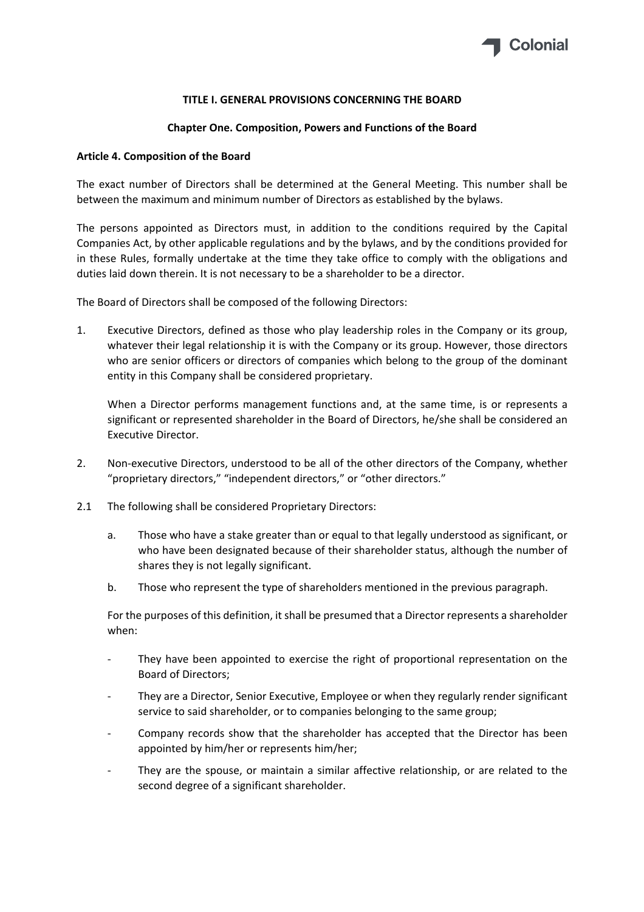### TITLE I. GENERAL PROVISIONS CONCERNING THE BOARD

#### Chapter One. Composition, Powers and Functions of the Board

**Article 4. Composition of the Board**

The exact number of Directors shall be determined at the General Meeting. This number shall be between the maximum and minimum number of Directors as established by the bylaws.

The persons appointed as Directors must, in addition to the conditions required by the Capital Companies Act, by other applicable regulations and by the bylaws, and by the conditions provided for in these Rules, formally undertake at the time they take office to comply with the obligations and duties laid down therein. It is not necessary to be a shareholder to be a director.

The Board of Directors shall be composed of the following Directors:

1. Executive Directors, defined as those who play leadership roles in the Company or its group, whatever their legal relationship it is with the Company or its group. However, those directors who are senior officers or directors of companies which belong to the group of the dominant entity in this Company shall be considered proprietary.

   When a Director performs management functions and, at the same time, is or represents a significant or represented shareholder in the Board of Directors, he/she shall be considered an Executive Director.

2. Non-executive Directors, understood to be all of the other directors of the Company, whether "proprietary directors," "independent directors," or "other directors."

2.1 The following shall be considered Proprietary Directors:

   a. Those who have a stake greater than or equal to that legally understood as significant, or who have been designated because of their shareholder status, although the number of shares they is not legally significant.

   b. Those who represent the type of shareholders mentioned in the previous paragraph.

   For the purposes of this definition, it shall be presumed that a Director represents a shareholder when:

   - They have been appointed to exercise the right of proportional representation on the Board of Directors;
   - They are a Director, Senior Executive, Employee or when they regularly render significant service to said shareholder, or to companies belonging to the same group;
   - Company records show that the shareholder has accepted that the Director has been appointed by him/her or represents him/her;
   - They are the spouse, or maintain a similar affective relationship, or are related to the second degree of a significant shareholder.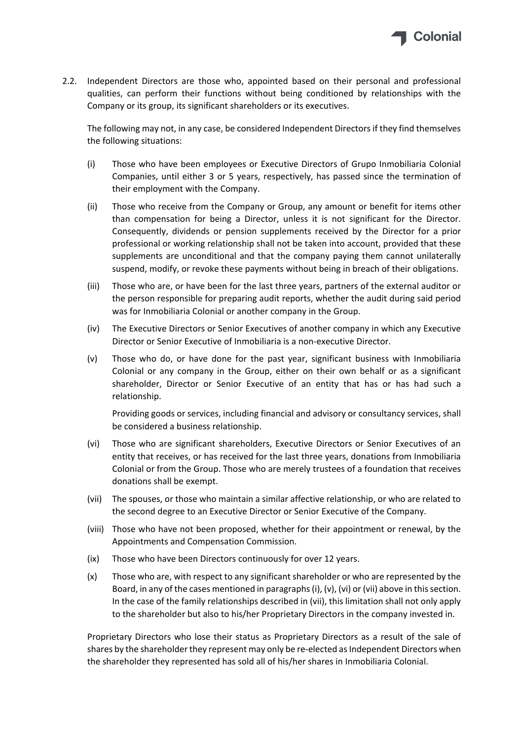2.2. Independent Directors are those who, appointed based on their personal and professional qualities, can perform their functions without being conditioned by relationships with the Company or its group, its significant shareholders or its executives.

The following may not, in any case, be considered Independent Directors if they find themselves the following situations:

(i) Those who have been employees or Executive Directors of Grupo Inmobiliaria Colonial Companies, until either 3 or 5 years, respectively, has passed since the termination of their employment with the Company.

(ii) Those who receive from the Company or Group, any amount or benefit for items other than compensation for being a Director, unless it is not significant for the Director. Consequently, dividends or pension supplements received by the Director for a prior professional or working relationship shall not be taken into account, provided that these supplements are unconditional and that the company paying them cannot unilaterally suspend, modify, or revoke these payments without being in breach of their obligations.

(iii) Those who are, or have been for the last three years, partners of the external auditor or the person responsible for preparing audit reports, whether the audit during said period was for Inmobiliaria Colonial or another company in the Group.

(iv) The Executive Directors or Senior Executives of another company in which any Executive Director or Senior Executive of Inmobiliaria is a non-executive Director.

(v) Those who do, or have done for the past year, significant business with Inmobiliaria Colonial or any company in the Group, either on their own behalf or as a significant shareholder, Director or Senior Executive of an entity that has or has had such a relationship.

Providing goods or services, including financial and advisory or consultancy services, shall be considered a business relationship.

(vi) Those who are significant shareholders, Executive Directors or Senior Executives of an entity that receives, or has received for the last three years, donations from Inmobiliaria Colonial or from the Group. Those who are merely trustees of a foundation that receives donations shall be exempt.

(vii) The spouses, or those who maintain a similar affective relationship, or who are related to the second degree to an Executive Director or Senior Executive of the Company.

(viii) Those who have not been proposed, whether for their appointment or renewal, by the Appointments and Compensation Commission.

(ix) Those who have been Directors continuously for over 12 years.

(x) Those who are, with respect to any significant shareholder or who are represented by the Board, in any of the cases mentioned in paragraphs (i), (v), (vi) or (vii) above in this section. In the case of the family relationships described in (vii), this limitation shall not only apply to the shareholder but also to his/her Proprietary Directors in the company invested in.

Proprietary Directors who lose their status as Proprietary Directors as a result of the sale of shares by the shareholder they represent may only be re-elected as Independent Directors when the shareholder they represented has sold all of his/her shares in Inmobiliaria Colonial.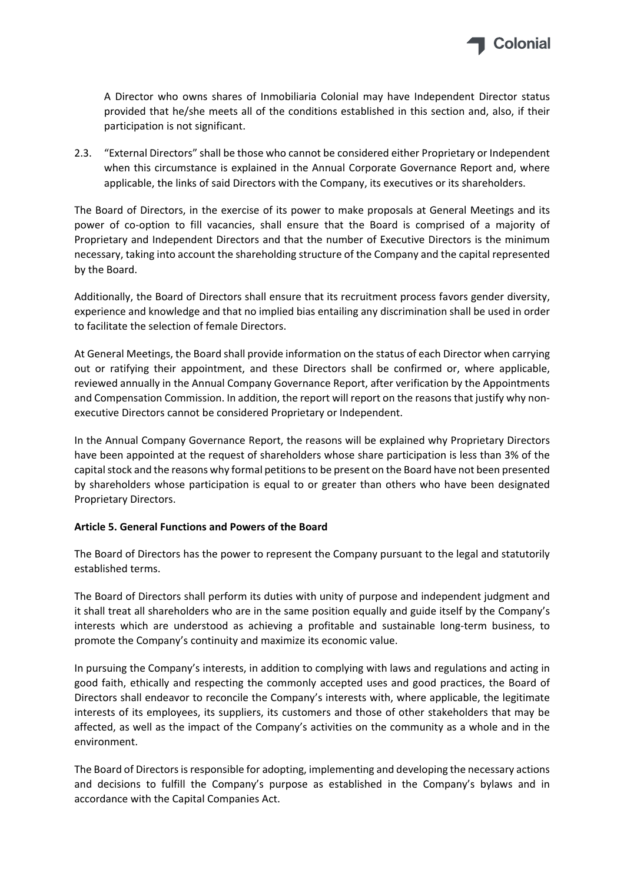A Director who owns shares of Inmobiliaria Colonial may have Independent Director status provided that he/she meets all of the conditions established in this section and, also, if their participation is not significant.

2.3. "External Directors" shall be those who cannot be considered either Proprietary or Independent when this circumstance is explained in the Annual Corporate Governance Report and, where applicable, the links of said Directors with the Company, its executives or its shareholders.

The Board of Directors, in the exercise of its power to make proposals at General Meetings and its power of co-option to fill vacancies, shall ensure that the Board is comprised of a majority of Proprietary and Independent Directors and that the number of Executive Directors is the minimum necessary, taking into account the shareholding structure of the Company and the capital represented by the Board.

Additionally, the Board of Directors shall ensure that its recruitment process favors gender diversity, experience and knowledge and that no implied bias entailing any discrimination shall be used in order to facilitate the selection of female Directors.

At General Meetings, the Board shall provide information on the status of each Director when carrying out or ratifying their appointment, and these Directors shall be confirmed or, where applicable, reviewed annually in the Annual Company Governance Report, after verification by the Appointments and Compensation Commission. In addition, the report will report on the reasons that justify why non-executive Directors cannot be considered Proprietary or Independent.

In the Annual Company Governance Report, the reasons will be explained why Proprietary Directors have been appointed at the request of shareholders whose share participation is less than 3% of the capital stock and the reasons why formal petitions to be present on the Board have not been presented by shareholders whose participation is equal to or greater than others who have been designated Proprietary Directors.

**Article 5. General Functions and Powers of the Board**

The Board of Directors has the power to represent the Company pursuant to the legal and statutorily established terms.

The Board of Directors shall perform its duties with unity of purpose and independent judgment and it shall treat all shareholders who are in the same position equally and guide itself by the Company's interests which are understood as achieving a profitable and sustainable long-term business, to promote the Company's continuity and maximize its economic value.

In pursuing the Company's interests, in addition to complying with laws and regulations and acting in good faith, ethically and respecting the commonly accepted uses and good practices, the Board of Directors shall endeavor to reconcile the Company's interests with, where applicable, the legitimate interests of its employees, its suppliers, its customers and those of other stakeholders that may be affected, as well as the impact of the Company's activities on the community as a whole and in the environment.

The Board of Directors is responsible for adopting, implementing and developing the necessary actions and decisions to fulfill the Company's purpose as established in the Company's bylaws and in accordance with the Capital Companies Act.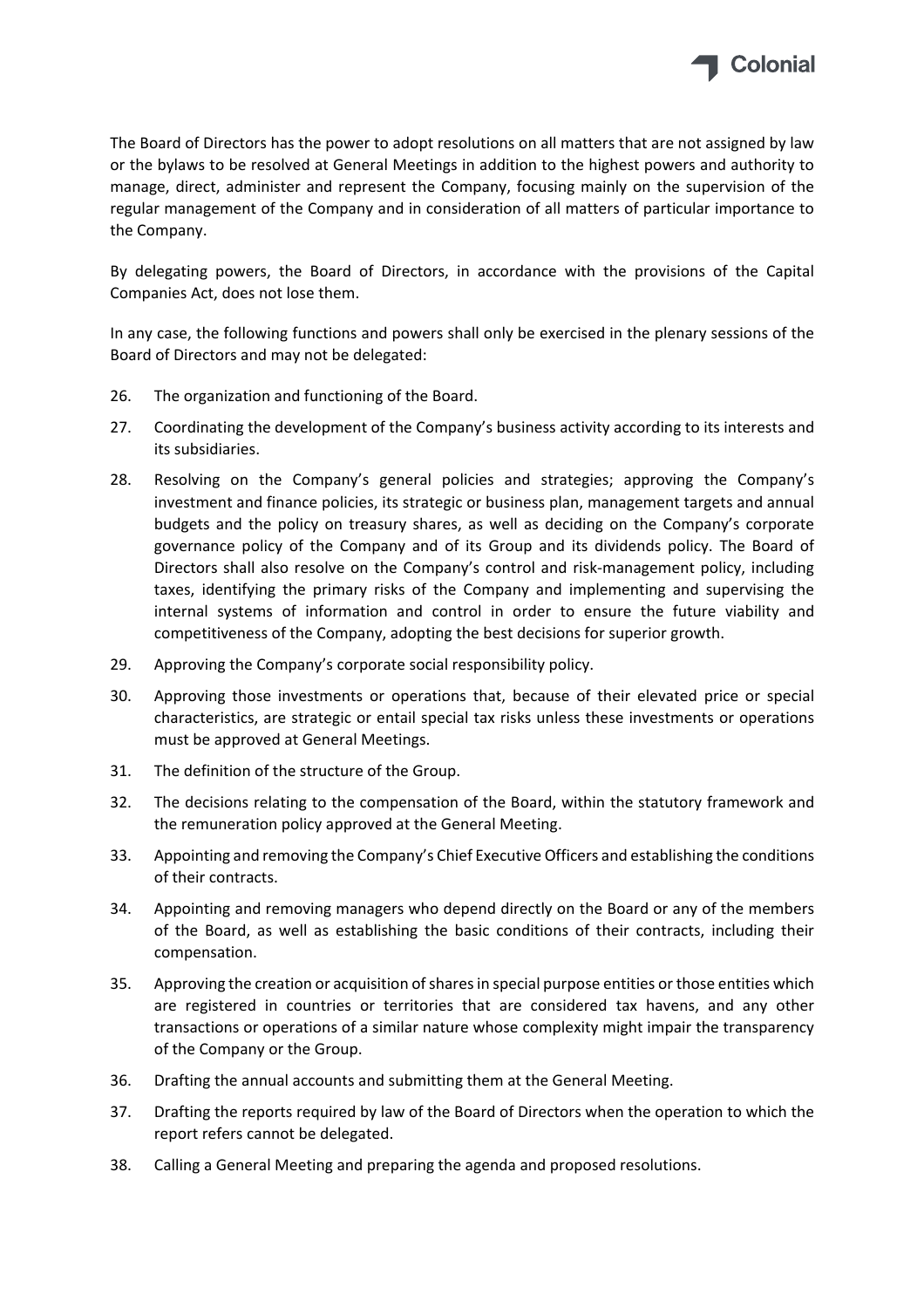The Board of Directors has the power to adopt resolutions on all matters that are not assigned by law or the bylaws to be resolved at General Meetings in addition to the highest powers and authority to manage, direct, administer and represent the Company, focusing mainly on the supervision of the regular management of the Company and in consideration of all matters of particular importance to the Company.

By delegating powers, the Board of Directors, in accordance with the provisions of the Capital Companies Act, does not lose them.

In any case, the following functions and powers shall only be exercised in the plenary sessions of the Board of Directors and may not be delegated:

26. The organization and functioning of the Board.
27. Coordinating the development of the Company's business activity according to its interests and its subsidiaries.
28. Resolving on the Company's general policies and strategies; approving the Company's investment and finance policies, its strategic or business plan, management targets and annual budgets and the policy on treasury shares, as well as deciding on the Company's corporate governance policy of the Company and of its Group and its dividends policy. The Board of Directors shall also resolve on the Company's control and risk-management policy, including taxes, identifying the primary risks of the Company and implementing and supervising the internal systems of information and control in order to ensure the future viability and competitiveness of the Company, adopting the best decisions for superior growth.
29. Approving the Company's corporate social responsibility policy.
30. Approving those investments or operations that, because of their elevated price or special characteristics, are strategic or entail special tax risks unless these investments or operations must be approved at General Meetings.
31. The definition of the structure of the Group.
32. The decisions relating to the compensation of the Board, within the statutory framework and the remuneration policy approved at the General Meeting.
33. Appointing and removing the Company's Chief Executive Officers and establishing the conditions of their contracts.
34. Appointing and removing managers who depend directly on the Board or any of the members of the Board, as well as establishing the basic conditions of their contracts, including their compensation.
35. Approving the creation or acquisition of shares in special purpose entities or those entities which are registered in countries or territories that are considered tax havens, and any other transactions or operations of a similar nature whose complexity might impair the transparency of the Company or the Group.
36. Drafting the annual accounts and submitting them at the General Meeting.
37. Drafting the reports required by law of the Board of Directors when the operation to which the report refers cannot be delegated.
38. Calling a General Meeting and preparing the agenda and proposed resolutions.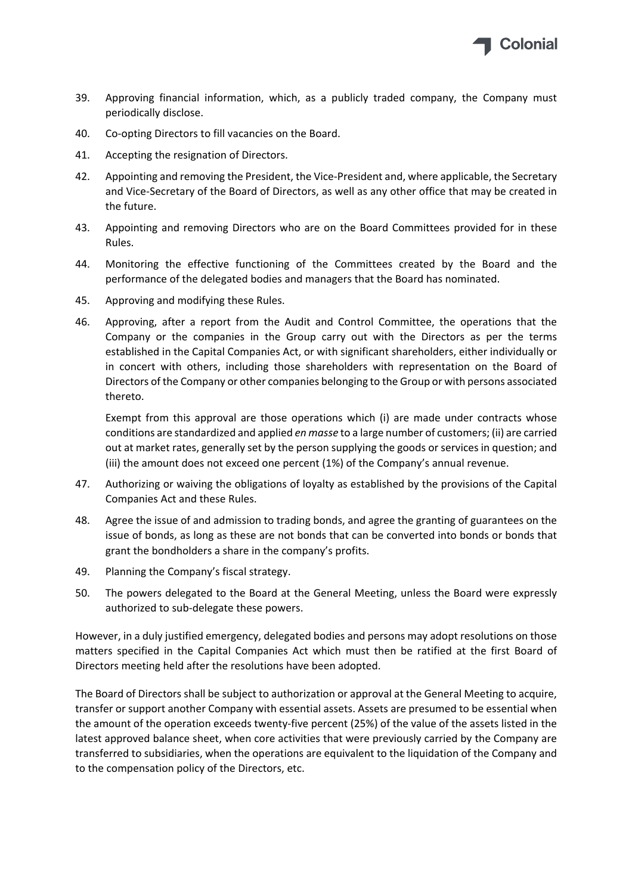39. Approving financial information, which, as a publicly traded company, the Company must periodically disclose.
40. Co-opting Directors to fill vacancies on the Board.
41. Accepting the resignation of Directors.
42. Appointing and removing the President, the Vice-President and, where applicable, the Secretary and Vice-Secretary of the Board of Directors, as well as any other office that may be created in the future.
43. Appointing and removing Directors who are on the Board Committees provided for in these Rules.
44. Monitoring the effective functioning of the Committees created by the Board and the performance of the delegated bodies and managers that the Board has nominated.
45. Approving and modifying these Rules.
46. Approving, after a report from the Audit and Control Committee, the operations that the Company or the companies in the Group carry out with the Directors as per the terms established in the Capital Companies Act, or with significant shareholders, either individually or in concert with others, including those shareholders with representation on the Board of Directors of the Company or other companies belonging to the Group or with persons associated thereto.

    Exempt from this approval are those operations which (i) are made under contracts whose conditions are standardized and applied *en masse* to a large number of customers; (ii) are carried out at market rates, generally set by the person supplying the goods or services in question; and (iii) the amount does not exceed one percent (1%) of the Company's annual revenue.
47. Authorizing or waiving the obligations of loyalty as established by the provisions of the Capital Companies Act and these Rules.
48. Agree the issue of and admission to trading bonds, and agree the granting of guarantees on the issue of bonds, as long as these are not bonds that can be converted into bonds or bonds that grant the bondholders a share in the company's profits.
49. Planning the Company's fiscal strategy.
50. The powers delegated to the Board at the General Meeting, unless the Board were expressly authorized to sub-delegate these powers.

However, in a duly justified emergency, delegated bodies and persons may adopt resolutions on those matters specified in the Capital Companies Act which must then be ratified at the first Board of Directors meeting held after the resolutions have been adopted.

The Board of Directors shall be subject to authorization or approval at the General Meeting to acquire, transfer or support another Company with essential assets. Assets are presumed to be essential when the amount of the operation exceeds twenty-five percent (25%) of the value of the assets listed in the latest approved balance sheet, when core activities that were previously carried by the Company are transferred to subsidiaries, when the operations are equivalent to the liquidation of the Company and to the compensation policy of the Directors, etc.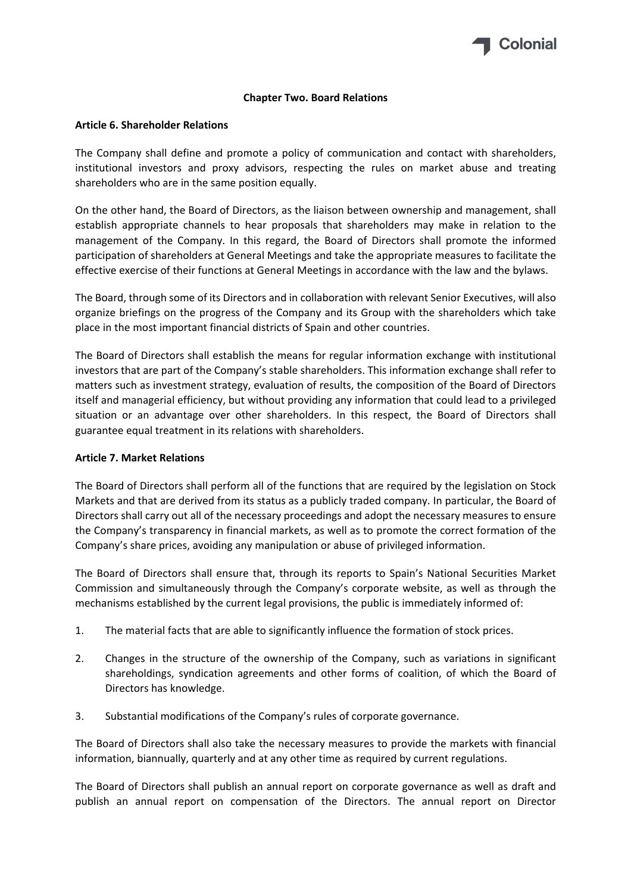## Chapter Two. Board Relations

### Article 6. Shareholder Relations

The Company shall define and promote a policy of communication and contact with shareholders, institutional investors and proxy advisors, respecting the rules on market abuse and treating shareholders who are in the same position equally.

On the other hand, the Board of Directors, as the liaison between ownership and management, shall establish appropriate channels to hear proposals that shareholders may make in relation to the management of the Company. In this regard, the Board of Directors shall promote the informed participation of shareholders at General Meetings and take the appropriate measures to facilitate the effective exercise of their functions at General Meetings in accordance with the law and the bylaws.

The Board, through some of its Directors and in collaboration with relevant Senior Executives, will also organize briefings on the progress of the Company and its Group with the shareholders which take place in the most important financial districts of Spain and other countries.

The Board of Directors shall establish the means for regular information exchange with institutional investors that are part of the Company's stable shareholders. This information exchange shall refer to matters such as investment strategy, evaluation of results, the composition of the Board of Directors itself and managerial efficiency, but without providing any information that could lead to a privileged situation or an advantage over other shareholders. In this respect, the Board of Directors shall guarantee equal treatment in its relations with shareholders.

### Article 7. Market Relations

The Board of Directors shall perform all of the functions that are required by the legislation on Stock Markets and that are derived from its status as a publicly traded company. In particular, the Board of Directors shall carry out all of the necessary proceedings and adopt the necessary measures to ensure the Company's transparency in financial markets, as well as to promote the correct formation of the Company's share prices, avoiding any manipulation or abuse of privileged information.

The Board of Directors shall ensure that, through its reports to Spain's National Securities Market Commission and simultaneously through the Company's corporate website, as well as through the mechanisms established by the current legal provisions, the public is immediately informed of:

1. The material facts that are able to significantly influence the formation of stock prices.
2. Changes in the structure of the ownership of the Company, such as variations in significant shareholdings, syndication agreements and other forms of coalition, of which the Board of Directors has knowledge.
3. Substantial modifications of the Company's rules of corporate governance.

The Board of Directors shall also take the necessary measures to provide the markets with financial information, biannually, quarterly and at any other time as required by current regulations.

The Board of Directors shall publish an annual report on corporate governance as well as draft and publish an annual report on compensation of the Directors. The annual report on Director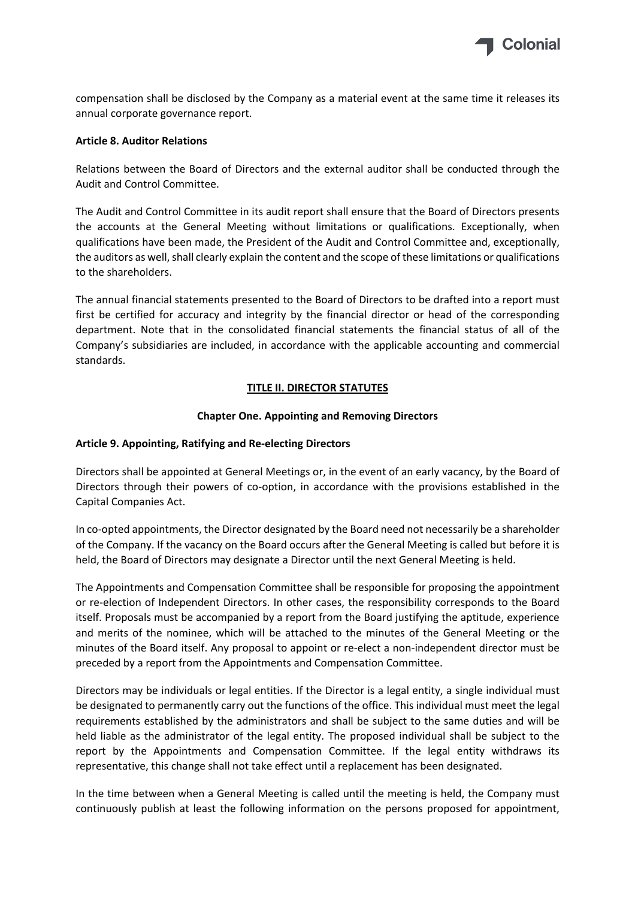compensation shall be disclosed by the Company as a material event at the same time it releases its annual corporate governance report.

**Article 8. Auditor Relations**

Relations between the Board of Directors and the external auditor shall be conducted through the Audit and Control Committee.

The Audit and Control Committee in its audit report shall ensure that the Board of Directors presents the accounts at the General Meeting without limitations or qualifications. Exceptionally, when qualifications have been made, the President of the Audit and Control Committee and, exceptionally, the auditors as well, shall clearly explain the content and the scope of these limitations or qualifications to the shareholders.

The annual financial statements presented to the Board of Directors to be drafted into a report must first be certified for accuracy and integrity by the financial director or head of the corresponding department. Note that in the consolidated financial statements the financial status of all of the Company's subsidiaries are included, in accordance with the applicable accounting and commercial standards.

## TITLE II. DIRECTOR STATUTES

### Chapter One. Appointing and Removing Directors

**Article 9. Appointing, Ratifying and Re-electing Directors**

Directors shall be appointed at General Meetings or, in the event of an early vacancy, by the Board of Directors through their powers of co-option, in accordance with the provisions established in the Capital Companies Act.

In co-opted appointments, the Director designated by the Board need not necessarily be a shareholder of the Company. If the vacancy on the Board occurs after the General Meeting is called but before it is held, the Board of Directors may designate a Director until the next General Meeting is held.

The Appointments and Compensation Committee shall be responsible for proposing the appointment or re-election of Independent Directors. In other cases, the responsibility corresponds to the Board itself. Proposals must be accompanied by a report from the Board justifying the aptitude, experience and merits of the nominee, which will be attached to the minutes of the General Meeting or the minutes of the Board itself. Any proposal to appoint or re-elect a non-independent director must be preceded by a report from the Appointments and Compensation Committee.

Directors may be individuals or legal entities. If the Director is a legal entity, a single individual must be designated to permanently carry out the functions of the office. This individual must meet the legal requirements established by the administrators and shall be subject to the same duties and will be held liable as the administrator of the legal entity. The proposed individual shall be subject to the report by the Appointments and Compensation Committee. If the legal entity withdraws its representative, this change shall not take effect until a replacement has been designated.

In the time between when a General Meeting is called until the meeting is held, the Company must continuously publish at least the following information on the persons proposed for appointment,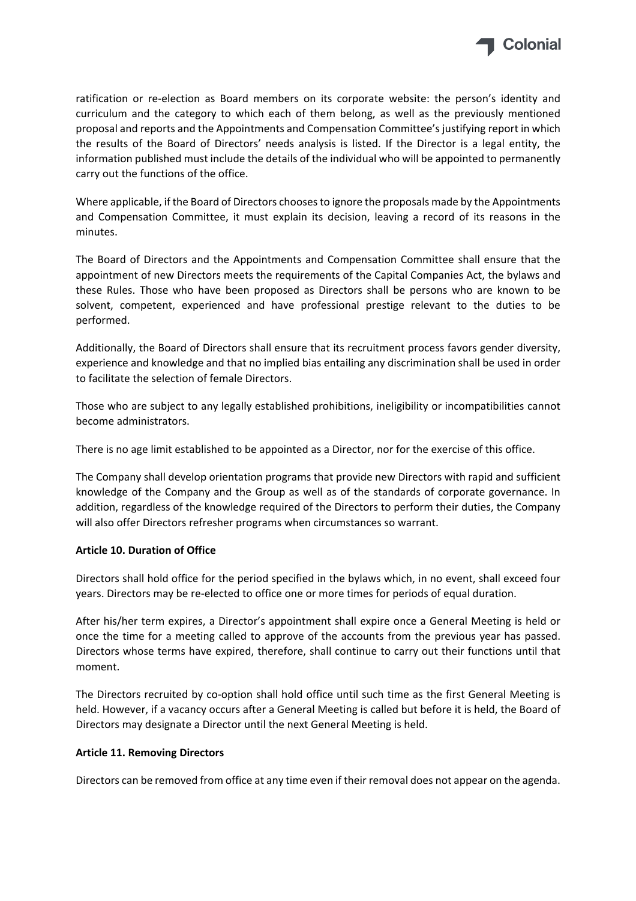ratification or re-election as Board members on its corporate website: the person's identity and curriculum and the category to which each of them belong, as well as the previously mentioned proposal and reports and the Appointments and Compensation Committee's justifying report in which the results of the Board of Directors' needs analysis is listed. If the Director is a legal entity, the information published must include the details of the individual who will be appointed to permanently carry out the functions of the office.

Where applicable, if the Board of Directors chooses to ignore the proposals made by the Appointments and Compensation Committee, it must explain its decision, leaving a record of its reasons in the minutes.

The Board of Directors and the Appointments and Compensation Committee shall ensure that the appointment of new Directors meets the requirements of the Capital Companies Act, the bylaws and these Rules. Those who have been proposed as Directors shall be persons who are known to be solvent, competent, experienced and have professional prestige relevant to the duties to be performed.

Additionally, the Board of Directors shall ensure that its recruitment process favors gender diversity, experience and knowledge and that no implied bias entailing any discrimination shall be used in order to facilitate the selection of female Directors.

Those who are subject to any legally established prohibitions, ineligibility or incompatibilities cannot become administrators.

There is no age limit established to be appointed as a Director, nor for the exercise of this office.

The Company shall develop orientation programs that provide new Directors with rapid and sufficient knowledge of the Company and the Group as well as of the standards of corporate governance. In addition, regardless of the knowledge required of the Directors to perform their duties, the Company will also offer Directors refresher programs when circumstances so warrant.

**Article 10. Duration of Office**

Directors shall hold office for the period specified in the bylaws which, in no event, shall exceed four years. Directors may be re-elected to office one or more times for periods of equal duration.

After his/her term expires, a Director's appointment shall expire once a General Meeting is held or once the time for a meeting called to approve of the accounts from the previous year has passed. Directors whose terms have expired, therefore, shall continue to carry out their functions until that moment.

The Directors recruited by co-option shall hold office until such time as the first General Meeting is held. However, if a vacancy occurs after a General Meeting is called but before it is held, the Board of Directors may designate a Director until the next General Meeting is held.

**Article 11. Removing Directors**

Directors can be removed from office at any time even if their removal does not appear on the agenda.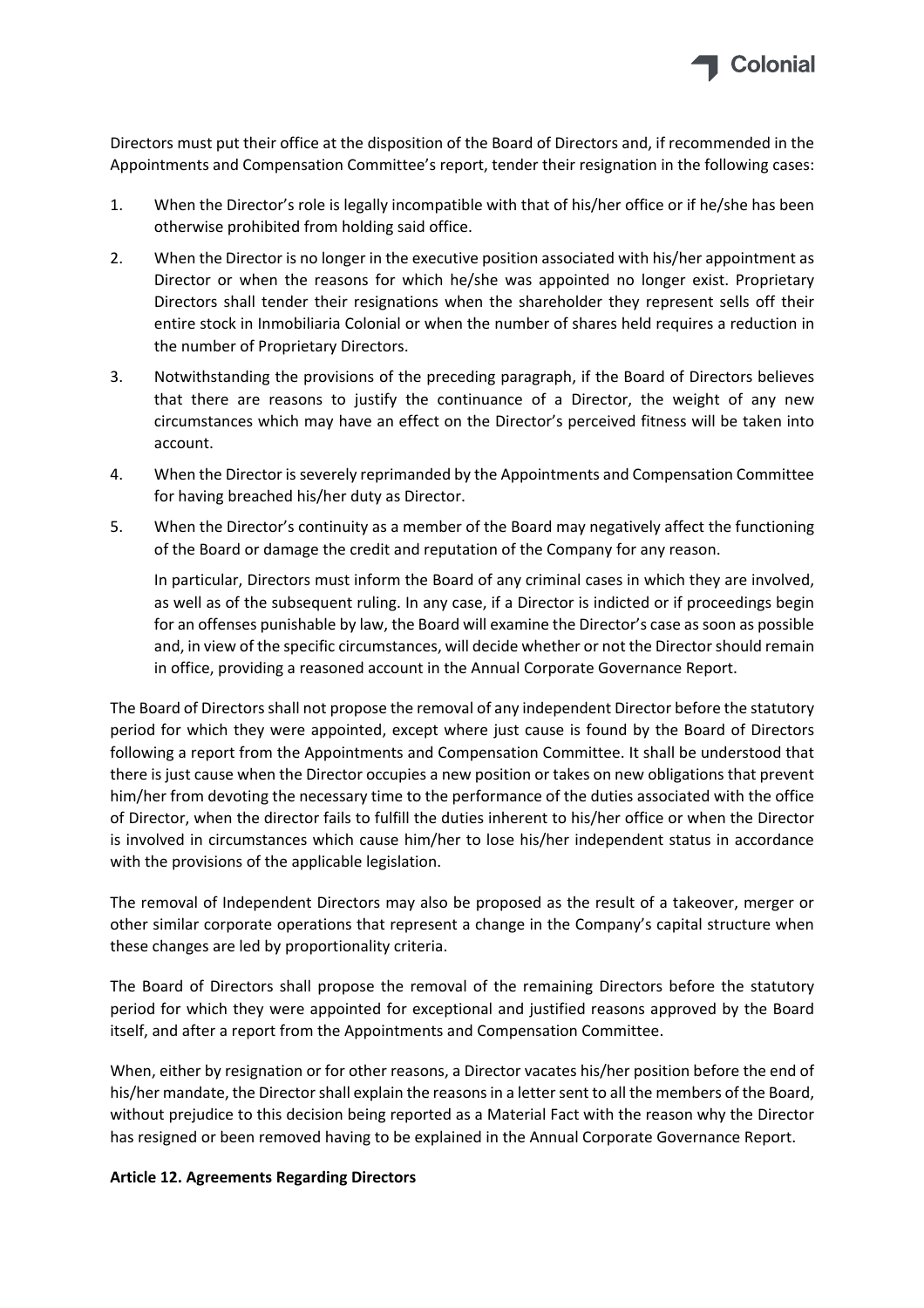Directors must put their office at the disposition of the Board of Directors and, if recommended in the Appointments and Compensation Committee's report, tender their resignation in the following cases:

1. When the Director's role is legally incompatible with that of his/her office or if he/she has been otherwise prohibited from holding said office.
2. When the Director is no longer in the executive position associated with his/her appointment as Director or when the reasons for which he/she was appointed no longer exist. Proprietary Directors shall tender their resignations when the shareholder they represent sells off their entire stock in Inmobiliaria Colonial or when the number of shares held requires a reduction in the number of Proprietary Directors.
3. Notwithstanding the provisions of the preceding paragraph, if the Board of Directors believes that there are reasons to justify the continuance of a Director, the weight of any new circumstances which may have an effect on the Director's perceived fitness will be taken into account.
4. When the Director is severely reprimanded by the Appointments and Compensation Committee for having breached his/her duty as Director.
5. When the Director's continuity as a member of the Board may negatively affect the functioning of the Board or damage the credit and reputation of the Company for any reason.

   In particular, Directors must inform the Board of any criminal cases in which they are involved, as well as of the subsequent ruling. In any case, if a Director is indicted or if proceedings begin for an offenses punishable by law, the Board will examine the Director's case as soon as possible and, in view of the specific circumstances, will decide whether or not the Director should remain in office, providing a reasoned account in the Annual Corporate Governance Report.

The Board of Directors shall not propose the removal of any independent Director before the statutory period for which they were appointed, except where just cause is found by the Board of Directors following a report from the Appointments and Compensation Committee. It shall be understood that there is just cause when the Director occupies a new position or takes on new obligations that prevent him/her from devoting the necessary time to the performance of the duties associated with the office of Director, when the director fails to fulfill the duties inherent to his/her office or when the Director is involved in circumstances which cause him/her to lose his/her independent status in accordance with the provisions of the applicable legislation.

The removal of Independent Directors may also be proposed as the result of a takeover, merger or other similar corporate operations that represent a change in the Company's capital structure when these changes are led by proportionality criteria.

The Board of Directors shall propose the removal of the remaining Directors before the statutory period for which they were appointed for exceptional and justified reasons approved by the Board itself, and after a report from the Appointments and Compensation Committee.

When, either by resignation or for other reasons, a Director vacates his/her position before the end of his/her mandate, the Director shall explain the reasons in a letter sent to all the members of the Board, without prejudice to this decision being reported as a Material Fact with the reason why the Director has resigned or been removed having to be explained in the Annual Corporate Governance Report.

**Article 12. Agreements Regarding Directors**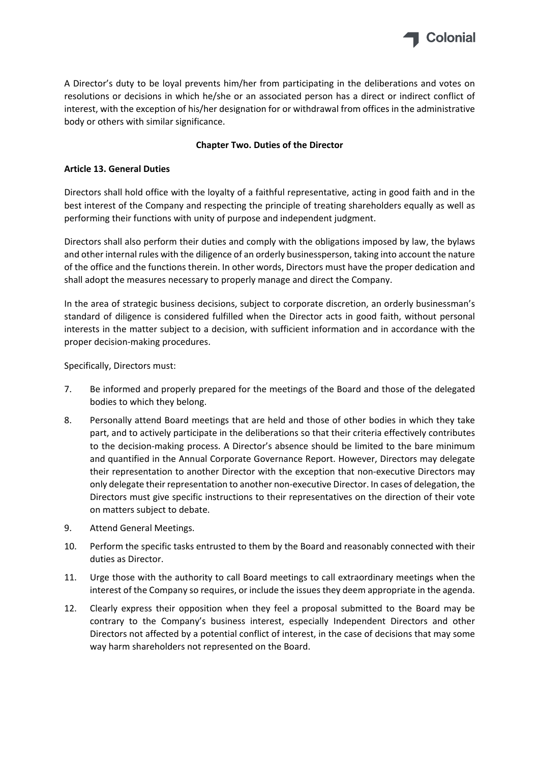A Director's duty to be loyal prevents him/her from participating in the deliberations and votes on resolutions or decisions in which he/she or an associated person has a direct or indirect conflict of interest, with the exception of his/her designation for or withdrawal from offices in the administrative body or others with similar significance.

## Chapter Two. Duties of the Director

### Article 13. General Duties

Directors shall hold office with the loyalty of a faithful representative, acting in good faith and in the best interest of the Company and respecting the principle of treating shareholders equally as well as performing their functions with unity of purpose and independent judgment.

Directors shall also perform their duties and comply with the obligations imposed by law, the bylaws and other internal rules with the diligence of an orderly businessperson, taking into account the nature of the office and the functions therein. In other words, Directors must have the proper dedication and shall adopt the measures necessary to properly manage and direct the Company.

In the area of strategic business decisions, subject to corporate discretion, an orderly businessman's standard of diligence is considered fulfilled when the Director acts in good faith, without personal interests in the matter subject to a decision, with sufficient information and in accordance with the proper decision-making procedures.

Specifically, Directors must:

7. Be informed and properly prepared for the meetings of the Board and those of the delegated bodies to which they belong.
8. Personally attend Board meetings that are held and those of other bodies in which they take part, and to actively participate in the deliberations so that their criteria effectively contributes to the decision-making process. A Director's absence should be limited to the bare minimum and quantified in the Annual Corporate Governance Report. However, Directors may delegate their representation to another Director with the exception that non-executive Directors may only delegate their representation to another non-executive Director. In cases of delegation, the Directors must give specific instructions to their representatives on the direction of their vote on matters subject to debate.
9. Attend General Meetings.
10. Perform the specific tasks entrusted to them by the Board and reasonably connected with their duties as Director.
11. Urge those with the authority to call Board meetings to call extraordinary meetings when the interest of the Company so requires, or include the issues they deem appropriate in the agenda.
12. Clearly express their opposition when they feel a proposal submitted to the Board may be contrary to the Company's business interest, especially Independent Directors and other Directors not affected by a potential conflict of interest, in the case of decisions that may some way harm shareholders not represented on the Board.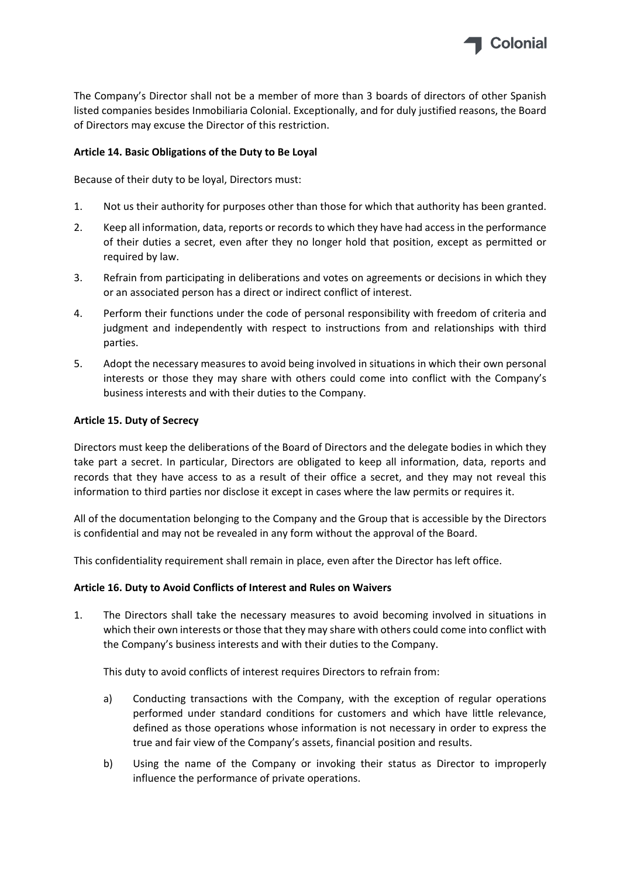The Company's Director shall not be a member of more than 3 boards of directors of other Spanish listed companies besides Inmobiliaria Colonial. Exceptionally, and for duly justified reasons, the Board of Directors may excuse the Director of this restriction.

**Article 14. Basic Obligations of the Duty to Be Loyal**

Because of their duty to be loyal, Directors must:

1. Not us their authority for purposes other than those for which that authority has been granted.
2. Keep all information, data, reports or records to which they have had access in the performance of their duties a secret, even after they no longer hold that position, except as permitted or required by law.
3. Refrain from participating in deliberations and votes on agreements or decisions in which they or an associated person has a direct or indirect conflict of interest.
4. Perform their functions under the code of personal responsibility with freedom of criteria and judgment and independently with respect to instructions from and relationships with third parties.
5. Adopt the necessary measures to avoid being involved in situations in which their own personal interests or those they may share with others could come into conflict with the Company's business interests and with their duties to the Company.

**Article 15. Duty of Secrecy**

Directors must keep the deliberations of the Board of Directors and the delegate bodies in which they take part a secret. In particular, Directors are obligated to keep all information, data, reports and records that they have access to as a result of their office a secret, and they may not reveal this information to third parties nor disclose it except in cases where the law permits or requires it.

All of the documentation belonging to the Company and the Group that is accessible by the Directors is confidential and may not be revealed in any form without the approval of the Board.

This confidentiality requirement shall remain in place, even after the Director has left office.

**Article 16. Duty to Avoid Conflicts of Interest and Rules on Waivers**

1. The Directors shall take the necessary measures to avoid becoming involved in situations in which their own interests or those that they may share with others could come into conflict with the Company's business interests and with their duties to the Company.

   This duty to avoid conflicts of interest requires Directors to refrain from:

   a) Conducting transactions with the Company, with the exception of regular operations performed under standard conditions for customers and which have little relevance, defined as those operations whose information is not necessary in order to express the true and fair view of the Company's assets, financial position and results.

   b) Using the name of the Company or invoking their status as Director to improperly influence the performance of private operations.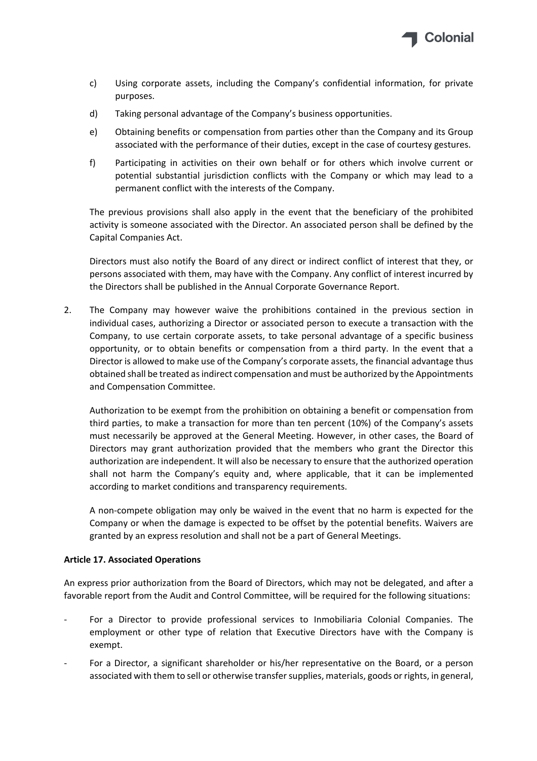c) Using corporate assets, including the Company's confidential information, for private purposes.

d) Taking personal advantage of the Company's business opportunities.

e) Obtaining benefits or compensation from parties other than the Company and its Group associated with the performance of their duties, except in the case of courtesy gestures.

f) Participating in activities on their own behalf or for others which involve current or potential substantial jurisdiction conflicts with the Company or which may lead to a permanent conflict with the interests of the Company.

The previous provisions shall also apply in the event that the beneficiary of the prohibited activity is someone associated with the Director. An associated person shall be defined by the Capital Companies Act.

Directors must also notify the Board of any direct or indirect conflict of interest that they, or persons associated with them, may have with the Company. Any conflict of interest incurred by the Directors shall be published in the Annual Corporate Governance Report.

2. The Company may however waive the prohibitions contained in the previous section in individual cases, authorizing a Director or associated person to execute a transaction with the Company, to use certain corporate assets, to take personal advantage of a specific business opportunity, or to obtain benefits or compensation from a third party. In the event that a Director is allowed to make use of the Company's corporate assets, the financial advantage thus obtained shall be treated as indirect compensation and must be authorized by the Appointments and Compensation Committee.

   Authorization to be exempt from the prohibition on obtaining a benefit or compensation from third parties, to make a transaction for more than ten percent (10%) of the Company's assets must necessarily be approved at the General Meeting. However, in other cases, the Board of Directors may grant authorization provided that the members who grant the Director this authorization are independent. It will also be necessary to ensure that the authorized operation shall not harm the Company's equity and, where applicable, that it can be implemented according to market conditions and transparency requirements.

   A non-compete obligation may only be waived in the event that no harm is expected for the Company or when the damage is expected to be offset by the potential benefits. Waivers are granted by an express resolution and shall not be a part of General Meetings.

**Article 17. Associated Operations**

An express prior authorization from the Board of Directors, which may not be delegated, and after a favorable report from the Audit and Control Committee, will be required for the following situations:

- For a Director to provide professional services to Inmobiliaria Colonial Companies. The employment or other type of relation that Executive Directors have with the Company is exempt.
- For a Director, a significant shareholder or his/her representative on the Board, or a person associated with them to sell or otherwise transfer supplies, materials, goods or rights, in general,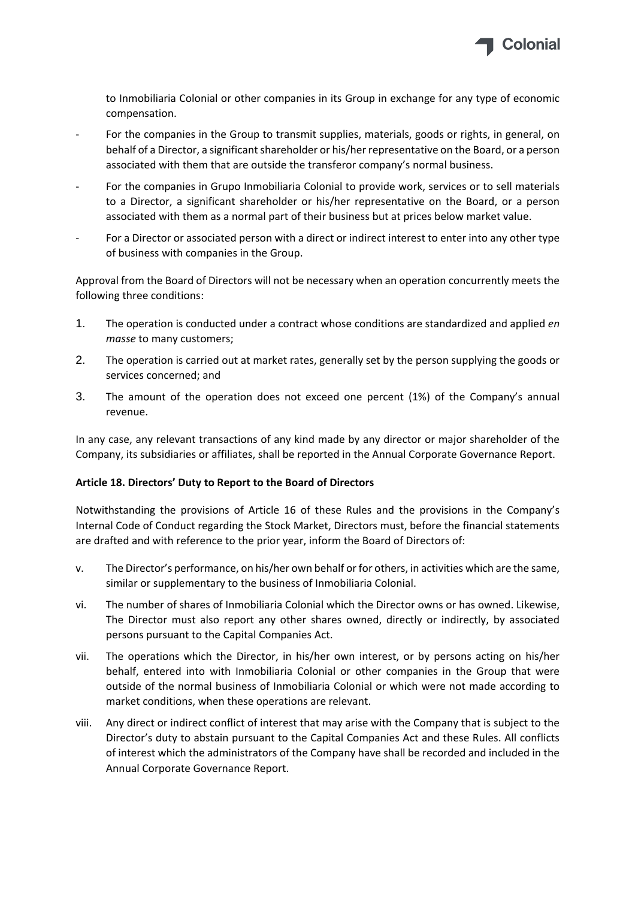to Inmobiliaria Colonial or other companies in its Group in exchange for any type of economic compensation.

- For the companies in the Group to transmit supplies, materials, goods or rights, in general, on behalf of a Director, a significant shareholder or his/her representative on the Board, or a person associated with them that are outside the transferor company's normal business.
- For the companies in Grupo Inmobiliaria Colonial to provide work, services or to sell materials to a Director, a significant shareholder or his/her representative on the Board, or a person associated with them as a normal part of their business but at prices below market value.
- For a Director or associated person with a direct or indirect interest to enter into any other type of business with companies in the Group.

Approval from the Board of Directors will not be necessary when an operation concurrently meets the following three conditions:

1. The operation is conducted under a contract whose conditions are standardized and applied *en masse* to many customers;
2. The operation is carried out at market rates, generally set by the person supplying the goods or services concerned; and
3. The amount of the operation does not exceed one percent (1%) of the Company's annual revenue.

In any case, any relevant transactions of any kind made by any director or major shareholder of the Company, its subsidiaries or affiliates, shall be reported in the Annual Corporate Governance Report.

**Article 18. Directors' Duty to Report to the Board of Directors**

Notwithstanding the provisions of Article 16 of these Rules and the provisions in the Company's Internal Code of Conduct regarding the Stock Market, Directors must, before the financial statements are drafted and with reference to the prior year, inform the Board of Directors of:

v. The Director's performance, on his/her own behalf or for others, in activities which are the same, similar or supplementary to the business of Inmobiliaria Colonial.

vi. The number of shares of Inmobiliaria Colonial which the Director owns or has owned. Likewise, The Director must also report any other shares owned, directly or indirectly, by associated persons pursuant to the Capital Companies Act.

vii. The operations which the Director, in his/her own interest, or by persons acting on his/her behalf, entered into with Inmobiliaria Colonial or other companies in the Group that were outside of the normal business of Inmobiliaria Colonial or which were not made according to market conditions, when these operations are relevant.

viii. Any direct or indirect conflict of interest that may arise with the Company that is subject to the Director's duty to abstain pursuant to the Capital Companies Act and these Rules. All conflicts of interest which the administrators of the Company have shall be recorded and included in the Annual Corporate Governance Report.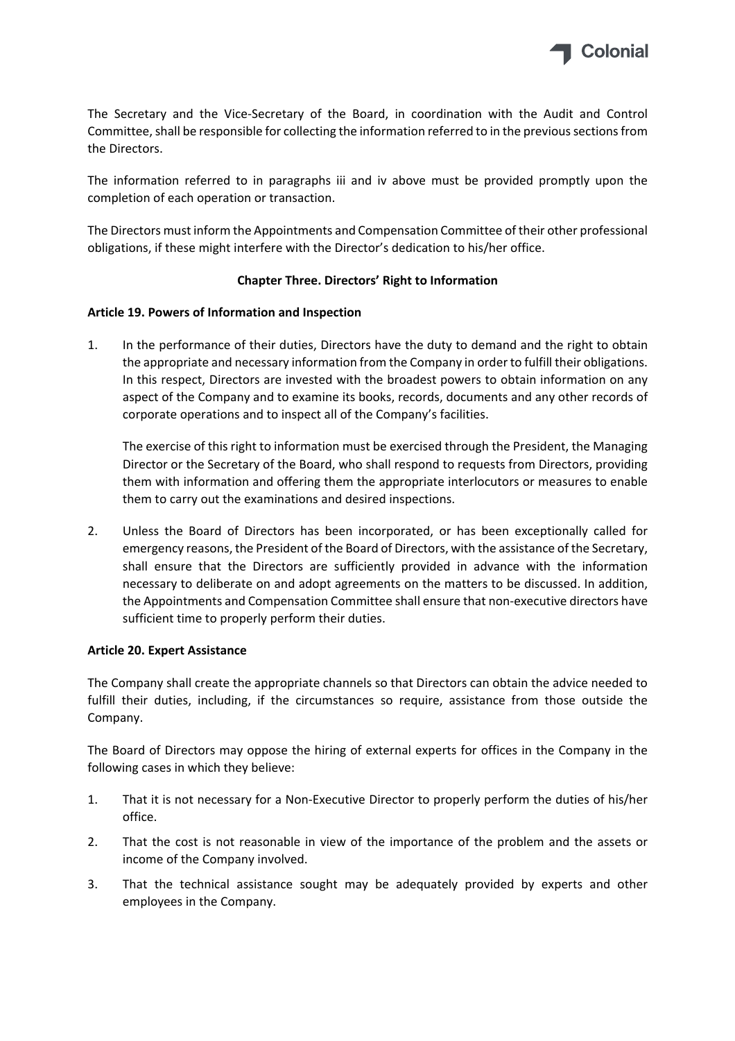The Secretary and the Vice-Secretary of the Board, in coordination with the Audit and Control Committee, shall be responsible for collecting the information referred to in the previous sections from the Directors.

The information referred to in paragraphs iii and iv above must be provided promptly upon the completion of each operation or transaction.

The Directors must inform the Appointments and Compensation Committee of their other professional obligations, if these might interfere with the Director's dedication to his/her office.

## Chapter Three. Directors' Right to Information

### Article 19. Powers of Information and Inspection

1. In the performance of their duties, Directors have the duty to demand and the right to obtain the appropriate and necessary information from the Company in order to fulfill their obligations. In this respect, Directors are invested with the broadest powers to obtain information on any aspect of the Company and to examine its books, records, documents and any other records of corporate operations and to inspect all of the Company's facilities.

   The exercise of this right to information must be exercised through the President, the Managing Director or the Secretary of the Board, who shall respond to requests from Directors, providing them with information and offering them the appropriate interlocutors or measures to enable them to carry out the examinations and desired inspections.

2. Unless the Board of Directors has been incorporated, or has been exceptionally called for emergency reasons, the President of the Board of Directors, with the assistance of the Secretary, shall ensure that the Directors are sufficiently provided in advance with the information necessary to deliberate on and adopt agreements on the matters to be discussed. In addition, the Appointments and Compensation Committee shall ensure that non-executive directors have sufficient time to properly perform their duties.

### Article 20. Expert Assistance

The Company shall create the appropriate channels so that Directors can obtain the advice needed to fulfill their duties, including, if the circumstances so require, assistance from those outside the Company.

The Board of Directors may oppose the hiring of external experts for offices in the Company in the following cases in which they believe:

1. That it is not necessary for a Non-Executive Director to properly perform the duties of his/her office.
2. That the cost is not reasonable in view of the importance of the problem and the assets or income of the Company involved.
3. That the technical assistance sought may be adequately provided by experts and other employees in the Company.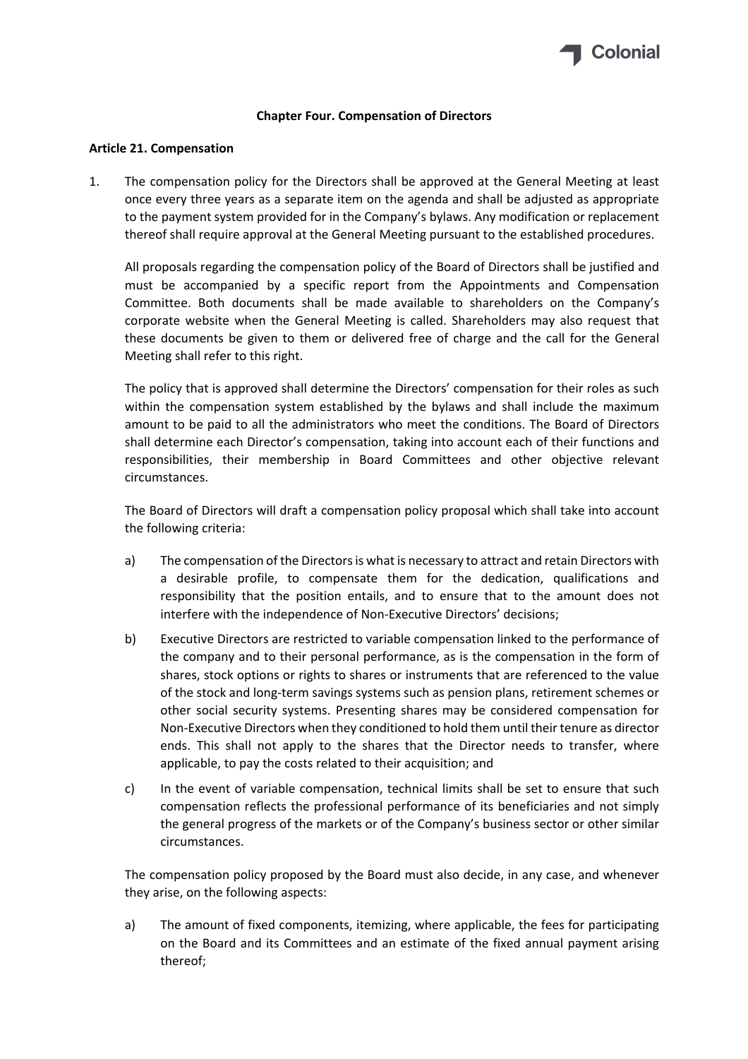**Chapter Four. Compensation of Directors**

**Article 21. Compensation**

1. The compensation policy for the Directors shall be approved at the General Meeting at least once every three years as a separate item on the agenda and shall be adjusted as appropriate to the payment system provided for in the Company's bylaws. Any modification or replacement thereof shall require approval at the General Meeting pursuant to the established procedures.

   All proposals regarding the compensation policy of the Board of Directors shall be justified and must be accompanied by a specific report from the Appointments and Compensation Committee. Both documents shall be made available to shareholders on the Company's corporate website when the General Meeting is called. Shareholders may also request that these documents be given to them or delivered free of charge and the call for the General Meeting shall refer to this right.

   The policy that is approved shall determine the Directors' compensation for their roles as such within the compensation system established by the bylaws and shall include the maximum amount to be paid to all the administrators who meet the conditions. The Board of Directors shall determine each Director's compensation, taking into account each of their functions and responsibilities, their membership in Board Committees and other objective relevant circumstances.

   The Board of Directors will draft a compensation policy proposal which shall take into account the following criteria:

   a) The compensation of the Directors is what is necessary to attract and retain Directors with a desirable profile, to compensate them for the dedication, qualifications and responsibility that the position entails, and to ensure that to the amount does not interfere with the independence of Non-Executive Directors' decisions;

   b) Executive Directors are restricted to variable compensation linked to the performance of the company and to their personal performance, as is the compensation in the form of shares, stock options or rights to shares or instruments that are referenced to the value of the stock and long-term savings systems such as pension plans, retirement schemes or other social security systems. Presenting shares may be considered compensation for Non-Executive Directors when they conditioned to hold them until their tenure as director ends. This shall not apply to the shares that the Director needs to transfer, where applicable, to pay the costs related to their acquisition; and

   c) In the event of variable compensation, technical limits shall be set to ensure that such compensation reflects the professional performance of its beneficiaries and not simply the general progress of the markets or of the Company's business sector or other similar circumstances.

   The compensation policy proposed by the Board must also decide, in any case, and whenever they arise, on the following aspects:

   a) The amount of fixed components, itemizing, where applicable, the fees for participating on the Board and its Committees and an estimate of the fixed annual payment arising thereof;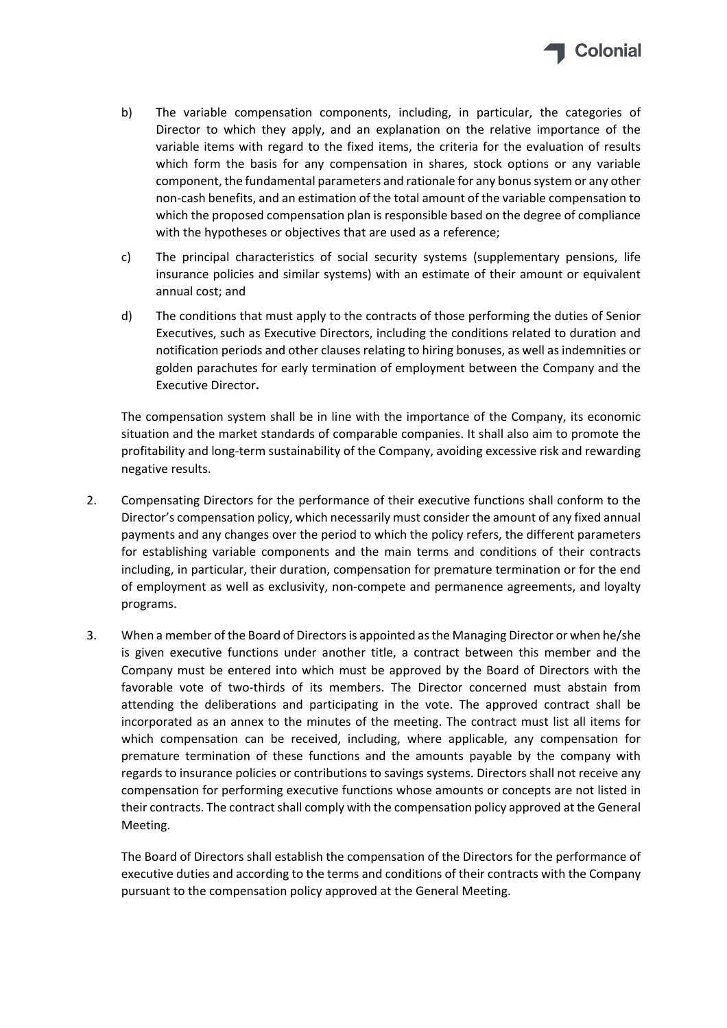b) The variable compensation components, including, in particular, the categories of Director to which they apply, and an explanation on the relative importance of the variable items with regard to the fixed items, the criteria for the evaluation of results which form the basis for any compensation in shares, stock options or any variable component, the fundamental parameters and rationale for any bonus system or any other non-cash benefits, and an estimation of the total amount of the variable compensation to which the proposed compensation plan is responsible based on the degree of compliance with the hypotheses or objectives that are used as a reference;

c) The principal characteristics of social security systems (supplementary pensions, life insurance policies and similar systems) with an estimate of their amount or equivalent annual cost; and

d) The conditions that must apply to the contracts of those performing the duties of Senior Executives, such as Executive Directors, including the conditions related to duration and notification periods and other clauses relating to hiring bonuses, as well as indemnities or golden parachutes for early termination of employment between the Company and the Executive Director**.**

The compensation system shall be in line with the importance of the Company, its economic situation and the market standards of comparable companies. It shall also aim to promote the profitability and long-term sustainability of the Company, avoiding excessive risk and rewarding negative results.

2. Compensating Directors for the performance of their executive functions shall conform to the Director's compensation policy, which necessarily must consider the amount of any fixed annual payments and any changes over the period to which the policy refers, the different parameters for establishing variable components and the main terms and conditions of their contracts including, in particular, their duration, compensation for premature termination or for the end of employment as well as exclusivity, non-compete and permanence agreements, and loyalty programs.

3. When a member of the Board of Directors is appointed as the Managing Director or when he/she is given executive functions under another title, a contract between this member and the Company must be entered into which must be approved by the Board of Directors with the favorable vote of two-thirds of its members. The Director concerned must abstain from attending the deliberations and participating in the vote. The approved contract shall be incorporated as an annex to the minutes of the meeting. The contract must list all items for which compensation can be received, including, where applicable, any compensation for premature termination of these functions and the amounts payable by the company with regards to insurance policies or contributions to savings systems. Directors shall not receive any compensation for performing executive functions whose amounts or concepts are not listed in their contracts. The contract shall comply with the compensation policy approved at the General Meeting.

   The Board of Directors shall establish the compensation of the Directors for the performance of executive duties and according to the terms and conditions of their contracts with the Company pursuant to the compensation policy approved at the General Meeting.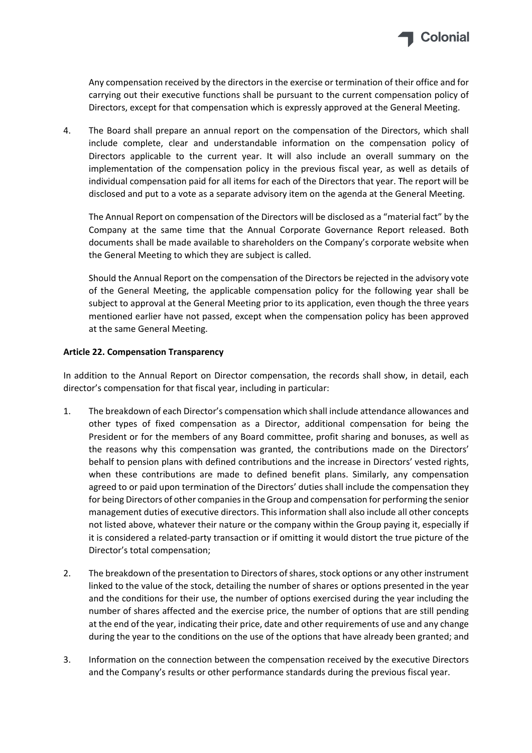Any compensation received by the directors in the exercise or termination of their office and for carrying out their executive functions shall be pursuant to the current compensation policy of Directors, except for that compensation which is expressly approved at the General Meeting.

4. The Board shall prepare an annual report on the compensation of the Directors, which shall include complete, clear and understandable information on the compensation policy of Directors applicable to the current year. It will also include an overall summary on the implementation of the compensation policy in the previous fiscal year, as well as details of individual compensation paid for all items for each of the Directors that year. The report will be disclosed and put to a vote as a separate advisory item on the agenda at the General Meeting.

   The Annual Report on compensation of the Directors will be disclosed as a "material fact" by the Company at the same time that the Annual Corporate Governance Report released. Both documents shall be made available to shareholders on the Company's corporate website when the General Meeting to which they are subject is called.

   Should the Annual Report on the compensation of the Directors be rejected in the advisory vote of the General Meeting, the applicable compensation policy for the following year shall be subject to approval at the General Meeting prior to its application, even though the three years mentioned earlier have not passed, except when the compensation policy has been approved at the same General Meeting.

**Article 22. Compensation Transparency**

In addition to the Annual Report on Director compensation, the records shall show, in detail, each director's compensation for that fiscal year, including in particular:

1. The breakdown of each Director's compensation which shall include attendance allowances and other types of fixed compensation as a Director, additional compensation for being the President or for the members of any Board committee, profit sharing and bonuses, as well as the reasons why this compensation was granted, the contributions made on the Directors' behalf to pension plans with defined contributions and the increase in Directors' vested rights, when these contributions are made to defined benefit plans. Similarly, any compensation agreed to or paid upon termination of the Directors' duties shall include the compensation they for being Directors of other companies in the Group and compensation for performing the senior management duties of executive directors. This information shall also include all other concepts not listed above, whatever their nature or the company within the Group paying it, especially if it is considered a related-party transaction or if omitting it would distort the true picture of the Director's total compensation;

2. The breakdown of the presentation to Directors of shares, stock options or any other instrument linked to the value of the stock, detailing the number of shares or options presented in the year and the conditions for their use, the number of options exercised during the year including the number of shares affected and the exercise price, the number of options that are still pending at the end of the year, indicating their price, date and other requirements of use and any change during the year to the conditions on the use of the options that have already been granted; and

3. Information on the connection between the compensation received by the executive Directors and the Company's results or other performance standards during the previous fiscal year.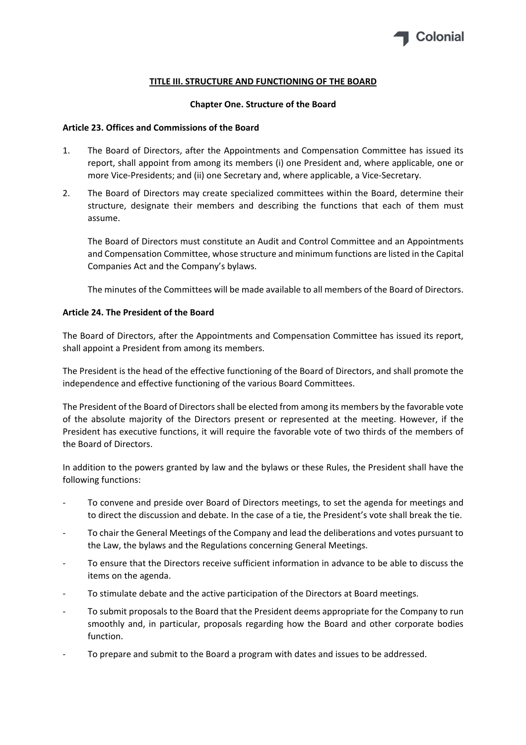## TITLE III. STRUCTURE AND FUNCTIONING OF THE BOARD

### Chapter One. Structure of the Board

#### Article 23. Offices and Commissions of the Board

1. The Board of Directors, after the Appointments and Compensation Committee has issued its report, shall appoint from among its members (i) one President and, where applicable, one or more Vice-Presidents; and (ii) one Secretary and, where applicable, a Vice-Secretary.

2. The Board of Directors may create specialized committees within the Board, determine their structure, designate their members and describing the functions that each of them must assume.

   The Board of Directors must constitute an Audit and Control Committee and an Appointments and Compensation Committee, whose structure and minimum functions are listed in the Capital Companies Act and the Company's bylaws.

   The minutes of the Committees will be made available to all members of the Board of Directors.

#### Article 24. The President of the Board

The Board of Directors, after the Appointments and Compensation Committee has issued its report, shall appoint a President from among its members.

The President is the head of the effective functioning of the Board of Directors, and shall promote the independence and effective functioning of the various Board Committees.

The President of the Board of Directors shall be elected from among its members by the favorable vote of the absolute majority of the Directors present or represented at the meeting. However, if the President has executive functions, it will require the favorable vote of two thirds of the members of the Board of Directors.

In addition to the powers granted by law and the bylaws or these Rules, the President shall have the following functions:

- To convene and preside over Board of Directors meetings, to set the agenda for meetings and to direct the discussion and debate. In the case of a tie, the President's vote shall break the tie.
- To chair the General Meetings of the Company and lead the deliberations and votes pursuant to the Law, the bylaws and the Regulations concerning General Meetings.
- To ensure that the Directors receive sufficient information in advance to be able to discuss the items on the agenda.
- To stimulate debate and the active participation of the Directors at Board meetings.
- To submit proposals to the Board that the President deems appropriate for the Company to run smoothly and, in particular, proposals regarding how the Board and other corporate bodies function.
- To prepare and submit to the Board a program with dates and issues to be addressed.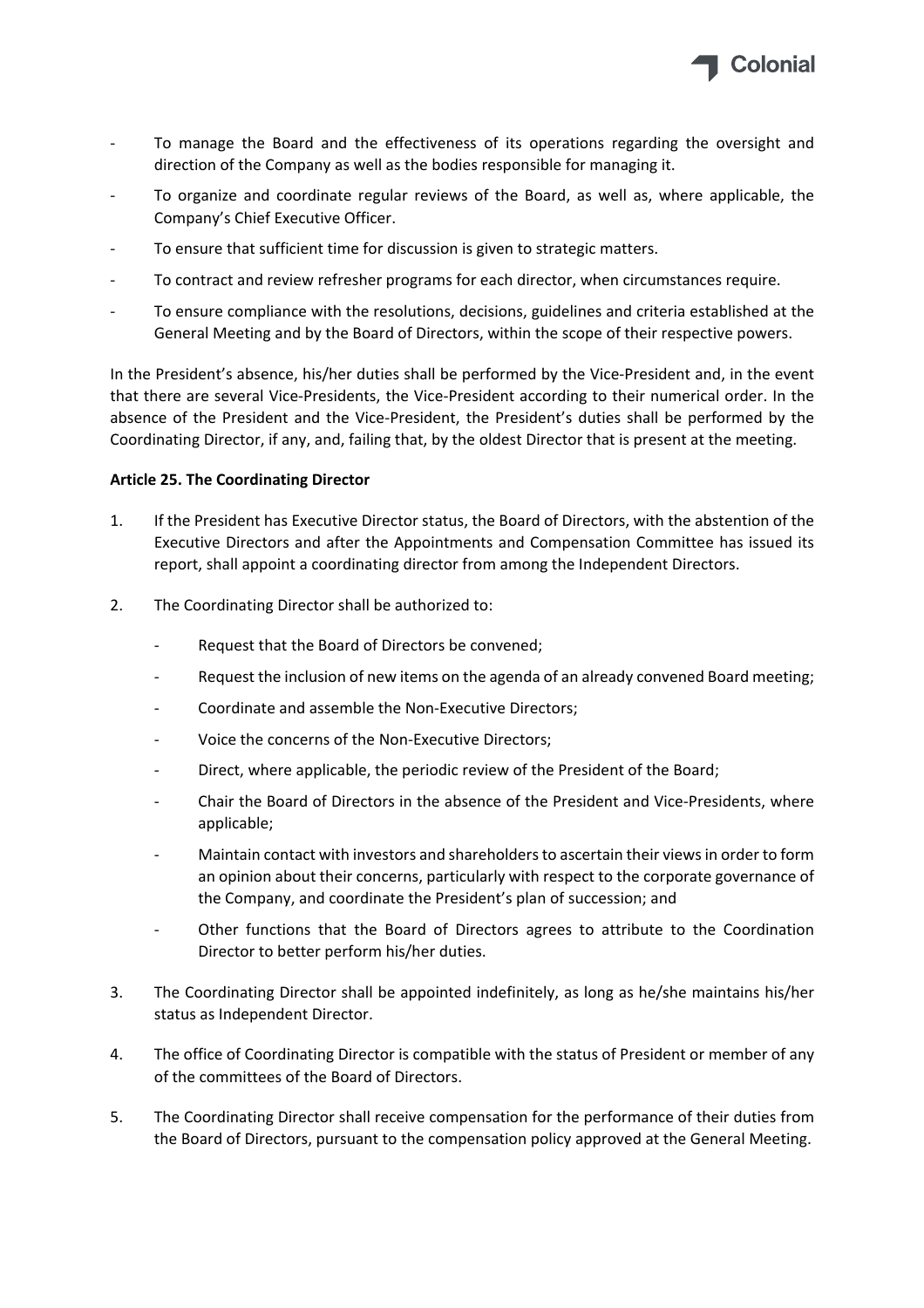- To manage the Board and the effectiveness of its operations regarding the oversight and direction of the Company as well as the bodies responsible for managing it.
- To organize and coordinate regular reviews of the Board, as well as, where applicable, the Company's Chief Executive Officer.
- To ensure that sufficient time for discussion is given to strategic matters.
- To contract and review refresher programs for each director, when circumstances require.
- To ensure compliance with the resolutions, decisions, guidelines and criteria established at the General Meeting and by the Board of Directors, within the scope of their respective powers.

In the President's absence, his/her duties shall be performed by the Vice-President and, in the event that there are several Vice-Presidents, the Vice-President according to their numerical order. In the absence of the President and the Vice-President, the President's duties shall be performed by the Coordinating Director, if any, and, failing that, by the oldest Director that is present at the meeting.

**Article 25. The Coordinating Director**

1. If the President has Executive Director status, the Board of Directors, with the abstention of the Executive Directors and after the Appointments and Compensation Committee has issued its report, shall appoint a coordinating director from among the Independent Directors.
2. The Coordinating Director shall be authorized to:
   - Request that the Board of Directors be convened;
   - Request the inclusion of new items on the agenda of an already convened Board meeting;
   - Coordinate and assemble the Non-Executive Directors;
   - Voice the concerns of the Non-Executive Directors;
   - Direct, where applicable, the periodic review of the President of the Board;
   - Chair the Board of Directors in the absence of the President and Vice-Presidents, where applicable;
   - Maintain contact with investors and shareholders to ascertain their views in order to form an opinion about their concerns, particularly with respect to the corporate governance of the Company, and coordinate the President's plan of succession; and
   - Other functions that the Board of Directors agrees to attribute to the Coordination Director to better perform his/her duties.
3. The Coordinating Director shall be appointed indefinitely, as long as he/she maintains his/her status as Independent Director.
4. The office of Coordinating Director is compatible with the status of President or member of any of the committees of the Board of Directors.
5. The Coordinating Director shall receive compensation for the performance of their duties from the Board of Directors, pursuant to the compensation policy approved at the General Meeting.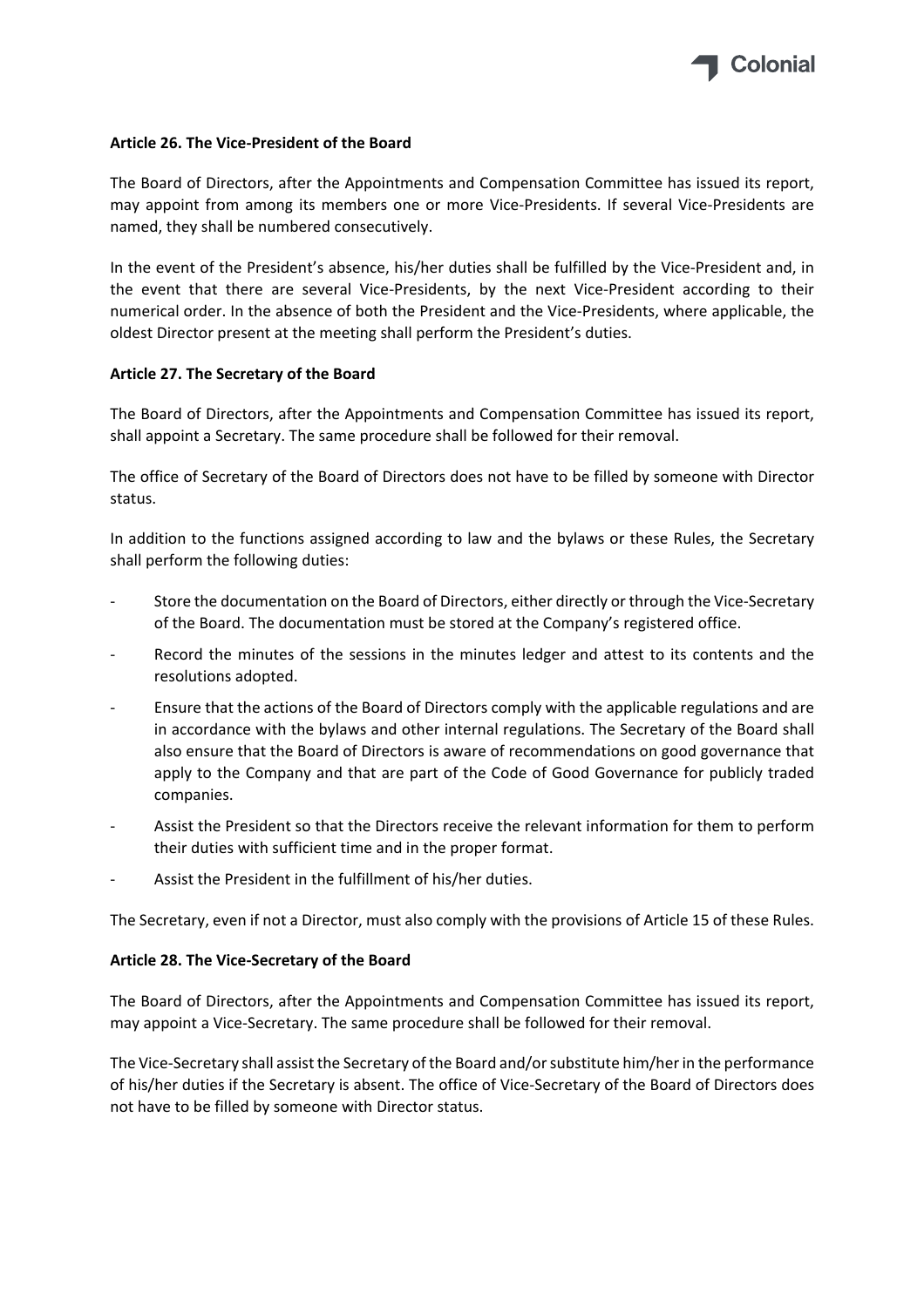**Article 26. The Vice-President of the Board**

The Board of Directors, after the Appointments and Compensation Committee has issued its report, may appoint from among its members one or more Vice-Presidents. If several Vice-Presidents are named, they shall be numbered consecutively.

In the event of the President's absence, his/her duties shall be fulfilled by the Vice-President and, in the event that there are several Vice-Presidents, by the next Vice-President according to their numerical order. In the absence of both the President and the Vice-Presidents, where applicable, the oldest Director present at the meeting shall perform the President's duties.

**Article 27. The Secretary of the Board**

The Board of Directors, after the Appointments and Compensation Committee has issued its report, shall appoint a Secretary. The same procedure shall be followed for their removal.

The office of Secretary of the Board of Directors does not have to be filled by someone with Director status.

In addition to the functions assigned according to law and the bylaws or these Rules, the Secretary shall perform the following duties:

- Store the documentation on the Board of Directors, either directly or through the Vice-Secretary of the Board. The documentation must be stored at the Company's registered office.
- Record the minutes of the sessions in the minutes ledger and attest to its contents and the resolutions adopted.
- Ensure that the actions of the Board of Directors comply with the applicable regulations and are in accordance with the bylaws and other internal regulations. The Secretary of the Board shall also ensure that the Board of Directors is aware of recommendations on good governance that apply to the Company and that are part of the Code of Good Governance for publicly traded companies.
- Assist the President so that the Directors receive the relevant information for them to perform their duties with sufficient time and in the proper format.
- Assist the President in the fulfillment of his/her duties.

The Secretary, even if not a Director, must also comply with the provisions of Article 15 of these Rules.

**Article 28. The Vice-Secretary of the Board**

The Board of Directors, after the Appointments and Compensation Committee has issued its report, may appoint a Vice-Secretary. The same procedure shall be followed for their removal.

The Vice-Secretary shall assist the Secretary of the Board and/or substitute him/her in the performance of his/her duties if the Secretary is absent. The office of Vice-Secretary of the Board of Directors does not have to be filled by someone with Director status.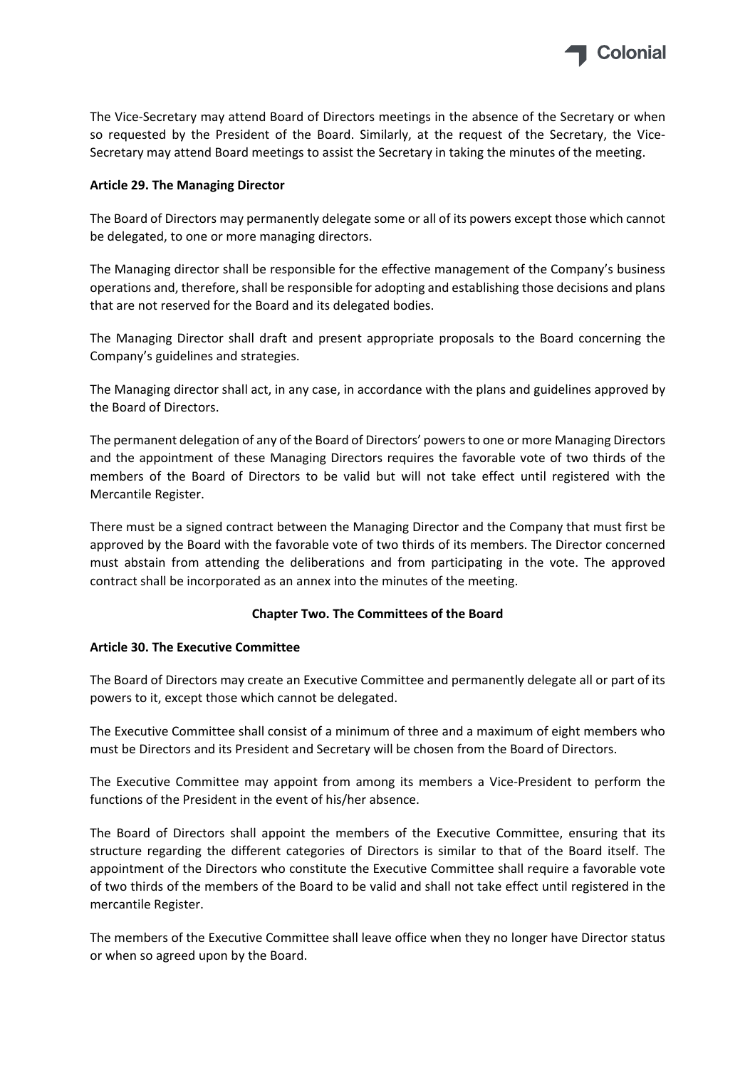The Vice-Secretary may attend Board of Directors meetings in the absence of the Secretary or when so requested by the President of the Board. Similarly, at the request of the Secretary, the Vice-Secretary may attend Board meetings to assist the Secretary in taking the minutes of the meeting.

**Article 29. The Managing Director**

The Board of Directors may permanently delegate some or all of its powers except those which cannot be delegated, to one or more managing directors.

The Managing director shall be responsible for the effective management of the Company's business operations and, therefore, shall be responsible for adopting and establishing those decisions and plans that are not reserved for the Board and its delegated bodies.

The Managing Director shall draft and present appropriate proposals to the Board concerning the Company's guidelines and strategies.

The Managing director shall act, in any case, in accordance with the plans and guidelines approved by the Board of Directors.

The permanent delegation of any of the Board of Directors' powers to one or more Managing Directors and the appointment of these Managing Directors requires the favorable vote of two thirds of the members of the Board of Directors to be valid but will not take effect until registered with the Mercantile Register.

There must be a signed contract between the Managing Director and the Company that must first be approved by the Board with the favorable vote of two thirds of its members. The Director concerned must abstain from attending the deliberations and from participating in the vote. The approved contract shall be incorporated as an annex into the minutes of the meeting.

## Chapter Two. The Committees of the Board

**Article 30. The Executive Committee**

The Board of Directors may create an Executive Committee and permanently delegate all or part of its powers to it, except those which cannot be delegated.

The Executive Committee shall consist of a minimum of three and a maximum of eight members who must be Directors and its President and Secretary will be chosen from the Board of Directors.

The Executive Committee may appoint from among its members a Vice-President to perform the functions of the President in the event of his/her absence.

The Board of Directors shall appoint the members of the Executive Committee, ensuring that its structure regarding the different categories of Directors is similar to that of the Board itself. The appointment of the Directors who constitute the Executive Committee shall require a favorable vote of two thirds of the members of the Board to be valid and shall not take effect until registered in the mercantile Register.

The members of the Executive Committee shall leave office when they no longer have Director status or when so agreed upon by the Board.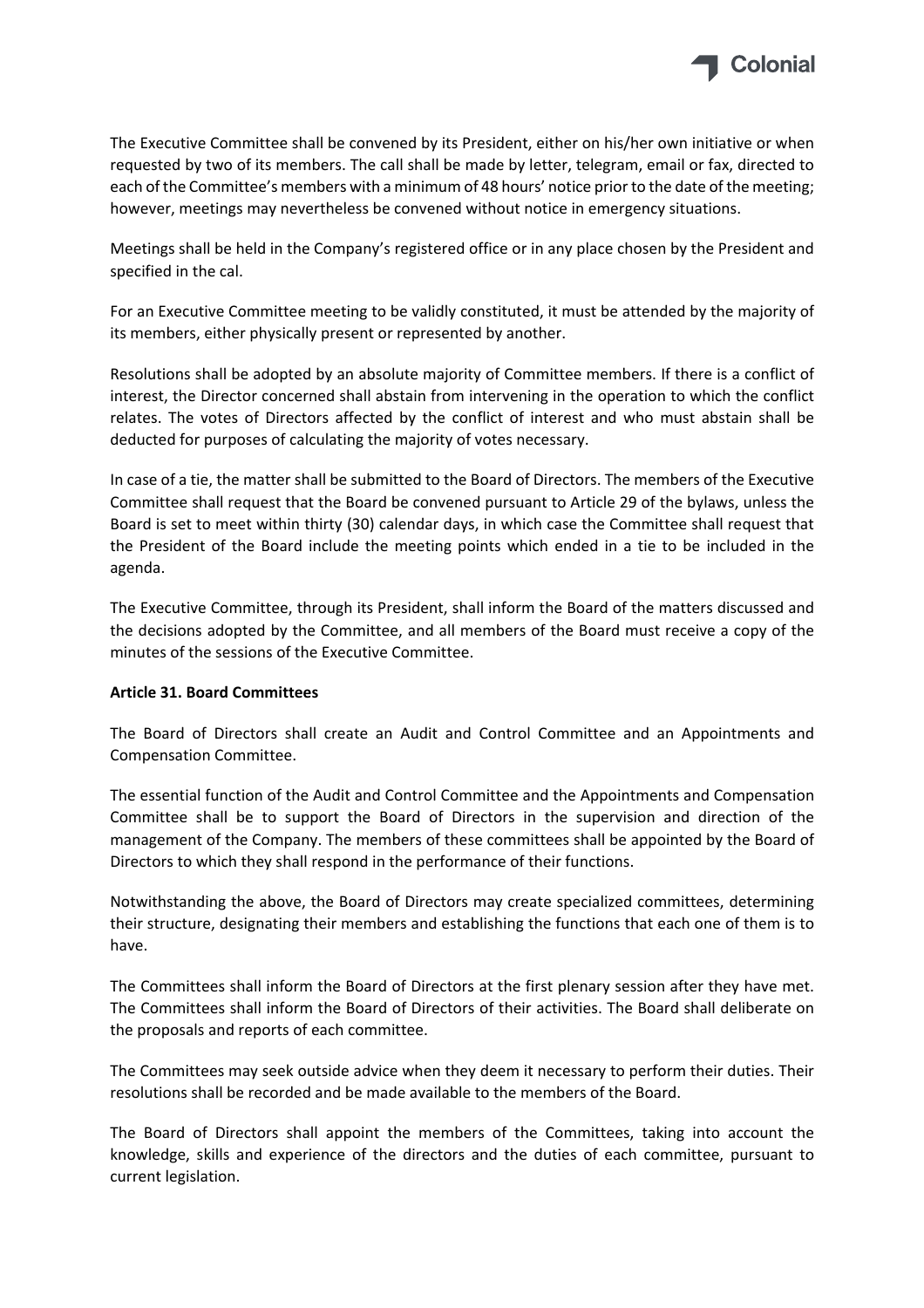The Executive Committee shall be convened by its President, either on his/her own initiative or when requested by two of its members. The call shall be made by letter, telegram, email or fax, directed to each of the Committee's members with a minimum of 48 hours' notice prior to the date of the meeting; however, meetings may nevertheless be convened without notice in emergency situations.

Meetings shall be held in the Company's registered office or in any place chosen by the President and specified in the cal.

For an Executive Committee meeting to be validly constituted, it must be attended by the majority of its members, either physically present or represented by another.

Resolutions shall be adopted by an absolute majority of Committee members. If there is a conflict of interest, the Director concerned shall abstain from intervening in the operation to which the conflict relates. The votes of Directors affected by the conflict of interest and who must abstain shall be deducted for purposes of calculating the majority of votes necessary.

In case of a tie, the matter shall be submitted to the Board of Directors. The members of the Executive Committee shall request that the Board be convened pursuant to Article 29 of the bylaws, unless the Board is set to meet within thirty (30) calendar days, in which case the Committee shall request that the President of the Board include the meeting points which ended in a tie to be included in the agenda.

The Executive Committee, through its President, shall inform the Board of the matters discussed and the decisions adopted by the Committee, and all members of the Board must receive a copy of the minutes of the sessions of the Executive Committee.

**Article 31. Board Committees**

The Board of Directors shall create an Audit and Control Committee and an Appointments and Compensation Committee.

The essential function of the Audit and Control Committee and the Appointments and Compensation Committee shall be to support the Board of Directors in the supervision and direction of the management of the Company. The members of these committees shall be appointed by the Board of Directors to which they shall respond in the performance of their functions.

Notwithstanding the above, the Board of Directors may create specialized committees, determining their structure, designating their members and establishing the functions that each one of them is to have.

The Committees shall inform the Board of Directors at the first plenary session after they have met. The Committees shall inform the Board of Directors of their activities. The Board shall deliberate on the proposals and reports of each committee.

The Committees may seek outside advice when they deem it necessary to perform their duties. Their resolutions shall be recorded and be made available to the members of the Board.

The Board of Directors shall appoint the members of the Committees, taking into account the knowledge, skills and experience of the directors and the duties of each committee, pursuant to current legislation.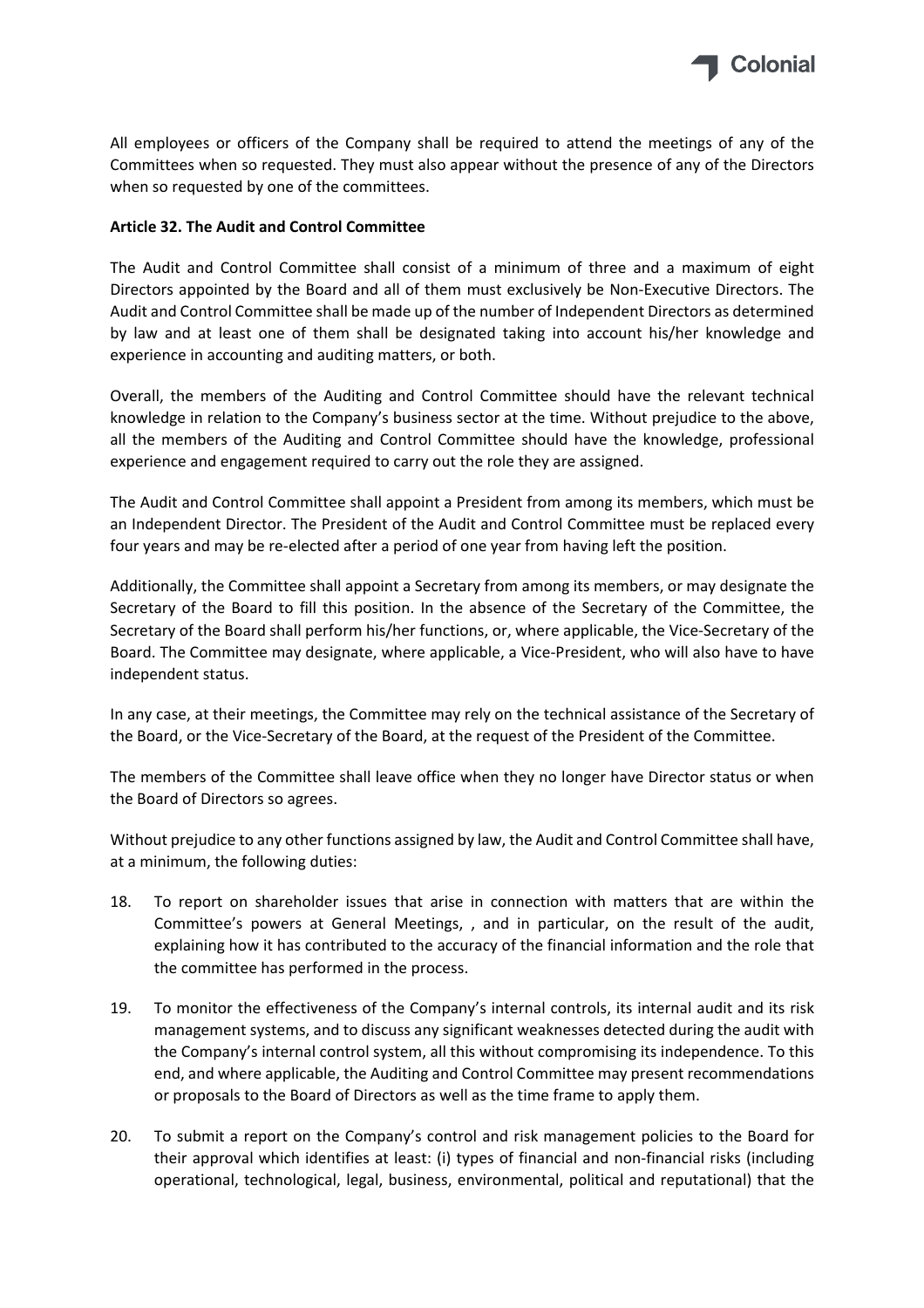All employees or officers of the Company shall be required to attend the meetings of any of the Committees when so requested. They must also appear without the presence of any of the Directors when so requested by one of the committees.

**Article 32. The Audit and Control Committee**

The Audit and Control Committee shall consist of a minimum of three and a maximum of eight Directors appointed by the Board and all of them must exclusively be Non-Executive Directors. The Audit and Control Committee shall be made up of the number of Independent Directors as determined by law and at least one of them shall be designated taking into account his/her knowledge and experience in accounting and auditing matters, or both.

Overall, the members of the Auditing and Control Committee should have the relevant technical knowledge in relation to the Company's business sector at the time. Without prejudice to the above, all the members of the Auditing and Control Committee should have the knowledge, professional experience and engagement required to carry out the role they are assigned.

The Audit and Control Committee shall appoint a President from among its members, which must be an Independent Director. The President of the Audit and Control Committee must be replaced every four years and may be re-elected after a period of one year from having left the position.

Additionally, the Committee shall appoint a Secretary from among its members, or may designate the Secretary of the Board to fill this position. In the absence of the Secretary of the Committee, the Secretary of the Board shall perform his/her functions, or, where applicable, the Vice-Secretary of the Board. The Committee may designate, where applicable, a Vice-President, who will also have to have independent status.

In any case, at their meetings, the Committee may rely on the technical assistance of the Secretary of the Board, or the Vice-Secretary of the Board, at the request of the President of the Committee.

The members of the Committee shall leave office when they no longer have Director status or when the Board of Directors so agrees.

Without prejudice to any other functions assigned by law, the Audit and Control Committee shall have, at a minimum, the following duties:

18. To report on shareholder issues that arise in connection with matters that are within the Committee's powers at General Meetings, , and in particular, on the result of the audit, explaining how it has contributed to the accuracy of the financial information and the role that the committee has performed in the process.

19. To monitor the effectiveness of the Company's internal controls, its internal audit and its risk management systems, and to discuss any significant weaknesses detected during the audit with the Company's internal control system, all this without compromising its independence. To this end, and where applicable, the Auditing and Control Committee may present recommendations or proposals to the Board of Directors as well as the time frame to apply them.

20. To submit a report on the Company's control and risk management policies to the Board for their approval which identifies at least: (i) types of financial and non-financial risks (including operational, technological, legal, business, environmental, political and reputational) that the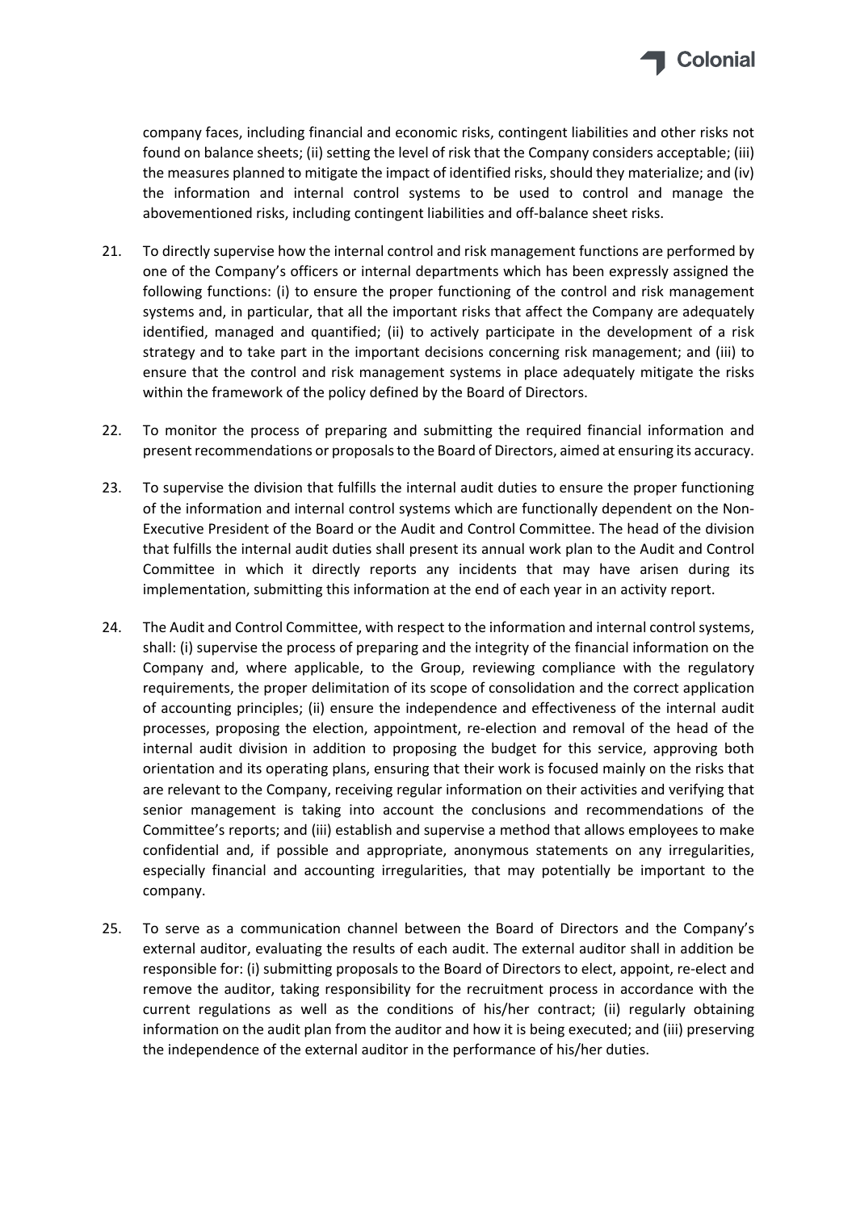company faces, including financial and economic risks, contingent liabilities and other risks not found on balance sheets; (ii) setting the level of risk that the Company considers acceptable; (iii) the measures planned to mitigate the impact of identified risks, should they materialize; and (iv) the information and internal control systems to be used to control and manage the abovementioned risks, including contingent liabilities and off-balance sheet risks.

21. To directly supervise how the internal control and risk management functions are performed by one of the Company's officers or internal departments which has been expressly assigned the following functions: (i) to ensure the proper functioning of the control and risk management systems and, in particular, that all the important risks that affect the Company are adequately identified, managed and quantified; (ii) to actively participate in the development of a risk strategy and to take part in the important decisions concerning risk management; and (iii) to ensure that the control and risk management systems in place adequately mitigate the risks within the framework of the policy defined by the Board of Directors.

22. To monitor the process of preparing and submitting the required financial information and present recommendations or proposals to the Board of Directors, aimed at ensuring its accuracy.

23. To supervise the division that fulfills the internal audit duties to ensure the proper functioning of the information and internal control systems which are functionally dependent on the Non-Executive President of the Board or the Audit and Control Committee. The head of the division that fulfills the internal audit duties shall present its annual work plan to the Audit and Control Committee in which it directly reports any incidents that may have arisen during its implementation, submitting this information at the end of each year in an activity report.

24. The Audit and Control Committee, with respect to the information and internal control systems, shall: (i) supervise the process of preparing and the integrity of the financial information on the Company and, where applicable, to the Group, reviewing compliance with the regulatory requirements, the proper delimitation of its scope of consolidation and the correct application of accounting principles; (ii) ensure the independence and effectiveness of the internal audit processes, proposing the election, appointment, re-election and removal of the head of the internal audit division in addition to proposing the budget for this service, approving both orientation and its operating plans, ensuring that their work is focused mainly on the risks that are relevant to the Company, receiving regular information on their activities and verifying that senior management is taking into account the conclusions and recommendations of the Committee's reports; and (iii) establish and supervise a method that allows employees to make confidential and, if possible and appropriate, anonymous statements on any irregularities, especially financial and accounting irregularities, that may potentially be important to the company.

25. To serve as a communication channel between the Board of Directors and the Company's external auditor, evaluating the results of each audit. The external auditor shall in addition be responsible for: (i) submitting proposals to the Board of Directors to elect, appoint, re-elect and remove the auditor, taking responsibility for the recruitment process in accordance with the current regulations as well as the conditions of his/her contract; (ii) regularly obtaining information on the audit plan from the auditor and how it is being executed; and (iii) preserving the independence of the external auditor in the performance of his/her duties.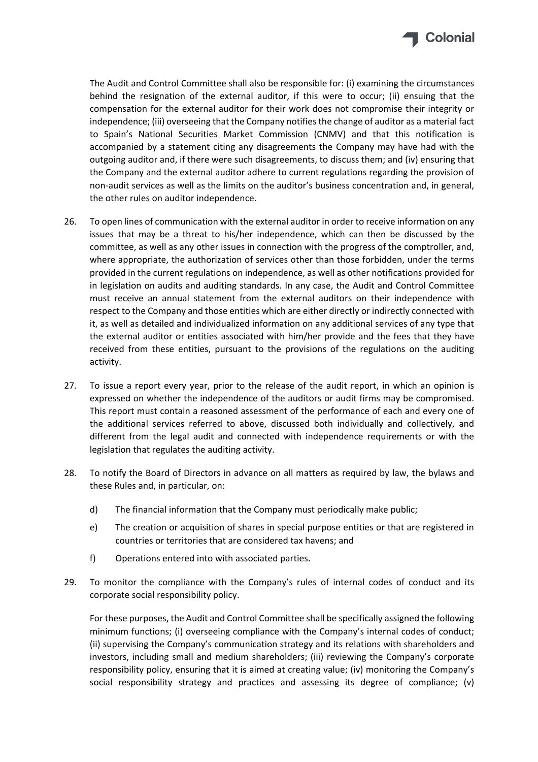The Audit and Control Committee shall also be responsible for: (i) examining the circumstances behind the resignation of the external auditor, if this were to occur; (ii) ensuing that the compensation for the external auditor for their work does not compromise their integrity or independence; (iii) overseeing that the Company notifies the change of auditor as a material fact to Spain's National Securities Market Commission (CNMV) and that this notification is accompanied by a statement citing any disagreements the Company may have had with the outgoing auditor and, if there were such disagreements, to discuss them; and (iv) ensuring that the Company and the external auditor adhere to current regulations regarding the provision of non-audit services as well as the limits on the auditor's business concentration and, in general, the other rules on auditor independence.

26. To open lines of communication with the external auditor in order to receive information on any issues that may be a threat to his/her independence, which can then be discussed by the committee, as well as any other issues in connection with the progress of the comptroller, and, where appropriate, the authorization of services other than those forbidden, under the terms provided in the current regulations on independence, as well as other notifications provided for in legislation on audits and auditing standards. In any case, the Audit and Control Committee must receive an annual statement from the external auditors on their independence with respect to the Company and those entities which are either directly or indirectly connected with it, as well as detailed and individualized information on any additional services of any type that the external auditor or entities associated with him/her provide and the fees that they have received from these entities, pursuant to the provisions of the regulations on the auditing activity.

27. To issue a report every year, prior to the release of the audit report, in which an opinion is expressed on whether the independence of the auditors or audit firms may be compromised. This report must contain a reasoned assessment of the performance of each and every one of the additional services referred to above, discussed both individually and collectively, and different from the legal audit and connected with independence requirements or with the legislation that regulates the auditing activity.

28. To notify the Board of Directors in advance on all matters as required by law, the bylaws and these Rules and, in particular, on:

    d) The financial information that the Company must periodically make public;

    e) The creation or acquisition of shares in special purpose entities or that are registered in countries or territories that are considered tax havens; and

    f) Operations entered into with associated parties.

29. To monitor the compliance with the Company's rules of internal codes of conduct and its corporate social responsibility policy.

    For these purposes, the Audit and Control Committee shall be specifically assigned the following minimum functions; (i) overseeing compliance with the Company's internal codes of conduct; (ii) supervising the Company's communication strategy and its relations with shareholders and investors, including small and medium shareholders; (iii) reviewing the Company's corporate responsibility policy, ensuring that it is aimed at creating value; (iv) monitoring the Company's social responsibility strategy and practices and assessing its degree of compliance; (v)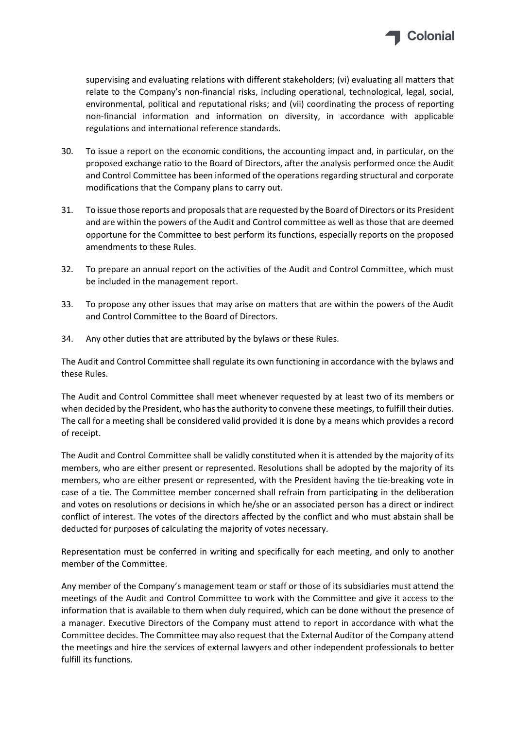supervising and evaluating relations with different stakeholders; (vi) evaluating all matters that relate to the Company's non-financial risks, including operational, technological, legal, social, environmental, political and reputational risks; and (vii) coordinating the process of reporting non-financial information and information on diversity, in accordance with applicable regulations and international reference standards.

30. To issue a report on the economic conditions, the accounting impact and, in particular, on the proposed exchange ratio to the Board of Directors, after the analysis performed once the Audit and Control Committee has been informed of the operations regarding structural and corporate modifications that the Company plans to carry out.

31. To issue those reports and proposals that are requested by the Board of Directors or its President and are within the powers of the Audit and Control committee as well as those that are deemed opportune for the Committee to best perform its functions, especially reports on the proposed amendments to these Rules.

32. To prepare an annual report on the activities of the Audit and Control Committee, which must be included in the management report.

33. To propose any other issues that may arise on matters that are within the powers of the Audit and Control Committee to the Board of Directors.

34. Any other duties that are attributed by the bylaws or these Rules.

The Audit and Control Committee shall regulate its own functioning in accordance with the bylaws and these Rules.

The Audit and Control Committee shall meet whenever requested by at least two of its members or when decided by the President, who has the authority to convene these meetings, to fulfill their duties. The call for a meeting shall be considered valid provided it is done by a means which provides a record of receipt.

The Audit and Control Committee shall be validly constituted when it is attended by the majority of its members, who are either present or represented. Resolutions shall be adopted by the majority of its members, who are either present or represented, with the President having the tie-breaking vote in case of a tie. The Committee member concerned shall refrain from participating in the deliberation and votes on resolutions or decisions in which he/she or an associated person has a direct or indirect conflict of interest. The votes of the directors affected by the conflict and who must abstain shall be deducted for purposes of calculating the majority of votes necessary.

Representation must be conferred in writing and specifically for each meeting, and only to another member of the Committee.

Any member of the Company's management team or staff or those of its subsidiaries must attend the meetings of the Audit and Control Committee to work with the Committee and give it access to the information that is available to them when duly required, which can be done without the presence of a manager. Executive Directors of the Company must attend to report in accordance with what the Committee decides. The Committee may also request that the External Auditor of the Company attend the meetings and hire the services of external lawyers and other independent professionals to better fulfill its functions.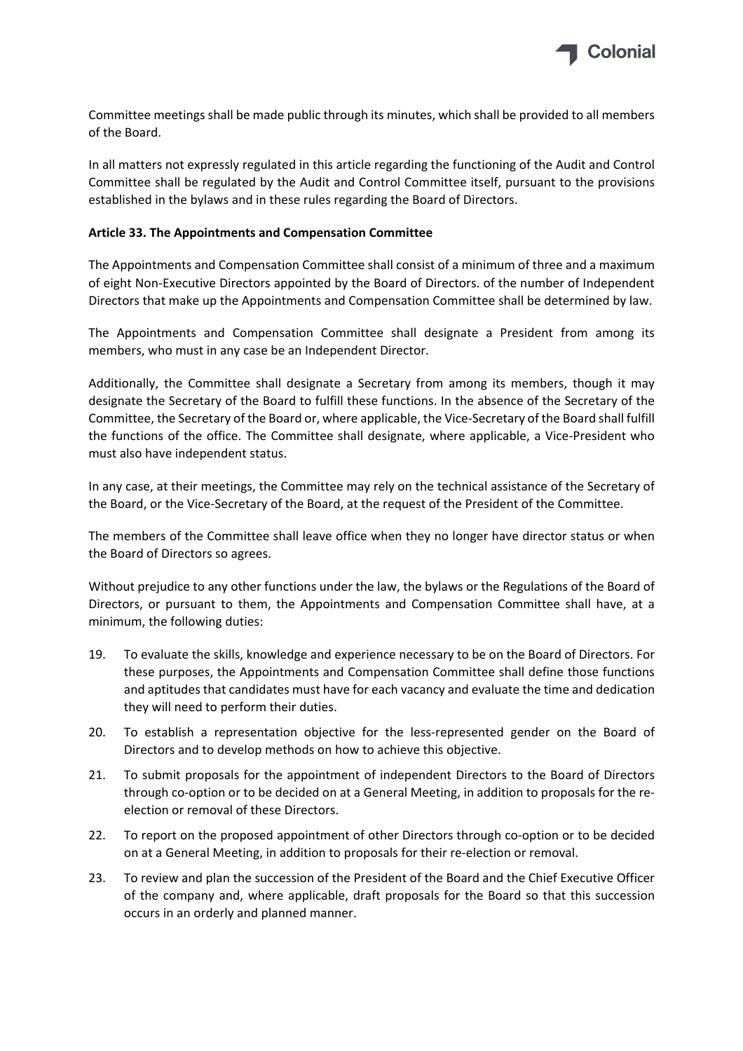Committee meetings shall be made public through its minutes, which shall be provided to all members of the Board.

In all matters not expressly regulated in this article regarding the functioning of the Audit and Control Committee shall be regulated by the Audit and Control Committee itself, pursuant to the provisions established in the bylaws and in these rules regarding the Board of Directors.

**Article 33. The Appointments and Compensation Committee**

The Appointments and Compensation Committee shall consist of a minimum of three and a maximum of eight Non-Executive Directors appointed by the Board of Directors. of the number of Independent Directors that make up the Appointments and Compensation Committee shall be determined by law.

The Appointments and Compensation Committee shall designate a President from among its members, who must in any case be an Independent Director.

Additionally, the Committee shall designate a Secretary from among its members, though it may designate the Secretary of the Board to fulfill these functions. In the absence of the Secretary of the Committee, the Secretary of the Board or, where applicable, the Vice-Secretary of the Board shall fulfill the functions of the office. The Committee shall designate, where applicable, a Vice-President who must also have independent status.

In any case, at their meetings, the Committee may rely on the technical assistance of the Secretary of the Board, or the Vice-Secretary of the Board, at the request of the President of the Committee.

The members of the Committee shall leave office when they no longer have director status or when the Board of Directors so agrees.

Without prejudice to any other functions under the law, the bylaws or the Regulations of the Board of Directors, or pursuant to them, the Appointments and Compensation Committee shall have, at a minimum, the following duties:

19. To evaluate the skills, knowledge and experience necessary to be on the Board of Directors. For these purposes, the Appointments and Compensation Committee shall define those functions and aptitudes that candidates must have for each vacancy and evaluate the time and dedication they will need to perform their duties.
20. To establish a representation objective for the less-represented gender on the Board of Directors and to develop methods on how to achieve this objective.
21. To submit proposals for the appointment of independent Directors to the Board of Directors through co-option or to be decided on at a General Meeting, in addition to proposals for the re-election or removal of these Directors.
22. To report on the proposed appointment of other Directors through co-option or to be decided on at a General Meeting, in addition to proposals for their re-election or removal.
23. To review and plan the succession of the President of the Board and the Chief Executive Officer of the company and, where applicable, draft proposals for the Board so that this succession occurs in an orderly and planned manner.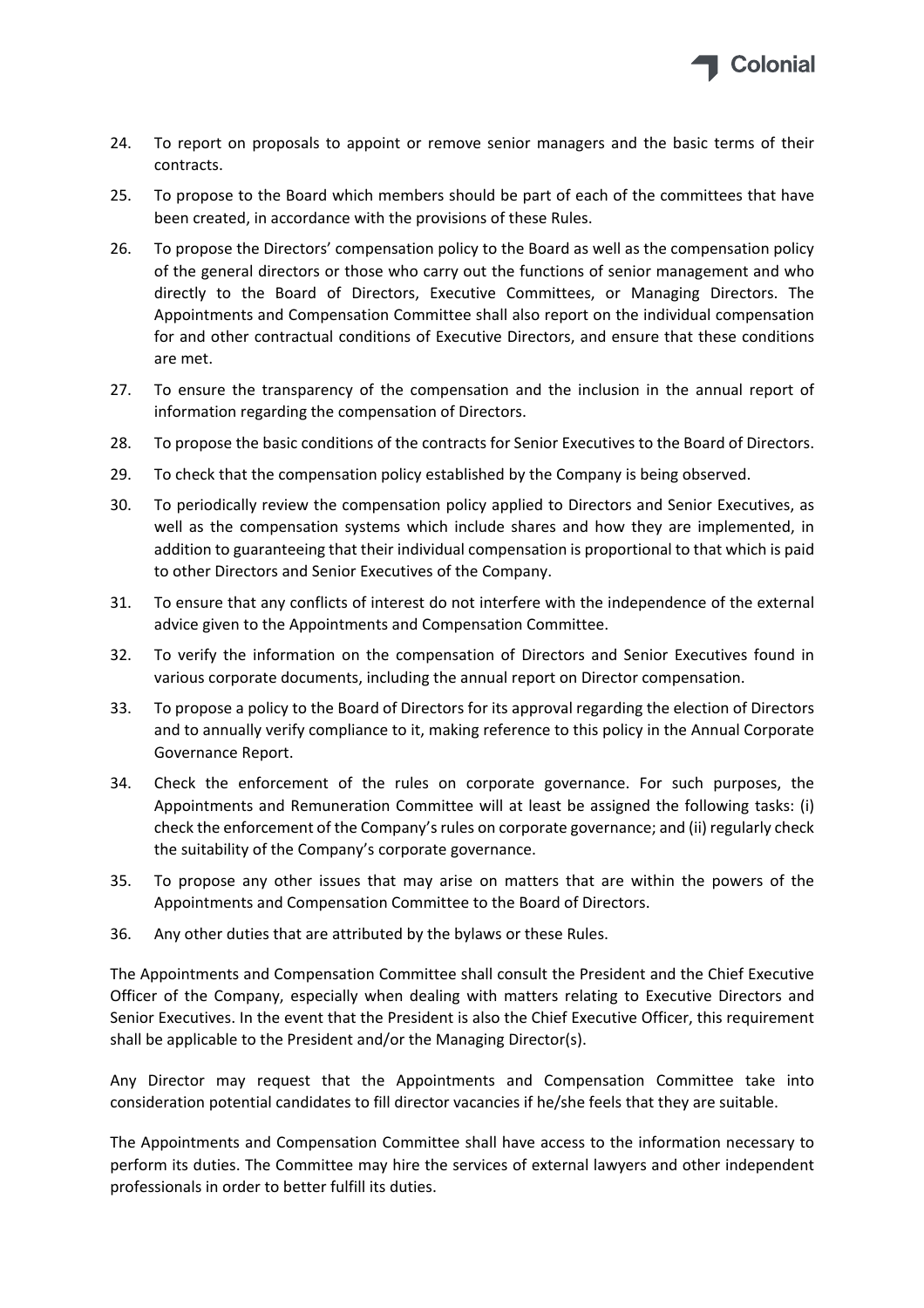24. To report on proposals to appoint or remove senior managers and the basic terms of their contracts.
25. To propose to the Board which members should be part of each of the committees that have been created, in accordance with the provisions of these Rules.
26. To propose the Directors' compensation policy to the Board as well as the compensation policy of the general directors or those who carry out the functions of senior management and who directly to the Board of Directors, Executive Committees, or Managing Directors. The Appointments and Compensation Committee shall also report on the individual compensation for and other contractual conditions of Executive Directors, and ensure that these conditions are met.
27. To ensure the transparency of the compensation and the inclusion in the annual report of information regarding the compensation of Directors.
28. To propose the basic conditions of the contracts for Senior Executives to the Board of Directors.
29. To check that the compensation policy established by the Company is being observed.
30. To periodically review the compensation policy applied to Directors and Senior Executives, as well as the compensation systems which include shares and how they are implemented, in addition to guaranteeing that their individual compensation is proportional to that which is paid to other Directors and Senior Executives of the Company.
31. To ensure that any conflicts of interest do not interfere with the independence of the external advice given to the Appointments and Compensation Committee.
32. To verify the information on the compensation of Directors and Senior Executives found in various corporate documents, including the annual report on Director compensation.
33. To propose a policy to the Board of Directors for its approval regarding the election of Directors and to annually verify compliance to it, making reference to this policy in the Annual Corporate Governance Report.
34. Check the enforcement of the rules on corporate governance. For such purposes, the Appointments and Remuneration Committee will at least be assigned the following tasks: (i) check the enforcement of the Company's rules on corporate governance; and (ii) regularly check the suitability of the Company's corporate governance.
35. To propose any other issues that may arise on matters that are within the powers of the Appointments and Compensation Committee to the Board of Directors.
36. Any other duties that are attributed by the bylaws or these Rules.

The Appointments and Compensation Committee shall consult the President and the Chief Executive Officer of the Company, especially when dealing with matters relating to Executive Directors and Senior Executives. In the event that the President is also the Chief Executive Officer, this requirement shall be applicable to the President and/or the Managing Director(s).

Any Director may request that the Appointments and Compensation Committee take into consideration potential candidates to fill director vacancies if he/she feels that they are suitable.

The Appointments and Compensation Committee shall have access to the information necessary to perform its duties. The Committee may hire the services of external lawyers and other independent professionals in order to better fulfill its duties.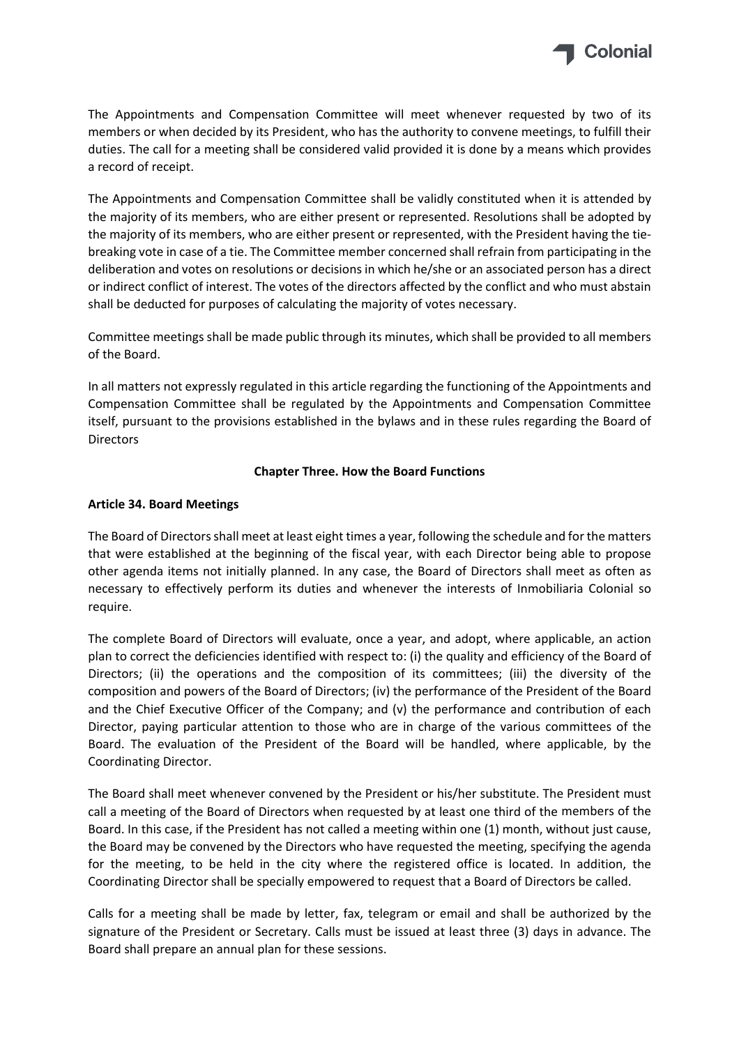The Appointments and Compensation Committee will meet whenever requested by two of its members or when decided by its President, who has the authority to convene meetings, to fulfill their duties. The call for a meeting shall be considered valid provided it is done by a means which provides a record of receipt.

The Appointments and Compensation Committee shall be validly constituted when it is attended by the majority of its members, who are either present or represented. Resolutions shall be adopted by the majority of its members, who are either present or represented, with the President having the tie-breaking vote in case of a tie. The Committee member concerned shall refrain from participating in the deliberation and votes on resolutions or decisions in which he/she or an associated person has a direct or indirect conflict of interest. The votes of the directors affected by the conflict and who must abstain shall be deducted for purposes of calculating the majority of votes necessary.

Committee meetings shall be made public through its minutes, which shall be provided to all members of the Board.

In all matters not expressly regulated in this article regarding the functioning of the Appointments and Compensation Committee shall be regulated by the Appointments and Compensation Committee itself, pursuant to the provisions established in the bylaws and in these rules regarding the Board of Directors

## Chapter Three. How the Board Functions

### Article 34. Board Meetings

The Board of Directors shall meet at least eight times a year, following the schedule and for the matters that were established at the beginning of the fiscal year, with each Director being able to propose other agenda items not initially planned. In any case, the Board of Directors shall meet as often as necessary to effectively perform its duties and whenever the interests of Inmobiliaria Colonial so require.

The complete Board of Directors will evaluate, once a year, and adopt, where applicable, an action plan to correct the deficiencies identified with respect to: (i) the quality and efficiency of the Board of Directors; (ii) the operations and the composition of its committees; (iii) the diversity of the composition and powers of the Board of Directors; (iv) the performance of the President of the Board and the Chief Executive Officer of the Company; and (v) the performance and contribution of each Director, paying particular attention to those who are in charge of the various committees of the Board. The evaluation of the President of the Board will be handled, where applicable, by the Coordinating Director.

The Board shall meet whenever convened by the President or his/her substitute. The President must call a meeting of the Board of Directors when requested by at least one third of the members of the Board. In this case, if the President has not called a meeting within one (1) month, without just cause, the Board may be convened by the Directors who have requested the meeting, specifying the agenda for the meeting, to be held in the city where the registered office is located. In addition, the Coordinating Director shall be specially empowered to request that a Board of Directors be called.

Calls for a meeting shall be made by letter, fax, telegram or email and shall be authorized by the signature of the President or Secretary. Calls must be issued at least three (3) days in advance. The Board shall prepare an annual plan for these sessions.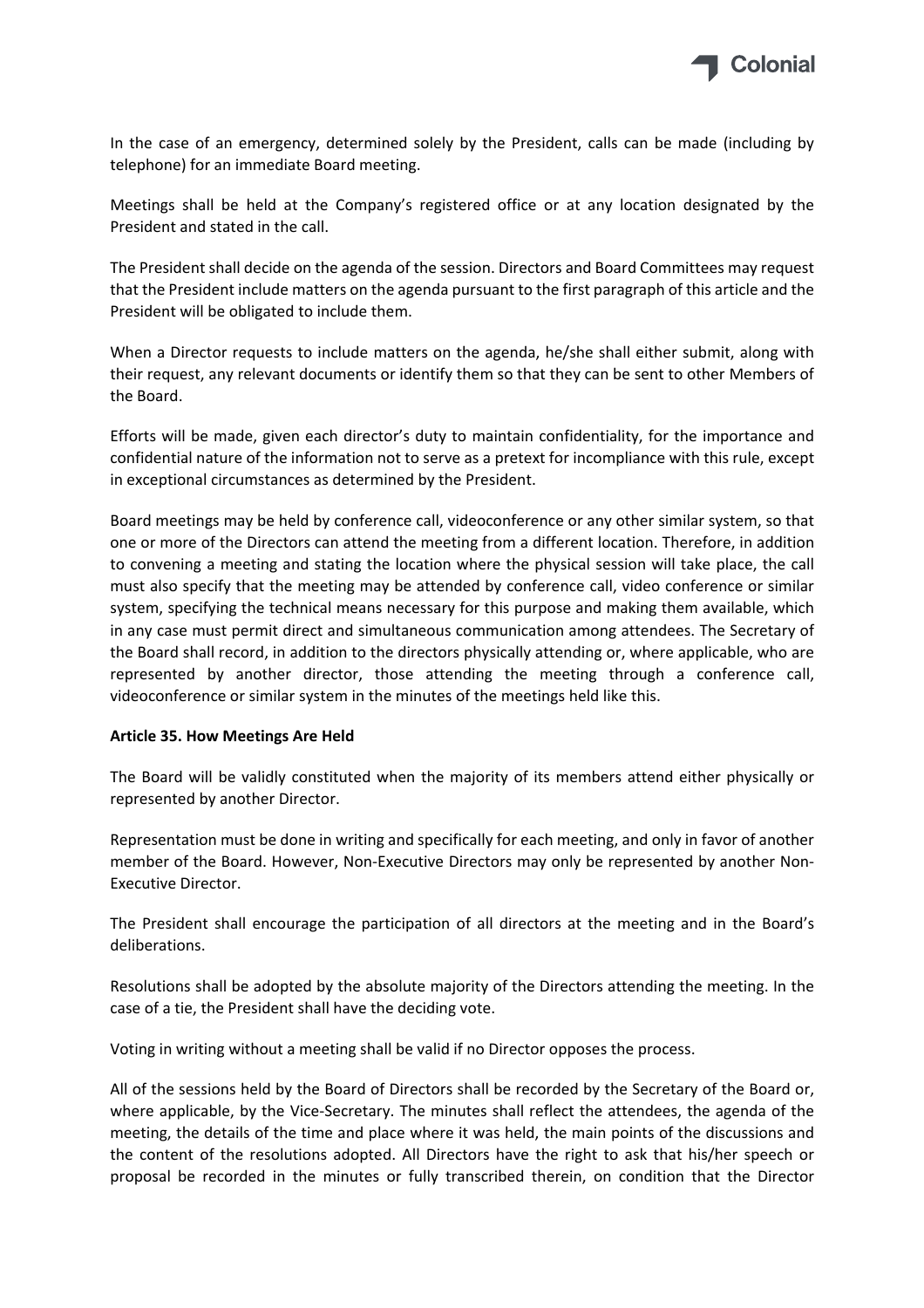In the case of an emergency, determined solely by the President, calls can be made (including by telephone) for an immediate Board meeting.

Meetings shall be held at the Company's registered office or at any location designated by the President and stated in the call.

The President shall decide on the agenda of the session. Directors and Board Committees may request that the President include matters on the agenda pursuant to the first paragraph of this article and the President will be obligated to include them.

When a Director requests to include matters on the agenda, he/she shall either submit, along with their request, any relevant documents or identify them so that they can be sent to other Members of the Board.

Efforts will be made, given each director's duty to maintain confidentiality, for the importance and confidential nature of the information not to serve as a pretext for incompliance with this rule, except in exceptional circumstances as determined by the President.

Board meetings may be held by conference call, videoconference or any other similar system, so that one or more of the Directors can attend the meeting from a different location. Therefore, in addition to convening a meeting and stating the location where the physical session will take place, the call must also specify that the meeting may be attended by conference call, video conference or similar system, specifying the technical means necessary for this purpose and making them available, which in any case must permit direct and simultaneous communication among attendees. The Secretary of the Board shall record, in addition to the directors physically attending or, where applicable, who are represented by another director, those attending the meeting through a conference call, videoconference or similar system in the minutes of the meetings held like this.

**Article 35. How Meetings Are Held**

The Board will be validly constituted when the majority of its members attend either physically or represented by another Director.

Representation must be done in writing and specifically for each meeting, and only in favor of another member of the Board. However, Non-Executive Directors may only be represented by another Non-Executive Director.

The President shall encourage the participation of all directors at the meeting and in the Board's deliberations.

Resolutions shall be adopted by the absolute majority of the Directors attending the meeting. In the case of a tie, the President shall have the deciding vote.

Voting in writing without a meeting shall be valid if no Director opposes the process.

All of the sessions held by the Board of Directors shall be recorded by the Secretary of the Board or, where applicable, by the Vice-Secretary. The minutes shall reflect the attendees, the agenda of the meeting, the details of the time and place where it was held, the main points of the discussions and the content of the resolutions adopted. All Directors have the right to ask that his/her speech or proposal be recorded in the minutes or fully transcribed therein, on condition that the Director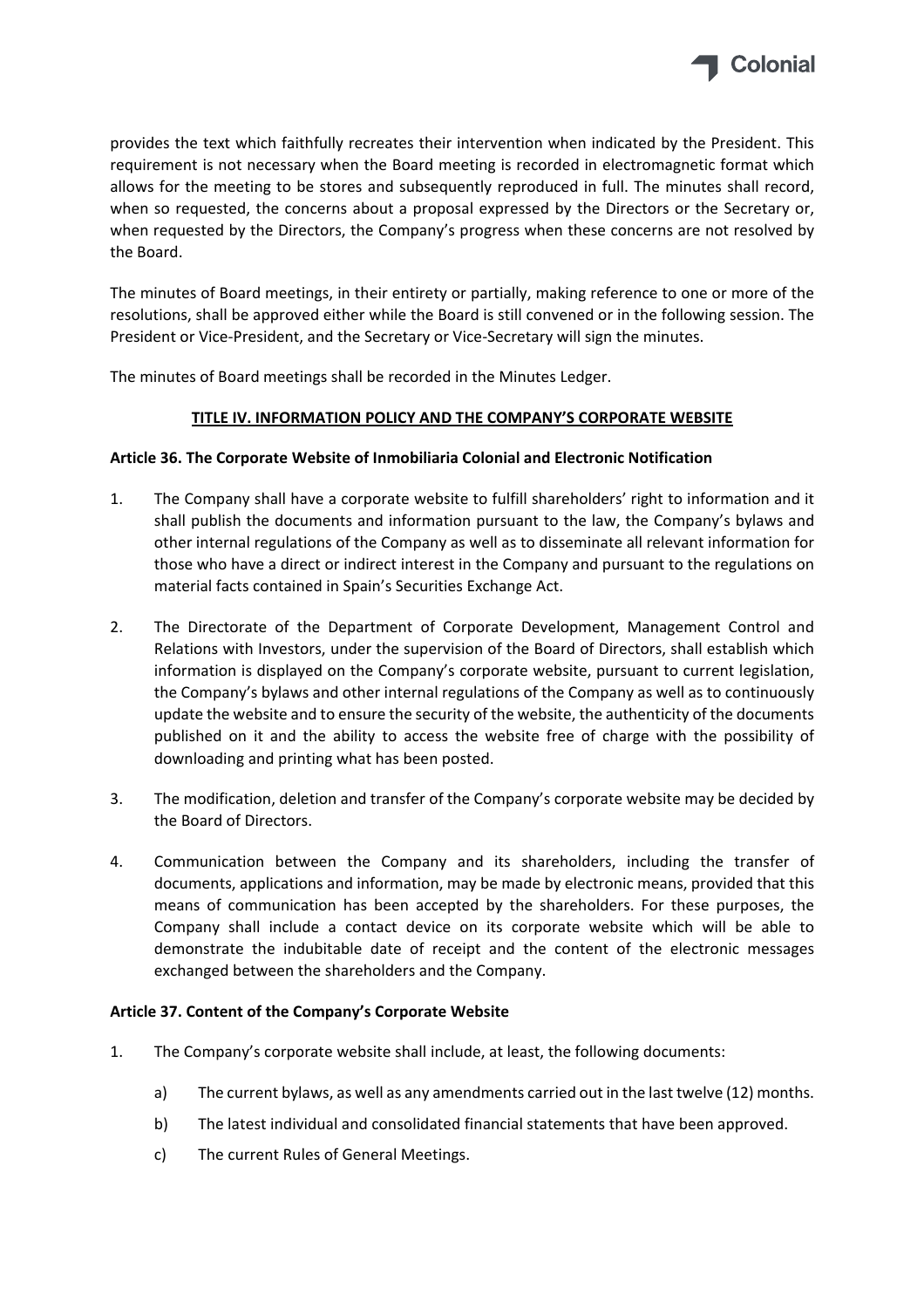provides the text which faithfully recreates their intervention when indicated by the President. This requirement is not necessary when the Board meeting is recorded in electromagnetic format which allows for the meeting to be stores and subsequently reproduced in full. The minutes shall record, when so requested, the concerns about a proposal expressed by the Directors or the Secretary or, when requested by the Directors, the Company's progress when these concerns are not resolved by the Board.

The minutes of Board meetings, in their entirety or partially, making reference to one or more of the resolutions, shall be approved either while the Board is still convened or in the following session. The President or Vice-President, and the Secretary or Vice-Secretary will sign the minutes.

The minutes of Board meetings shall be recorded in the Minutes Ledger.

## TITLE IV. INFORMATION POLICY AND THE COMPANY'S CORPORATE WEBSITE

### Article 36. The Corporate Website of Inmobiliaria Colonial and Electronic Notification

1. The Company shall have a corporate website to fulfill shareholders' right to information and it shall publish the documents and information pursuant to the law, the Company's bylaws and other internal regulations of the Company as well as to disseminate all relevant information for those who have a direct or indirect interest in the Company and pursuant to the regulations on material facts contained in Spain's Securities Exchange Act.

2. The Directorate of the Department of Corporate Development, Management Control and Relations with Investors, under the supervision of the Board of Directors, shall establish which information is displayed on the Company's corporate website, pursuant to current legislation, the Company's bylaws and other internal regulations of the Company as well as to continuously update the website and to ensure the security of the website, the authenticity of the documents published on it and the ability to access the website free of charge with the possibility of downloading and printing what has been posted.

3. The modification, deletion and transfer of the Company's corporate website may be decided by the Board of Directors.

4. Communication between the Company and its shareholders, including the transfer of documents, applications and information, may be made by electronic means, provided that this means of communication has been accepted by the shareholders. For these purposes, the Company shall include a contact device on its corporate website which will be able to demonstrate the indubitable date of receipt and the content of the electronic messages exchanged between the shareholders and the Company.

### Article 37. Content of the Company's Corporate Website

1. The Company's corporate website shall include, at least, the following documents:

   a) The current bylaws, as well as any amendments carried out in the last twelve (12) months.

   b) The latest individual and consolidated financial statements that have been approved.

   c) The current Rules of General Meetings.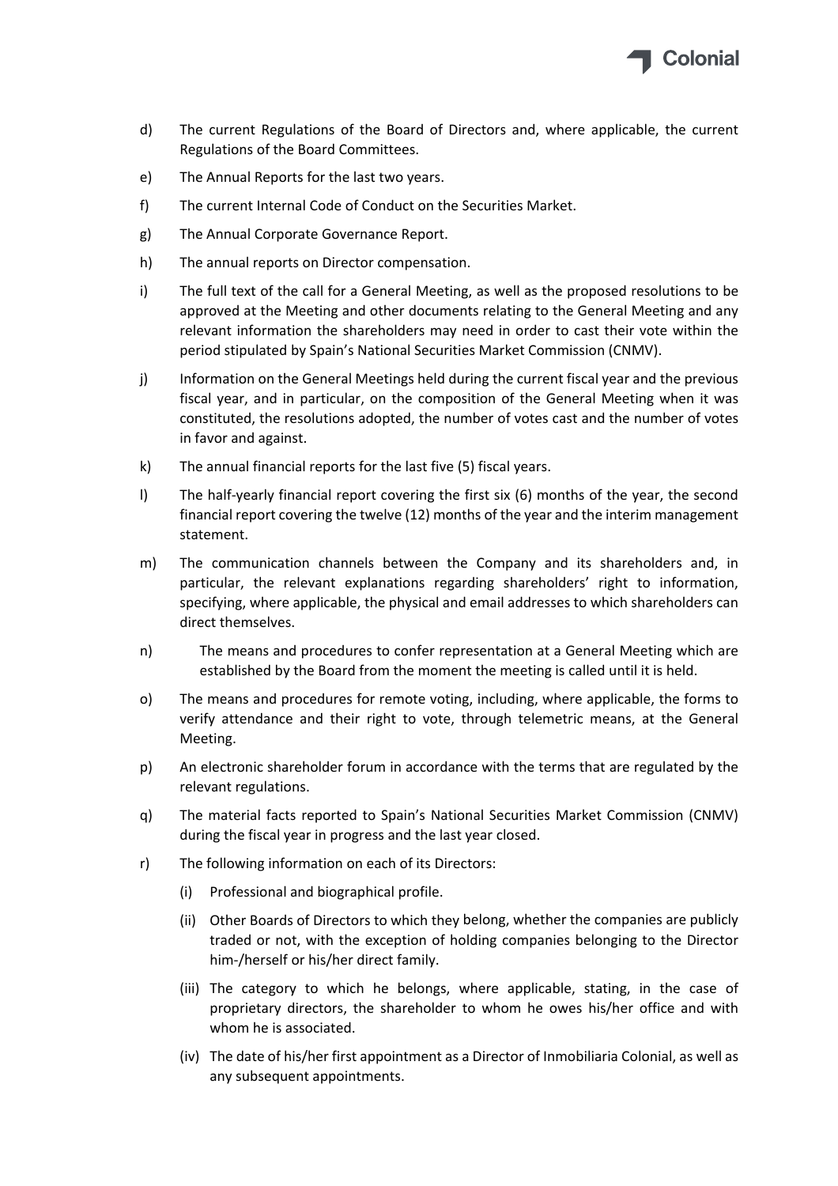d) The current Regulations of the Board of Directors and, where applicable, the current Regulations of the Board Committees.

e) The Annual Reports for the last two years.

f) The current Internal Code of Conduct on the Securities Market.

g) The Annual Corporate Governance Report.

h) The annual reports on Director compensation.

i) The full text of the call for a General Meeting, as well as the proposed resolutions to be approved at the Meeting and other documents relating to the General Meeting and any relevant information the shareholders may need in order to cast their vote within the period stipulated by Spain's National Securities Market Commission (CNMV).

j) Information on the General Meetings held during the current fiscal year and the previous fiscal year, and in particular, on the composition of the General Meeting when it was constituted, the resolutions adopted, the number of votes cast and the number of votes in favor and against.

k) The annual financial reports for the last five (5) fiscal years.

l) The half-yearly financial report covering the first six (6) months of the year, the second financial report covering the twelve (12) months of the year and the interim management statement.

m) The communication channels between the Company and its shareholders and, in particular, the relevant explanations regarding shareholders' right to information, specifying, where applicable, the physical and email addresses to which shareholders can direct themselves.

n) The means and procedures to confer representation at a General Meeting which are established by the Board from the moment the meeting is called until it is held.

o) The means and procedures for remote voting, including, where applicable, the forms to verify attendance and their right to vote, through telemetric means, at the General Meeting.

p) An electronic shareholder forum in accordance with the terms that are regulated by the relevant regulations.

q) The material facts reported to Spain's National Securities Market Commission (CNMV) during the fiscal year in progress and the last year closed.

r) The following information on each of its Directors:

   (i) Professional and biographical profile.

   (ii) Other Boards of Directors to which they belong, whether the companies are publicly traded or not, with the exception of holding companies belonging to the Director him-/herself or his/her direct family.

   (iii) The category to which he belongs, where applicable, stating, in the case of proprietary directors, the shareholder to whom he owes his/her office and with whom he is associated.

   (iv) The date of his/her first appointment as a Director of Inmobiliaria Colonial, as well as any subsequent appointments.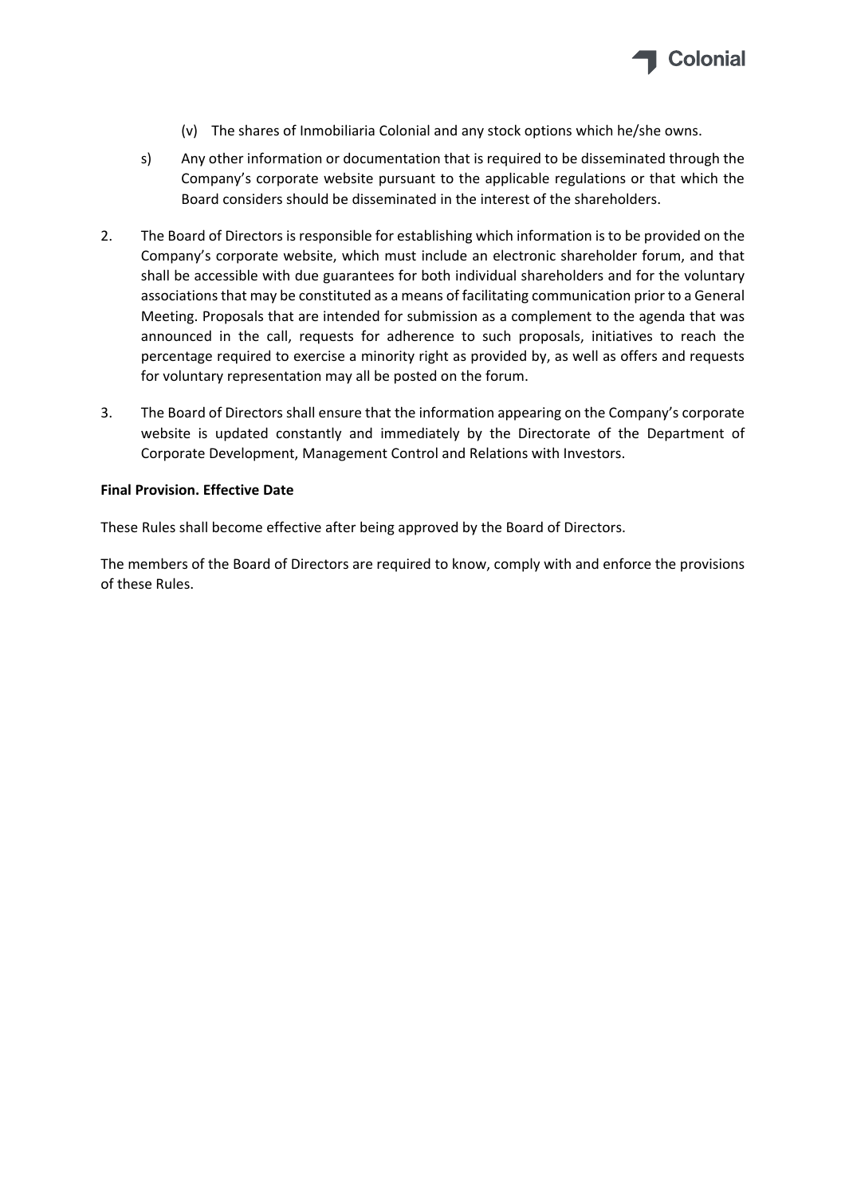(v) The shares of Inmobiliaria Colonial and any stock options which he/she owns.

s) Any other information or documentation that is required to be disseminated through the Company's corporate website pursuant to the applicable regulations or that which the Board considers should be disseminated in the interest of the shareholders.

2. The Board of Directors is responsible for establishing which information is to be provided on the Company's corporate website, which must include an electronic shareholder forum, and that shall be accessible with due guarantees for both individual shareholders and for the voluntary associations that may be constituted as a means of facilitating communication prior to a General Meeting. Proposals that are intended for submission as a complement to the agenda that was announced in the call, requests for adherence to such proposals, initiatives to reach the percentage required to exercise a minority right as provided by, as well as offers and requests for voluntary representation may all be posted on the forum.

3. The Board of Directors shall ensure that the information appearing on the Company's corporate website is updated constantly and immediately by the Directorate of the Department of Corporate Development, Management Control and Relations with Investors.

**Final Provision. Effective Date**

These Rules shall become effective after being approved by the Board of Directors.

The members of the Board of Directors are required to know, comply with and enforce the provisions of these Rules.